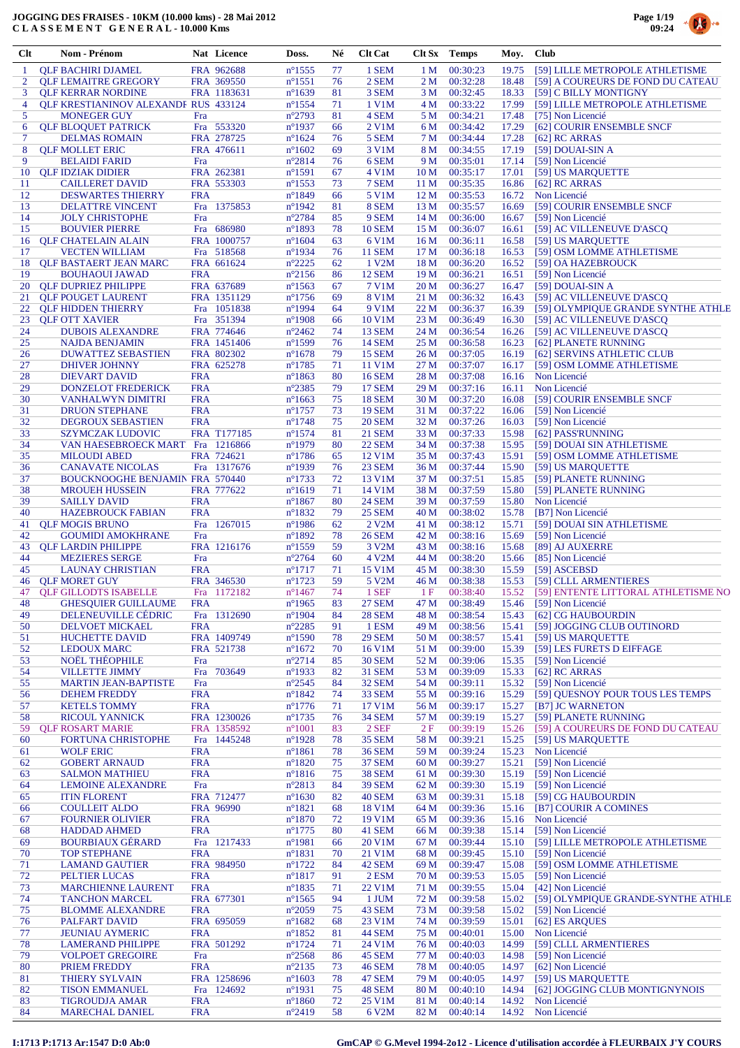# JOGGING DES FRAISES - 10KM (10.000 kms) - 28 Mai 2012
## C L A S S E M E N T G E N E R A L - 10.000 Kms

| Clt | Nom - Prénom | Nat | Licence | Doss. | Né | Clt Cat | Clt Sx | Temps | Moy. | Club |
|---|---|---|---|---|---|---|---|---|---|---|
| 1 | QLF BACHIRI DJAMEL | FRA | 962688 | n°1555 | 77 | 1 SEM | 1 M | 00:30:23 | 19.75 | [59] LILLE METROPOLE ATHLETISME |
| 2 | QLF LEMAITRE GREGORY | FRA | 369550 | n°1551 | 76 | 2 SEM | 2 M | 00:32:28 | 18.48 | [59] A COUREURS DE FOND DU CATEAU |
| 3 | QLF KERRAR NORDINE | FRA | 1183631 | n°1639 | 81 | 3 SEM | 3 M | 00:32:45 | 18.33 | [59] C BILLY MONTIGNY |
| 4 | QLF STEFIANINOV ALEXANDR | RUS | 433124 | n°1554 | 71 | 1 V1M | 4 M | 00:33:22 | 17.99 | [59] LILLE METROPOLE ATHLETISME |
| 5 | MONEGER GUY | Fra | | n°2793 | 81 | 4 SEM | 5 M | 00:34:21 | 17.48 | [75] Non Licencié |
| 6 | QLF BLOQUET PATRICK | Fra | 553320 | n°1937 | 66 | 2 V1M | 6 M | 00:34:42 | 17.29 | [62] COURIR ENSEMBLE SNCF |
| 7 | DELMAS ROMAIN | FRA | 278725 | n°1624 | 76 | 5 SEM | 7 M | 00:34:44 | 17.28 | [62] RC ARRAS |
| 8 | QLF MOLLET ERIC | FRA | 476611 | n°1602 | 69 | 3 V1M | 8 M | 00:34:55 | 17.19 | [59] DOUAI-SIN A |
| 9 | BELAIDI FARID | Fra | | n°2814 | 76 | 6 SEM | 9 M | 00:35:01 | 17.14 | [59] Non Licencié |
| 10 | QLF IDZIAK DIDIER | FRA | 262381 | n°1591 | 67 | 4 V1M | 10 M | 00:35:17 | 17.01 | [59] US MARQUETTE |
| 11 | CAILLERET DAVID | FRA | 553303 | n°1553 | 73 | 7 SEM | 11 M | 00:35:35 | 16.86 | [62] RC ARRAS |
| 12 | DESWARTES THIERRY | FRA | | n°1849 | 66 | 5 V1M | 12 M | 00:35:53 | 16.72 | Non Licencié |
| 13 | DELATTRE VINCENT | Fra | 1375853 | n°1942 | 81 | 8 SEM | 13 M | 00:35:57 | 16.69 | [59] COURIR ENSEMBLE SNCF |
| 14 | JOLY CHRISTOPHE | Fra | | n°2784 | 85 | 9 SEM | 14 M | 00:36:00 | 16.67 | [59] Non Licencié |
| 15 | BOUVIER PIERRE | Fra | 686980 | n°1893 | 78 | 10 SEM | 15 M | 00:36:07 | 16.61 | [59] AC VILLENEUVE D'ASCQ |
| 16 | QLF CHATELAIN ALAIN | FRA | 1000757 | n°1604 | 63 | 6 V1M | 16 M | 00:36:11 | 16.58 | [59] US MARQUETTE |
| 17 | VECTEN WILLIAM | Fra | 518568 | n°1934 | 76 | 11 SEM | 17 M | 00:36:18 | 16.53 | [59] OSM LOMME ATHLETISME |
| 18 | QLF BASTAERT JEAN MARC | FRA | 661624 | n°2225 | 62 | 1 V2M | 18 M | 00:36:20 | 16.52 | [59] OA HAZEBROUCK |
| 19 | BOUHAOUI JAWAD | FRA | | n°2156 | 86 | 12 SEM | 19 M | 00:36:21 | 16.51 | [59] Non Licencié |
| 20 | QLF DUPRIEZ PHILIPPE | FRA | 637689 | n°1563 | 67 | 7 V1M | 20 M | 00:36:27 | 16.47 | [59] DOUAI-SIN A |
| 21 | QLF POUGET LAURENT | FRA | 1351129 | n°1756 | 69 | 8 V1M | 21 M | 00:36:32 | 16.43 | [59] AC VILLENEUVE D'ASCQ |
| 22 | QLF HIDDEN THIERRY | Fra | 1051838 | n°1994 | 64 | 9 V1M | 22 M | 00:36:37 | 16.39 | [59] OLYMPIQUE GRANDE SYNTHE ATHLE |
| 23 | QLF OTT XAVIER | Fra | 351394 | n°1908 | 66 | 10 V1M | 23 M | 00:36:49 | 16.30 | [59] AC VILLENEUVE D'ASCQ |
| 24 | DUBOIS ALEXANDRE | FRA | 774646 | n°2462 | 74 | 13 SEM | 24 M | 00:36:54 | 16.26 | [59] AC VILLENEUVE D'ASCQ |
| 25 | NAJDA BENJAMIN | FRA | 1451406 | n°1599 | 76 | 14 SEM | 25 M | 00:36:58 | 16.23 | [62] PLANETE RUNNING |
| 26 | DUWATTEZ SEBASTIEN | FRA | 802302 | n°1678 | 79 | 15 SEM | 26 M | 00:37:05 | 16.19 | [62] SERVINS ATHLETIC CLUB |
| 27 | DHIVER JOHNNY | FRA | 625278 | n°1785 | 71 | 11 V1M | 27 M | 00:37:07 | 16.17 | [59] OSM LOMME ATHLETISME |
| 28 | DIEVART DAVID | FRA | | n°1863 | 80 | 16 SEM | 28 M | 00:37:08 | 16.16 | Non Licencié |
| 29 | DONZELOT FREDERICK | FRA | | n°2385 | 79 | 17 SEM | 29 M | 00:37:16 | 16.11 | Non Licencié |
| 30 | VANHALWYN DIMITRI | FRA | | n°1663 | 75 | 18 SEM | 30 M | 00:37:20 | 16.08 | [59] COURIR ENSEMBLE SNCF |
| 31 | DRUON STEPHANE | FRA | | n°1757 | 73 | 19 SEM | 31 M | 00:37:22 | 16.06 | [59] Non Licencié |
| 32 | DEGROUX SEBASTIEN | FRA | | n°1748 | 75 | 20 SEM | 32 M | 00:37:26 | 16.03 | [59] Non Licencié |
| 33 | SZYMCZAK LUDOVIC | FRA | T177185 | n°1574 | 81 | 21 SEM | 33 M | 00:37:33 | 15.98 | [62] PASS'RUNNING |
| 34 | VAN HAESEBROECK MART | Fra | 1216866 | n°1979 | 80 | 22 SEM | 34 M | 00:37:38 | 15.95 | [59] DOUAI SIN ATHLETISME |
| 35 | MILOUDI ABED | FRA | 724621 | n°1786 | 65 | 12 V1M | 35 M | 00:37:43 | 15.91 | [59] OSM LOMME ATHLETISME |
| 36 | CANAVATE NICOLAS | Fra | 1317676 | n°1939 | 76 | 23 SEM | 36 M | 00:37:44 | 15.90 | [59] US MARQUETTE |
| 37 | BOUCKNOOGHE BENJAMIN | FRA | 570440 | n°1733 | 72 | 13 V1M | 37 M | 00:37:51 | 15.85 | [59] PLANETE RUNNING |
| 38 | MROUEH HUSSEIN | FRA | 777622 | n°1619 | 71 | 14 V1M | 38 M | 00:37:59 | 15.80 | [59] PLANETE RUNNING |
| 39 | SAILLY DAVID | FRA | | n°1867 | 80 | 24 SEM | 39 M | 00:37:59 | 15.80 | Non Licencié |
| 40 | HAZEBROUCK FABIAN | FRA | | n°1832 | 79 | 25 SEM | 40 M | 00:38:02 | 15.78 | [B7] Non Licencié |
| 41 | QLF MOGIS BRUNO | Fra | 1267015 | n°1986 | 62 | 2 V2M | 41 M | 00:38:12 | 15.71 | [59] DOUAI SIN ATHLETISME |
| 42 | GOUMIDI AMOKHRANE | Fra | | n°1892 | 78 | 26 SEM | 42 M | 00:38:16 | 15.69 | [59] Non Licencié |
| 43 | QLF LARDIN PHILIPPE | FRA | 1216176 | n°1559 | 59 | 3 V2M | 43 M | 00:38:16 | 15.68 | [89] AJ AUXERRE |
| 44 | MEZIERES SERGE | Fra | | n°2764 | 60 | 4 V2M | 44 M | 00:38:20 | 15.66 | [85] Non Licencié |
| 45 | LAUNAY CHRISTIAN | FRA | | n°1717 | 71 | 15 V1M | 45 M | 00:38:30 | 15.59 | [59] ASCEBSD |
| 46 | QLF MORET GUY | FRA | 346530 | n°1723 | 59 | 5 V2M | 46 M | 00:38:38 | 15.53 | [59] CLLL ARMENTIERES |
| 47 | QLF GILLODTS ISABELLE | Fra | 1172182 | n°1467 | 74 | 1 SEF | 1 F | 00:38:40 | 15.52 | [59] ENTENTE LITTORAL ATHLETISME NO |
| 48 | GHESQUIER GUILLAUME | FRA | | n°1965 | 83 | 27 SEM | 47 M | 00:38:49 | 15.46 | [59] Non Licencié |
| 49 | DELENEUVILLE CÉDRIC | Fra | 1312690 | n°1904 | 84 | 28 SEM | 48 M | 00:38:54 | 15.43 | [62] CG HAUBOURDIN |
| 50 | DELVOET MICKAEL | FRA | | n°2285 | 91 | 1 ESM | 49 M | 00:38:56 | 15.41 | [59] JOGGING CLUB OUTINORD |
| 51 | HUCHETTE DAVID | FRA | 1409749 | n°1590 | 78 | 29 SEM | 50 M | 00:38:57 | 15.41 | [59] US MARQUETTE |
| 52 | LEDOUX MARC | FRA | 521738 | n°1672 | 70 | 16 V1M | 51 M | 00:39:00 | 15.39 | [59] LES FOURTES D EIFFAGE |
| 53 | NOËL THÉOPHILE | Fra | | n°2714 | 85 | 30 SEM | 52 M | 00:39:06 | 15.35 | [59] Non Licencié |
| 54 | VILLETTE JIMMY | Fra | 703649 | n°1933 | 82 | 31 SEM | 53 M | 00:39:09 | 15.33 | [62] RC ARRAS |
| 55 | MARTIN JEAN-BAPTISTE | Fra | | n°2545 | 84 | 32 SEM | 54 M | 00:39:11 | 15.32 | [59] Non Licencié |
| 56 | DEHEM FREDDY | FRA | | n°1842 | 74 | 33 SEM | 55 M | 00:39:16 | 15.29 | [59] QUESNOY POUR TOUS LES TEMPS |
| 57 | KETELS TOMMY | FRA | | n°1776 | 70 | 17 V1M | 56 M | 00:39:17 | 15.27 | [B7] JC WARNETON |
| 58 | RICOUL YANNICK | FRA | 1230026 | n°1735 | 76 | 34 SEM | 57 M | 00:39:19 | 15.27 | [59] PLANETE RUNNING |
| 59 | QLF ROSART MARIE | FRA | 1358592 | n°1001 | 83 | 2 SEF | 2 F | 00:39:19 | 15.26 | [59] A COUREURS DE FOND DU CATEAU |
| 60 | FORTUNA CHRISTOPHE | Fra | 1445248 | n°1928 | 78 | 35 SEM | 58 M | 00:39:21 | 15.25 | [59] US MARQUETTE |
| 61 | WOLF ERIC | FRA | | n°1861 | 78 | 36 SEM | 59 M | 00:39:24 | 15.23 | Non Licencié |
| 62 | GOBERT ARNAUD | FRA | | n°1820 | 75 | 37 SEM | 60 M | 00:39:27 | 15.21 | [59] Non Licencié |
| 63 | SALMON MATHIEU | FRA | | n°1816 | 75 | 38 SEM | 61 M | 00:39:30 | 15.19 | [59] Non Licencié |
| 64 | LEMOINE ALEXANDRE | Fra | | n°2813 | 84 | 39 SEM | 62 M | 00:39:30 | 15.19 | [59] Non Licencié |
| 65 | ITIN FLORENT | FRA | 712477 | n°1630 | 82 | 40 SEM | 63 M | 00:39:31 | 15.18 | [59] CG HAUBOURDIN |
| 66 | COULLEIT ALDO | FRA | 96990 | n°1821 | 68 | 18 V1M | 64 M | 00:39:36 | 15.16 | [B7] COURIR A COMINES |
| 67 | FOURNIER OLIVIER | FRA | | n°1870 | 72 | 19 V1M | 65 M | 00:39:36 | 15.16 | Non Licencié |
| 68 | HADDAD AHMED | FRA | | n°1775 | 80 | 41 SEM | 66 M | 00:39:38 | 15.14 | [59] Non Licencié |
| 69 | BOURBIAUX GÉRARD | Fra | 1217433 | n°1981 | 66 | 20 V1M | 67 M | 00:39:44 | 15.10 | [59] LILLE METROPOLE ATHLETISME |
| 70 | TOP STEPHANE | FRA | | n°1831 | 70 | 21 V1M | 68 M | 00:39:45 | 15.10 | [59] Non Licencié |
| 71 | LAMAND GAUTIER | FRA | 984950 | n°1722 | 84 | 42 SEM | 69 M | 00:39:47 | 15.08 | [59] OSM LOMME ATHLETISME |
| 72 | PELTIER LUCAS | FRA | | n°1817 | 91 | 2 ESM | 70 M | 00:39:53 | 15.05 | [59] Non Licencié |
| 73 | MARCHIENNE LAURENT | FRA | | n°1835 | 71 | 22 V1M | 71 M | 00:39:55 | 15.04 | [42] Non Licencié |
| 74 | TANCHON MARCEL | FRA | 677301 | n°1565 | 94 | 1 JUM | 72 M | 00:39:58 | 15.02 | [59] OLYMPIQUE GRANDE-SYNTHE ATHLE |
| 75 | BLOMME ALEXANDRE | FRA | | n°2059 | 75 | 43 SEM | 73 M | 00:39:58 | 15.02 | [59] Non Licencié |
| 76 | PALFART DAVID | FRA | 695059 | n°1682 | 68 | 23 V1M | 74 M | 00:39:59 | 15.01 | [62] ES ARQUES |
| 77 | JEUNIAU AYMERIC | FRA | | n°1852 | 81 | 44 SEM | 75 M | 00:40:01 | 15.00 | Non Licencié |
| 78 | LAMERAND PHILIPPE | FRA | 501292 | n°1724 | 71 | 24 V1M | 76 M | 00:40:03 | 14.99 | [59] CLLL ARMENTIERES |
| 79 | VOLPOET GREGOIRE | Fra | | n°2568 | 86 | 45 SEM | 77 M | 00:40:03 | 14.98 | [59] Non Licencié |
| 80 | PRIEM FREDDY | FRA | | n°2135 | 73 | 46 SEM | 78 M | 00:40:05 | 14.97 | [62] Non Licencié |
| 81 | THIERY SYLVAIN | FRA | 1258696 | n°1603 | 78 | 47 SEM | 79 M | 00:40:05 | 14.97 | [59] US MARQUETTE |
| 82 | TISON EMMANUEL | Fra | 124692 | n°1931 | 75 | 48 SEM | 80 M | 00:40:10 | 14.94 | [62] JOGGING CLUB MONTIGNYNOIS |
| 83 | TIGROUDJA AMAR | FRA | | n°1860 | 72 | 25 V1M | 81 M | 00:40:14 | 14.92 | Non Licencié |
| 84 | MARECHAL DANIEL | FRA | | n°2419 | 58 | 6 V2M | 82 M | 00:40:14 | 14.92 | Non Licencié |

I:1713 P:1713 Ar:1547 D:0 Ab:0

GmCAP © G.Mevel 1994-2o12 - Licence d'utilisation accordée à FLEURBAIX J'Y COURS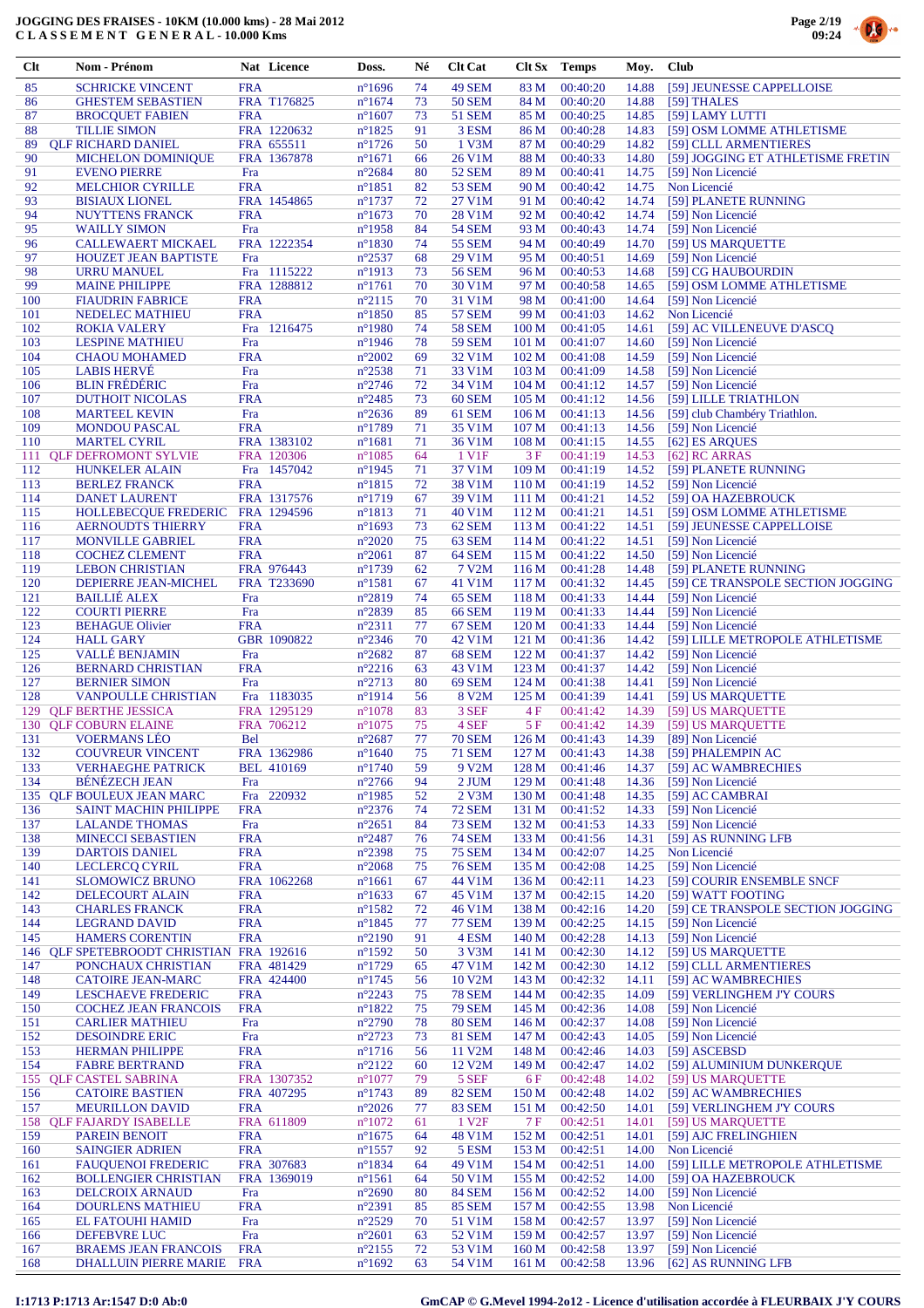**JOGGING DES FRAISES - 10KM (10.000 kms) - 28 Mai 2012**
**C L A S S E M E N T   G E N E R A L - 10.000 Kms**

| Clt | | Nom - Prénom | Nat | Licence | Doss. | Né | Clt Cat | Clt Sx | Temps | Moy. | Club |
|---|---|---|---|---|---|---|---|---|---|---|---|
| 85 | | SCHRICKE VINCENT | FRA | | n°1696 | 74 | 49 SEM | 83 M | 00:40:20 | 14.88 | [59] JEUNESSE CAPPELLOISE |
| 86 | | GHESTEM SEBASTIEN | FRA | T176825 | n°1674 | 73 | 50 SEM | 84 M | 00:40:20 | 14.88 | [59] THALES |
| 87 | | BROCQUET FABIEN | FRA | | n°1607 | 73 | 51 SEM | 85 M | 00:40:25 | 14.85 | [59] LAMY LUTTI |
| 88 | | TILLIE SIMON | FRA | 1220632 | n°1825 | 91 | 3 ESM | 86 M | 00:40:28 | 14.83 | [59] OSM LOMME ATHLETISME |
| 89 | QLF | RICHARD DANIEL | FRA | 655511 | n°1726 | 50 | 1 V3M | 87 M | 00:40:29 | 14.82 | [59] CLLL ARMENTIERES |
| 90 | | MICHELON DOMINIQUE | FRA | 1367878 | n°1671 | 66 | 26 V1M | 88 M | 00:40:33 | 14.80 | [59] JOGGING ET ATHLETISME FRETIN |
| 91 | | EVENO PIERRE | Fra | | n°2684 | 80 | 52 SEM | 89 M | 00:40:41 | 14.75 | [59] Non Licencié |
| 92 | | MELCHIOR CYRILLE | FRA | | n°1851 | 82 | 53 SEM | 90 M | 00:40:42 | 14.75 | Non Licencié |
| 93 | | BISIAUX LIONEL | FRA | 1454865 | n°1737 | 72 | 27 V1M | 91 M | 00:40:42 | 14.74 | [59] PLANETE RUNNING |
| 94 | | NUYTTENS FRANCK | FRA | | n°1673 | 70 | 28 V1M | 92 M | 00:40:42 | 14.74 | [59] Non Licencié |
| 95 | | WAILLY SIMON | Fra | | n°1958 | 84 | 54 SEM | 93 M | 00:40:43 | 14.74 | [59] Non Licencié |
| 96 | | CALLEWAERT MICKAEL | FRA | 1222354 | n°1830 | 74 | 55 SEM | 94 M | 00:40:49 | 14.70 | [59] US MARQUETTE |
| 97 | | HOUZET JEAN BAPTISTE | Fra | | n°2537 | 68 | 29 V1M | 95 M | 00:40:51 | 14.69 | [59] Non Licencié |
| 98 | | URRU MANUEL | Fra | 1115222 | n°1913 | 73 | 56 SEM | 96 M | 00:40:53 | 14.68 | [59] CG HAUBOURDIN |
| 99 | | MAINE PHILIPPE | FRA | 1288812 | n°1761 | 70 | 30 V1M | 97 M | 00:40:58 | 14.65 | [59] OSM LOMME ATHLETISME |
| 100 | | FIAUDRIN FABRICE | FRA | | n°2115 | 70 | 31 V1M | 98 M | 00:41:00 | 14.64 | [59] Non Licencié |
| 101 | | NEDELEC MATHIEU | FRA | | n°1850 | 85 | 57 SEM | 99 M | 00:41:03 | 14.62 | Non Licencié |
| 102 | | ROKIA VALERY | Fra | 1216475 | n°1980 | 74 | 58 SEM | 100 M | 00:41:05 | 14.61 | [59] AC VILLENEUVE D'ASCQ |
| 103 | | LESPINE MATHIEU | Fra | | n°1946 | 78 | 59 SEM | 101 M | 00:41:07 | 14.60 | [59] Non Licencié |
| 104 | | CHAOU MOHAMED | FRA | | n°2002 | 69 | 32 V1M | 102 M | 00:41:08 | 14.59 | [59] Non Licencié |
| 105 | | LABIS HERVÉ | Fra | | n°2538 | 71 | 33 V1M | 103 M | 00:41:09 | 14.58 | [59] Non Licencié |
| 106 | | BLIN FRÉDÉRIC | Fra | | n°2746 | 72 | 34 V1M | 104 M | 00:41:12 | 14.57 | [59] Non Licencié |
| 107 | | DUTHOIT NICOLAS | FRA | | n°2485 | 73 | 60 SEM | 105 M | 00:41:12 | 14.56 | [59] LILLE TRIATHLON |
| 108 | | MARTEEL KEVIN | Fra | | n°2636 | 89 | 61 SEM | 106 M | 00:41:13 | 14.56 | [59] club Chambéry Triathlon. |
| 109 | | MONDOU PASCAL | FRA | | n°1789 | 71 | 35 V1M | 107 M | 00:41:13 | 14.56 | [59] Non Licencié |
| 110 | | MARTEL CYRIL | FRA | 1383102 | n°1681 | 71 | 36 V1M | 108 M | 00:41:15 | 14.55 | [62] ES ARQUES |
| 111 | QLF | DEFROMONT SYLVIE | FRA | 120306 | n°1085 | 64 | 1 V1F | 3 F | 00:41:19 | 14.53 | [62] RC ARRAS |
| 112 | | HUNKELER ALAIN | Fra | 1457042 | n°1945 | 71 | 37 V1M | 109 M | 00:41:19 | 14.52 | [59] PLANETE RUNNING |
| 113 | | BERLEZ FRANCK | FRA | | n°1815 | 72 | 38 V1M | 110 M | 00:41:19 | 14.52 | [59] Non Licencié |
| 114 | | DANET LAURENT | FRA | 1317576 | n°1719 | 67 | 39 V1M | 111 M | 00:41:21 | 14.52 | [59] OA HAZEBROUCK |
| 115 | | HOLLEBECQUE FREDERIC | FRA | 1294596 | n°1813 | 71 | 40 V1M | 112 M | 00:41:21 | 14.51 | [59] OSM LOMME ATHLETISME |
| 116 | | AERNOUDTS THIERRY | FRA | | n°1693 | 73 | 62 SEM | 113 M | 00:41:22 | 14.51 | [59] JEUNESSE CAPPELLOISE |
| 117 | | MONVILLE GABRIEL | FRA | | n°2020 | 75 | 63 SEM | 114 M | 00:41:22 | 14.51 | [59] Non Licencié |
| 118 | | COCHEZ CLEMENT | FRA | | n°2061 | 87 | 64 SEM | 115 M | 00:41:22 | 14.50 | [59] Non Licencié |
| 119 | | LEBON CHRISTIAN | FRA | 976443 | n°1739 | 62 | 7 V2M | 116 M | 00:41:28 | 14.48 | [59] PLANETE RUNNING |
| 120 | | DEPIERRE JEAN-MICHEL | FRA | T233690 | n°1581 | 67 | 41 V1M | 117 M | 00:41:32 | 14.45 | [59] CE TRANSPOLE SECTION JOGGING |
| 121 | | BAILLIÉ ALEX | Fra | | n°2819 | 74 | 65 SEM | 118 M | 00:41:33 | 14.44 | [59] Non Licencié |
| 122 | | COURTI PIERRE | Fra | | n°2839 | 85 | 66 SEM | 119 M | 00:41:33 | 14.44 | [59] Non Licencié |
| 123 | | BEHAGUE Olivier | FRA | | n°2311 | 77 | 67 SEM | 120 M | 00:41:33 | 14.44 | [59] Non Licencié |
| 124 | | HALL GARY | GBR | 1090822 | n°2346 | 70 | 42 V1M | 121 M | 00:41:36 | 14.42 | [59] LILLE METROPOLE ATHLETISME |
| 125 | | VALLÉ BENJAMIN | Fra | | n°2682 | 87 | 68 SEM | 122 M | 00:41:37 | 14.42 | [59] Non Licencié |
| 126 | | BERNARD CHRISTIAN | FRA | | n°2216 | 63 | 43 V1M | 123 M | 00:41:37 | 14.42 | [59] Non Licencié |
| 127 | | BERNIER SIMON | Fra | | n°2713 | 80 | 69 SEM | 124 M | 00:41:38 | 14.41 | [59] Non Licencié |
| 128 | | VANPOULLE CHRISTIAN | Fra | 1183035 | n°1914 | 56 | 8 V2M | 125 M | 00:41:39 | 14.41 | [59] US MARQUETTE |
| 129 | QLF | BERTHE JESSICA | FRA | 1295129 | n°1078 | 83 | 3 SEF | 4 F | 00:41:42 | 14.39 | [59] US MARQUETTE |
| 130 | QLF | COBURN ELAINE | FRA | 706212 | n°1075 | 75 | 4 SEF | 5 F | 00:41:42 | 14.39 | [59] US MARQUETTE |
| 131 | | VOERMANS LÉO | Bel | | n°2687 | 77 | 70 SEM | 126 M | 00:41:43 | 14.39 | [89] Non Licencié |
| 132 | | COUVREUR VINCENT | FRA | 1362986 | n°1640 | 75 | 71 SEM | 127 M | 00:41:43 | 14.38 | [59] PHALEMPIN AC |
| 133 | | VERHAEGHE PATRICK | BEL | 410169 | n°1740 | 59 | 9 V2M | 128 M | 00:41:46 | 14.37 | [59] AC WAMBRECHIES |
| 134 | | BÉNÉZECH JEAN | Fra | | n°2766 | 94 | 2 JUM | 129 M | 00:41:48 | 14.36 | [59] Non Licencié |
| 135 | QLF | BOULEUX JEAN MARC | Fra | 220932 | n°1985 | 52 | 2 V3M | 130 M | 00:41:48 | 14.35 | [59] AC CAMBRAI |
| 136 | | SAINT MACHIN PHILIPPE | FRA | | n°2376 | 74 | 72 SEM | 131 M | 00:41:52 | 14.33 | [59] Non Licencié |
| 137 | | LALANDE THOMAS | Fra | | n°2651 | 84 | 73 SEM | 132 M | 00:41:53 | 14.33 | [59] Non Licencié |
| 138 | | MINECCI SEBASTIEN | FRA | | n°2487 | 76 | 74 SEM | 133 M | 00:41:56 | 14.31 | [59] AS RUNNING LFB |
| 139 | | DARTOIS DANIEL | FRA | | n°2398 | 75 | 75 SEM | 134 M | 00:42:07 | 14.25 | Non Licencié |
| 140 | | LECLERCQ CYRIL | FRA | | n°2068 | 75 | 76 SEM | 135 M | 00:42:08 | 14.25 | [59] Non Licencié |
| 141 | | SLOMOWICZ BRUNO | FRA | 1062268 | n°1661 | 67 | 44 V1M | 136 M | 00:42:11 | 14.23 | [59] COURIR ENSEMBLE SNCF |
| 142 | | DELECOURT ALAIN | FRA | | n°1633 | 67 | 45 V1M | 137 M | 00:42:15 | 14.20 | [59] WATT FOOTING |
| 143 | | CHARLES FRANCK | FRA | | n°1582 | 72 | 46 V1M | 138 M | 00:42:16 | 14.20 | [59] CE TRANSPOLE SECTION JOGGING |
| 144 | | LEGRAND DAVID | FRA | | n°1845 | 77 | 77 SEM | 139 M | 00:42:25 | 14.15 | [59] Non Licencié |
| 145 | | HAMERS CORENTIN | FRA | | n°2190 | 91 | 4 ESM | 140 M | 00:42:28 | 14.13 | [59] Non Licencié |
| 146 | QLF | SPETEBROODT CHRISTIAN | FRA | 192616 | n°1592 | 50 | 3 V3M | 141 M | 00:42:30 | 14.12 | [59] US MARQUETTE |
| 147 | | PONCHAUX CHRISTIAN | FRA | 481429 | n°1729 | 65 | 47 V1M | 142 M | 00:42:30 | 14.12 | [59] CLLL ARMENTIERES |
| 148 | | CATOIRE JEAN-MARC | FRA | 424400 | n°1745 | 56 | 10 V2M | 143 M | 00:42:32 | 14.11 | [59] AC WAMBRECHIES |
| 149 | | LESCHAEVE FREDERIC | FRA | | n°2243 | 75 | 78 SEM | 144 M | 00:42:35 | 14.09 | [59] VERLINGHEM J'Y COURS |
| 150 | | COCHEZ JEAN FRANCOIS | FRA | | n°1822 | 75 | 79 SEM | 145 M | 00:42:36 | 14.08 | [59] Non Licencié |
| 151 | | CARLIER MATHIEU | Fra | | n°2790 | 78 | 80 SEM | 146 M | 00:42:37 | 14.08 | [59] Non Licencié |
| 152 | | DESOINDRE ERIC | Fra | | n°2723 | 73 | 81 SEM | 147 M | 00:42:43 | 14.05 | [59] Non Licencié |
| 153 | | HERMAN PHILIPPE | FRA | | n°1716 | 56 | 11 V2M | 148 M | 00:42:46 | 14.03 | [59] ASCEBSD |
| 154 | | FABRE BERTRAND | FRA | | n°2122 | 60 | 12 V2M | 149 M | 00:42:47 | 14.02 | [59] ALUMINIUM DUNKERQUE |
| 155 | QLF | CASTEL SABRINA | FRA | 1307352 | n°1077 | 79 | 5 SEF | 6 F | 00:42:48 | 14.02 | [59] US MARQUETTE |
| 156 | | CATOIRE BASTIEN | FRA | 407295 | n°1743 | 89 | 82 SEM | 150 M | 00:42:48 | 14.02 | [59] AC WAMBRECHIES |
| 157 | | MEURILLON DAVID | FRA | | n°2026 | 77 | 83 SEM | 151 M | 00:42:50 | 14.01 | [59] VERLINGHEM J'Y COURS |
| 158 | QLF | FAJARDY ISABELLE | FRA | 611809 | n°1072 | 61 | 1 V2F | 7 F | 00:42:51 | 14.01 | [59] US MARQUETTE |
| 159 | | PAREIN BENOIT | FRA | | n°1675 | 64 | 48 V1M | 152 M | 00:42:51 | 14.01 | [59] AJC FRELINGHIEN |
| 160 | | SAINGIER ADRIEN | FRA | | n°1557 | 92 | 5 ESM | 153 M | 00:42:51 | 14.00 | Non Licencié |
| 161 | | FAUQUENOI FREDERIC | FRA | 307683 | n°1834 | 64 | 49 V1M | 154 M | 00:42:51 | 14.00 | [59] LILLE METROPOLE ATHLETISME |
| 162 | | BOLLENGIER CHRISTIAN | FRA | 1369019 | n°1561 | 64 | 50 V1M | 155 M | 00:42:52 | 14.00 | [59] OA HAZEBROUCK |
| 163 | | DELCROIX ARNAUD | Fra | | n°2690 | 80 | 84 SEM | 156 M | 00:42:52 | 14.00 | [59] Non Licencié |
| 164 | | DOURLENS MATHIEU | FRA | | n°2391 | 85 | 85 SEM | 157 M | 00:42:55 | 13.98 | Non Licencié |
| 165 | | EL FATOUHI HAMID | Fra | | n°2529 | 70 | 51 V1M | 158 M | 00:42:57 | 13.97 | [59] Non Licencié |
| 166 | | DEFEBVRE LUC | Fra | | n°2601 | 63 | 52 V1M | 159 M | 00:42:57 | 13.97 | [59] Non Licencié |
| 167 | | BRAEMS JEAN FRANCOIS | FRA | | n°2155 | 72 | 53 V1M | 160 M | 00:42:58 | 13.97 | [59] Non Licencié |
| 168 | | DHALLUIN PIERRE MARIE | FRA | | n°1692 | 63 | 54 V1M | 161 M | 00:42:58 | 13.96 | [62] AS RUNNING LFB |

I:1713 P:1713 Ar:1547 D:0 Ab:0

GmCAP © G.Mevel 1994-2012 - Licence d'utilisation accordée à FLEURBAIX J'Y COURS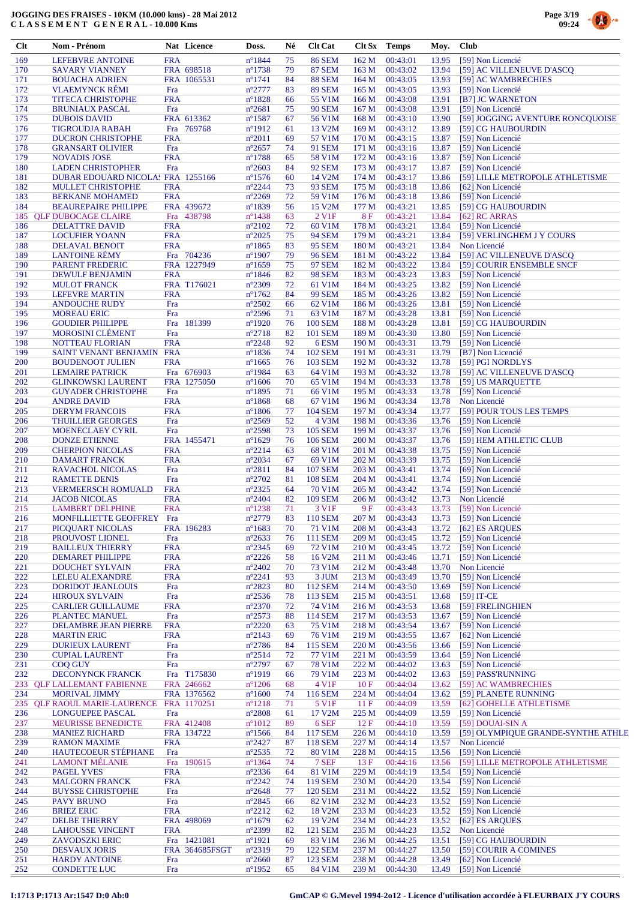**JOGGING DES FRAISES - 10KM (10.000 kms) - 28 Mai 2012**
**C L A S S E M E N T G E N E R A L - 10.000 Kms**

| Clt | Nom - Prénom | Nat | Licence | Doss. | Né | Clt Cat | Clt Sx | Temps | Moy. | Club |
|---|---|---|---|---|---|---|---|---|---|---|
| 169 | LEFEBVRE ANTOINE | FRA | | n°1844 | 75 | 86 SEM | 162 M | 00:43:01 | 13.95 | [59] Non Licencié |
| 170 | SAVARY VIANNEY | FRA | 698518 | n°1738 | 79 | 87 SEM | 163 M | 00:43:02 | 13.94 | [59] AC VILLENEUVE D'ASCQ |
| 171 | BOUACHA ADRIEN | FRA | 1065531 | n°1741 | 84 | 88 SEM | 164 M | 00:43:05 | 13.93 | [59] AC WAMBRECHIES |
| 172 | VLAEMYNCK RÉMI | Fra | | n°2777 | 83 | 89 SEM | 165 M | 00:43:05 | 13.93 | [59] Non Licencié |
| 173 | TITECA CHRISTOPHE | FRA | | n°1828 | 66 | 55 V1M | 166 M | 00:43:08 | 13.91 | [B7] JC WARNETON |
| 174 | BRUNIAUX PASCAL | Fra | | n°2681 | 75 | 90 SEM | 167 M | 00:43:08 | 13.91 | [59] Non Licencié |
| 175 | DUBOIS DAVID | FRA | 613362 | n°1587 | 67 | 56 V1M | 168 M | 00:43:10 | 13.90 | [59] JOGGING AVENTURE RONCQUOISE |
| 176 | TIGROUDJA RABAH | Fra | 769768 | n°1912 | 61 | 13 V2M | 169 M | 00:43:12 | 13.89 | [59] CG HAUBOURDIN |
| 177 | DUCRON CHRISTOPHE | FRA | | n°2011 | 69 | 57 V1M | 170 M | 00:43:15 | 13.87 | [59] Non Licencié |
| 178 | GRANSART OLIVIER | Fra | | n°2657 | 74 | 91 SEM | 171 M | 00:43:16 | 13.87 | [59] Non Licencié |
| 179 | NOVADIS JOSE | FRA | | n°1788 | 65 | 58 V1M | 172 M | 00:43:16 | 13.87 | [59] Non Licencié |
| 180 | LADEN CHRISTOPHER | Fra | | n°2603 | 84 | 92 SEM | 173 M | 00:43:17 | 13.87 | [59] Non Licencié |
| 181 | DUBAR EDOUARD NICOLAS | FRA | 1255166 | n°1576 | 60 | 14 V2M | 174 M | 00:43:17 | 13.86 | [59] LILLE METROPOLE ATHLETISME |
| 182 | MULLET CHRISTOPHE | FRA | | n°2244 | 73 | 93 SEM | 175 M | 00:43:18 | 13.86 | [62] Non Licencié |
| 183 | BERKANE MOHAMED | FRA | | n°2269 | 72 | 59 V1M | 176 M | 00:43:18 | 13.86 | [59] Non Licencié |
| 184 | BEAUREPAIRE PHILIPPE | FRA | 439672 | n°1839 | 56 | 15 V2M | 177 M | 00:43:21 | 13.85 | [59] CG HAUBOURDIN |
| 185 | QLF DUBOCAGE CLAIRE | Fra | 438798 | n°1438 | 63 | 2 V1F | 8 F | 00:43:21 | 13.84 | [62] RC ARRAS |
| 186 | DELATTRE DAVID | FRA | | n°2102 | 72 | 60 V1M | 178 M | 00:43:21 | 13.84 | [59] Non Licencié |
| 187 | LOCUFIER YOANN | FRA | | n°2025 | 75 | 94 SEM | 179 M | 00:43:21 | 13.84 | [59] VERLINGHEM J Y COURS |
| 188 | DELAVAL BENOIT | FRA | | n°1865 | 83 | 95 SEM | 180 M | 00:43:21 | 13.84 | Non Licencié |
| 189 | LANTOINE RÉMY | Fra | 704236 | n°1907 | 79 | 96 SEM | 181 M | 00:43:22 | 13.84 | [59] AC VILLENEUVE D'ASCQ |
| 190 | PARENT FREDERIC | FRA | 1227949 | n°1659 | 75 | 97 SEM | 182 M | 00:43:22 | 13.84 | [59] COURIR ENSEMBLE SNCF |
| 191 | DEWULF BENJAMIN | FRA | | n°1846 | 82 | 98 SEM | 183 M | 00:43:23 | 13.83 | [59] Non Licencié |
| 192 | MULOT FRANCK | FRA | T176021 | n°2309 | 72 | 61 V1M | 184 M | 00:43:25 | 13.82 | [59] Non Licencié |
| 193 | LEFEVRE MARTIN | FRA | | n°1762 | 84 | 99 SEM | 185 M | 00:43:26 | 13.82 | [59] Non Licencié |
| 194 | ANDOUCHE RUDY | Fra | | n°2502 | 66 | 62 V1M | 186 M | 00:43:26 | 13.81 | [59] Non Licencié |
| 195 | MOREAU ERIC | Fra | | n°2596 | 71 | 63 V1M | 187 M | 00:43:28 | 13.81 | [59] Non Licencié |
| 196 | GOUDIER PHILIPPE | Fra | 181399 | n°1920 | 76 | 100 SEM | 188 M | 00:43:28 | 13.81 | [59] CG HAUBOURDIN |
| 197 | MOROSINI CLÉMENT | Fra | | n°2718 | 82 | 101 SEM | 189 M | 00:43:30 | 13.80 | [59] Non Licencié |
| 198 | NOTTEAU FLORIAN | FRA | | n°2248 | 92 | 6 ESM | 190 M | 00:43:31 | 13.79 | [59] Non Licencié |
| 199 | SAINT VENANT BENJAMIN | FRA | | n°1836 | 74 | 102 SEM | 191 M | 00:43:31 | 13.79 | [B7] Non Licencié |
| 200 | BOUDENOOT JULIEN | FRA | | n°1665 | 76 | 103 SEM | 192 M | 00:43:32 | 13.78 | [59] PGI NORDLYS |
| 201 | LEMAIRE PATRICK | Fra | 676903 | n°1984 | 66 | 64 V1M | 193 M | 00:43:32 | 13.78 | [59] AC VILLENEUVE D'ASCQ |
| 202 | GLINKOWSKI LAURENT | FRA | 1275050 | n°1606 | 70 | 65 V1M | 194 M | 00:43:33 | 13.78 | [59] US MARQUETTE |
| 203 | GUYADER CHRISTOPHE | Fra | | n°1895 | 71 | 66 V1M | 195 M | 00:43:33 | 13.78 | [59] Non Licencié |
| 204 | ANDRE DAVID | FRA | | n°1868 | 68 | 67 V1M | 196 M | 00:43:34 | 13.78 | Non Licencié |
| 205 | DERYM FRANCOIS | FRA | | n°1806 | 77 | 104 SEM | 197 M | 00:43:34 | 13.77 | [59] POUR TOUS LES TEMPS |
| 206 | THUILLIER GEORGES | Fra | | n°2569 | 52 | 4 V3M | 198 M | 00:43:36 | 13.76 | [59] Non Licencié |
| 207 | MOENECLAEY CYRIL | Fra | | n°2598 | 73 | 105 SEM | 199 M | 00:43:37 | 13.76 | [59] Non Licencié |
| 208 | DONZE ETIENNE | FRA | 1455471 | n°1629 | 76 | 106 SEM | 200 M | 00:43:37 | 13.76 | [59] HEM ATHLETIC CLUB |
| 209 | CHERPION NICOLAS | FRA | | n°2214 | 63 | 68 V1M | 201 M | 00:43:38 | 13.75 | [59] Non Licencié |
| 210 | DAMART FRANCK | FRA | | n°2034 | 67 | 69 V1M | 202 M | 00:43:39 | 13.75 | [59] Non Licencié |
| 211 | RAVACHOL NICOLAS | Fra | | n°2811 | 84 | 107 SEM | 203 M | 00:43:41 | 13.74 | [69] Non Licencié |
| 212 | RAMETTE DENIS | Fra | | n°2702 | 81 | 108 SEM | 204 M | 00:43:41 | 13.74 | [59] Non Licencié |
| 213 | VERMEERSCH ROMUALD | FRA | | n°2325 | 64 | 70 V1M | 205 M | 00:43:42 | 13.74 | [59] Non Licencié |
| 214 | JACOB NICOLAS | FRA | | n°2404 | 82 | 109 SEM | 206 M | 00:43:42 | 13.73 | Non Licencié |
| 215 | LAMBERT DELPHINE | FRA | | n°1238 | 71 | 3 V1F | 9 F | 00:43:43 | 13.73 | [59] Non Licencié |
| 216 | MONFILLIETTE GEOFFREY | Fra | | n°2779 | 83 | 110 SEM | 207 M | 00:43:43 | 13.73 | [59] Non Licencié |
| 217 | PICQUART NICOLAS | FRA | 196283 | n°1683 | 70 | 71 V1M | 208 M | 00:43:43 | 13.72 | [62] ES ARQUES |
| 218 | PROUVOST LIONEL | Fra | | n°2633 | 76 | 111 SEM | 209 M | 00:43:45 | 13.72 | [59] Non Licencié |
| 219 | BAILLEUX THIERRY | FRA | | n°2345 | 69 | 72 V1M | 210 M | 00:43:45 | 13.72 | [59] Non Licencié |
| 220 | DEMARET PHILIPPE | FRA | | n°2226 | 58 | 16 V2M | 211 M | 00:43:46 | 13.71 | [59] Non Licencié |
| 221 | DOUCHET SYLVAIN | FRA | | n°2402 | 70 | 73 V1M | 212 M | 00:43:48 | 13.70 | Non Licencié |
| 222 | LELEU ALEXANDRE | FRA | | n°2241 | 93 | 3 JUM | 213 M | 00:43:49 | 13.70 | [59] Non Licencié |
| 223 | DORIDOT JEANLOUIS | Fra | | n°2823 | 80 | 112 SEM | 214 M | 00:43:50 | 13.69 | [59] Non Licencié |
| 224 | HIROUX SYLVAIN | Fra | | n°2536 | 78 | 113 SEM | 215 M | 00:43:51 | 13.68 | [59] IT-CE |
| 225 | CARLIER GUILLAUME | FRA | | n°2370 | 72 | 74 V1M | 216 M | 00:43:53 | 13.68 | [59] FRELINGHIEN |
| 226 | PLANTEC MANUEL | Fra | | n°2573 | 88 | 114 SEM | 217 M | 00:43:53 | 13.67 | [59] Non Licencié |
| 227 | DELAMBRE JEAN PIERRE | FRA | | n°2220 | 63 | 75 V1M | 218 M | 00:43:54 | 13.67 | [59] Non Licencié |
| 228 | MARTIN ERIC | FRA | | n°2143 | 69 | 76 V1M | 219 M | 00:43:55 | 13.67 | [62] Non Licencié |
| 229 | DURIEUX LAURENT | Fra | | n°2786 | 84 | 115 SEM | 220 M | 00:43:56 | 13.66 | [59] Non Licencié |
| 230 | CUPIAL LAURENT | Fra | | n°2514 | 72 | 77 V1M | 221 M | 00:43:59 | 13.64 | [59] Non Licencié |
| 231 | COQ GUY | Fra | | n°2797 | 67 | 78 V1M | 222 M | 00:44:02 | 13.63 | [59] Non Licencié |
| 232 | DECONYNCK FRANCK | Fra | T175830 | n°1919 | 66 | 79 V1M | 223 M | 00:44:02 | 13.63 | [59] PASS'RUNNING |
| 233 | QLF LALLEMANT FABIENNE | FRA | 246662 | n°1206 | 68 | 4 V1F | 10 F | 00:44:04 | 13.62 | [59] AC WAMBRECHIES |
| 234 | MORIVAL JIMMY | FRA | 1376562 | n°1600 | 74 | 116 SEM | 224 M | 00:44:04 | 13.62 | [59] PLANETE RUNNING |
| 235 | QLF RAOUL MARIE-LAURENCE | FRA | 1170251 | n°1218 | 71 | 5 V1F | 11 F | 00:44:09 | 13.59 | [62] GOHELLE ATHLETISME |
| 236 | LONGUEPEE PASCAL | Fra | | n°2808 | 61 | 17 V2M | 225 M | 00:44:09 | 13.59 | [59] Non Licencié |
| 237 | MEURISSE BENEDICTE | FRA | 412408 | n°1012 | 89 | 6 SEF | 12 F | 00:44:10 | 13.59 | [59] DOUAI-SIN A |
| 238 | MANIEZ RICHARD | FRA | 134722 | n°1566 | 84 | 117 SEM | 226 M | 00:44:10 | 13.59 | [59] OLYMPIQUE GRANDE-SYNTHE ATHLE |
| 239 | RAMON MAXIME | FRA | | n°2427 | 87 | 118 SEM | 227 M | 00:44:14 | 13.57 | Non Licencié |
| 240 | HAUTECOEUR STÉPHANE | Fra | | n°2535 | 72 | 80 V1M | 228 M | 00:44:15 | 13.56 | [59] Non Licencié |
| 241 | LAMONT MÉLANIE | Fra | 190615 | n°1364 | 74 | 7 SEF | 13 F | 00:44:16 | 13.56 | [59] LILLE METROPOLE ATHLETISME |
| 242 | PAGEL YVES | FRA | | n°2336 | 64 | 81 V1M | 229 M | 00:44:19 | 13.54 | [59] Non Licencié |
| 243 | MALGORN FRANCK | FRA | | n°2242 | 74 | 119 SEM | 230 M | 00:44:20 | 13.54 | [59] Non Licencié |
| 244 | BUYSSE CHRISTOPHE | Fra | | n°2648 | 77 | 120 SEM | 231 M | 00:44:22 | 13.52 | [59] Non Licencié |
| 245 | PAVY BRUNO | Fra | | n°2845 | 66 | 82 V1M | 232 M | 00:44:23 | 13.52 | [59] Non Licencié |
| 246 | BRIEZ ERIC | FRA | | n°2212 | 62 | 18 V2M | 233 M | 00:44:23 | 13.52 | [59] Non Licencié |
| 247 | DELBE THIERRY | FRA | 498069 | n°1679 | 62 | 19 V2M | 234 M | 00:44:23 | 13.52 | [62] ES ARQUES |
| 248 | LAHOUSSE VINCENT | FRA | | n°2399 | 82 | 121 SEM | 235 M | 00:44:23 | 13.52 | Non Licencié |
| 249 | ZAVODSZKI ERIC | Fra | 1421081 | n°1921 | 69 | 83 V1M | 236 M | 00:44:25 | 13.51 | [59] CG HAUBOURDIN |
| 250 | DESVAUX JORIS | FRA | 364685FSGT | n°2319 | 79 | 122 SEM | 237 M | 00:44:27 | 13.50 | [59] COURIR A COMINES |
| 251 | HARDY ANTOINE | Fra | | n°2660 | 87 | 123 SEM | 238 M | 00:44:28 | 13.49 | [62] Non Licencié |
| 252 | CONDETTE LUC | Fra | | n°1952 | 65 | 84 V1M | 239 M | 00:44:30 | 13.49 | [59] Non Licencié |

I:1713 P:1713 Ar:1547 D:0 Ab:0 — GmCAP © G.Mevel 1994-2012 - Licence d'utilisation accordée à FLEURBAIX J'Y COURS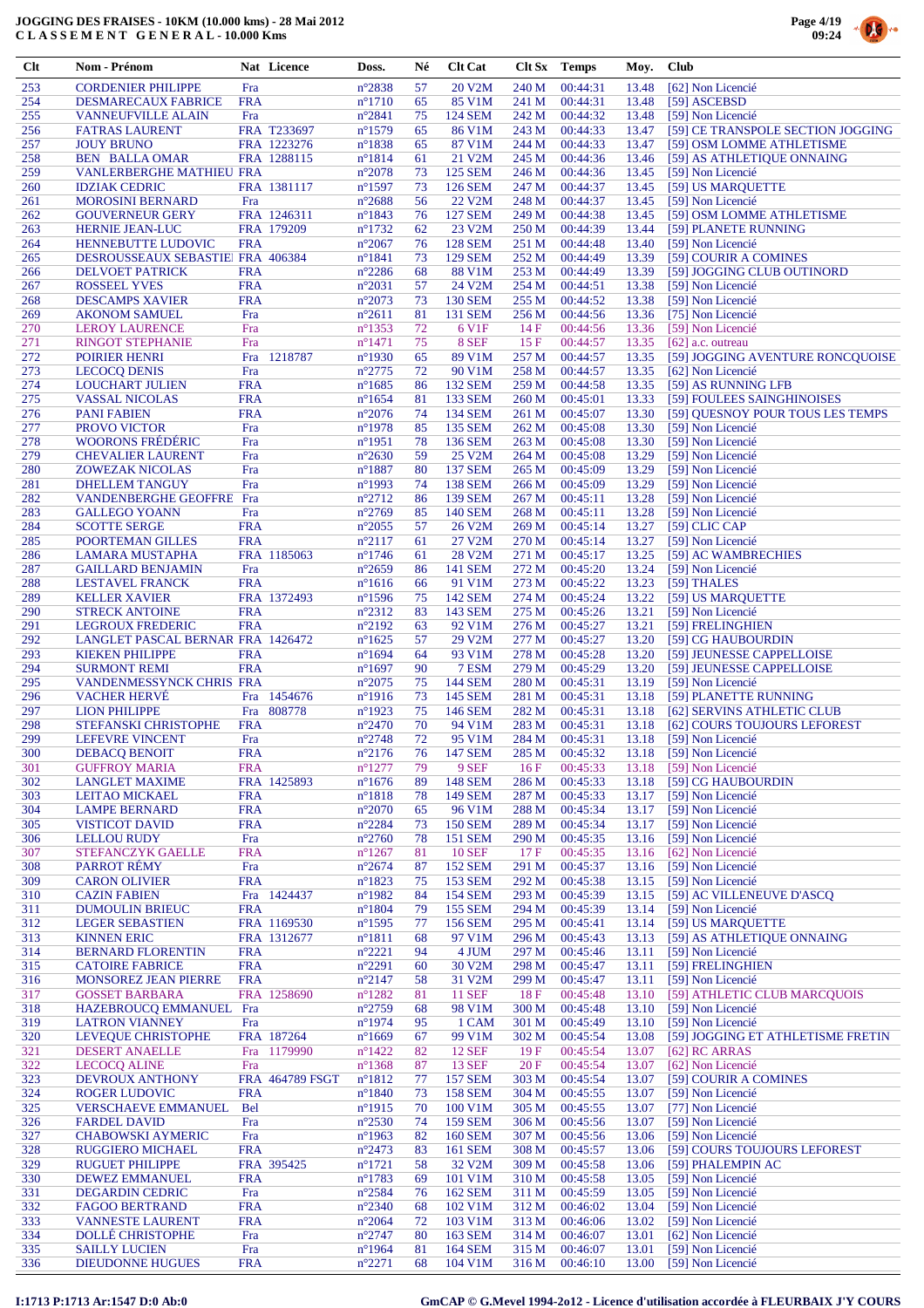# JOGGING DES FRAISES - 10KM (10.000 kms) - 28 Mai 2012
## CLASSEMENT GENERAL - 10.000 Kms

| Clt | Nom - Prénom | Nat | Licence | Doss. | Né | Clt Cat | Clt Sx | Temps | Moy. | Club |
|---|---|---|---|---|---|---|---|---|---|---|
| 253 | CORDENIER PHILIPPE | Fra | | n°2838 | 57 | 20 V2M | 240 M | 00:44:31 | 13.48 | [62] Non Licencié |
| 254 | DESMARECAUX FABRICE | FRA | | n°1710 | 65 | 85 V1M | 241 M | 00:44:31 | 13.48 | [59] ASCEBSD |
| 255 | VANNEUFVILLE ALAIN | Fra | | n°2841 | 75 | 124 SEM | 242 M | 00:44:32 | 13.48 | [59] Non Licencié |
| 256 | FATRAS LAURENT | FRA | T233697 | n°1579 | 65 | 86 V1M | 243 M | 00:44:33 | 13.47 | [59] CE TRANSPOLE SECTION JOGGING |
| 257 | JOUY BRUNO | FRA | 1223276 | n°1838 | 65 | 87 V1M | 244 M | 00:44:33 | 13.47 | [59] OSM LOMME ATHLETISME |
| 258 | BEN BALLA OMAR | FRA | 1288115 | n°1814 | 61 | 21 V2M | 245 M | 00:44:36 | 13.46 | [59] AS ATHLETIQUE ONNAING |
| 259 | VANLERBERGHE MATHIEU | FRA | | n°2078 | 73 | 125 SEM | 246 M | 00:44:36 | 13.45 | [59] Non Licencié |
| 260 | IDZIAK CEDRIC | FRA | 1381117 | n°1597 | 73 | 126 SEM | 247 M | 00:44:37 | 13.45 | [59] US MARQUETTE |
| 261 | MOROSINI BERNARD | Fra | | n°2688 | 56 | 22 V2M | 248 M | 00:44:37 | 13.45 | [59] Non Licencié |
| 262 | GOUVERNEUR GERY | FRA | 1246311 | n°1843 | 76 | 127 SEM | 249 M | 00:44:38 | 13.45 | [59] OSM LOMME ATHLETISME |
| 263 | HERNIE JEAN-LUC | FRA | 179209 | n°1732 | 62 | 23 V2M | 250 M | 00:44:39 | 13.44 | [59] PLANETE RUNNING |
| 264 | HENNEBUTTE LUDOVIC | FRA | | n°2067 | 76 | 128 SEM | 251 M | 00:44:48 | 13.40 | [59] Non Licencié |
| 265 | DESROUSSEAUX SEBASTIE | FRA | 406384 | n°1841 | 73 | 129 SEM | 252 M | 00:44:49 | 13.39 | [59] COURIR A COMINES |
| 266 | DELVOET PATRICK | FRA | | n°2286 | 68 | 88 V1M | 253 M | 00:44:49 | 13.39 | [59] JOGGING CLUB OUTINORD |
| 267 | ROSSEEL YVES | FRA | | n°2031 | 57 | 24 V2M | 254 M | 00:44:51 | 13.38 | [59] Non Licencié |
| 268 | DESCAMPS XAVIER | FRA | | n°2073 | 73 | 130 SEM | 255 M | 00:44:52 | 13.38 | [59] Non Licencié |
| 269 | AKONOM SAMUEL | Fra | | n°2611 | 81 | 131 SEM | 256 M | 00:44:56 | 13.36 | [75] Non Licencié |
| 270 | LEROY LAURENCE | Fra | | n°1353 | 72 | 6 V1F | 14 F | 00:44:56 | 13.36 | [59] Non Licencié |
| 271 | RINGOT STEPHANIE | Fra | | n°1471 | 75 | 8 SEF | 15 F | 00:44:57 | 13.35 | [62] a.c. outreau |
| 272 | POIRIER HENRI | Fra | 1218787 | n°1930 | 65 | 89 V1M | 257 M | 00:44:57 | 13.35 | [59] JOGGING AVENTURE RONCQUOISE |
| 273 | LECOCQ DENIS | Fra | | n°2775 | 72 | 90 V1M | 258 M | 00:44:57 | 13.35 | [62] Non Licencié |
| 274 | LOUCHART JULIEN | FRA | | n°1685 | 86 | 132 SEM | 259 M | 00:44:58 | 13.35 | [59] AS RUNNING LFB |
| 275 | VASSAL NICOLAS | FRA | | n°1654 | 81 | 133 SEM | 260 M | 00:45:01 | 13.33 | [59] FOULEES SAINGHINOISES |
| 276 | PANI FABIEN | FRA | | n°2076 | 74 | 134 SEM | 261 M | 00:45:07 | 13.30 | [59] QUESNOY POUR TOUS LES TEMPS |
| 277 | PROVO VICTOR | Fra | | n°1978 | 85 | 135 SEM | 262 M | 00:45:08 | 13.30 | [59] Non Licencié |
| 278 | WOORONS FRÉDÉRIC | Fra | | n°1951 | 78 | 136 SEM | 263 M | 00:45:08 | 13.30 | [59] Non Licencié |
| 279 | CHEVALIER LAURENT | Fra | | n°2630 | 59 | 25 V2M | 264 M | 00:45:08 | 13.29 | [59] Non Licencié |
| 280 | ZOWEZAK NICOLAS | Fra | | n°1887 | 80 | 137 SEM | 265 M | 00:45:09 | 13.29 | [59] Non Licencié |
| 281 | DHELLEM TANGUY | Fra | | n°1993 | 74 | 138 SEM | 266 M | 00:45:09 | 13.29 | [59] Non Licencié |
| 282 | VANDENBERGHE GEOFFRE | Fra | | n°2712 | 86 | 139 SEM | 267 M | 00:45:11 | 13.28 | [59] Non Licencié |
| 283 | GALLEGO YOANN | Fra | | n°2769 | 85 | 140 SEM | 268 M | 00:45:11 | 13.28 | [59] Non Licencié |
| 284 | SCOTTE SERGE | FRA | | n°2055 | 57 | 26 V2M | 269 M | 00:45:14 | 13.27 | [59] CLIC CAP |
| 285 | POORTEMAN GILLES | FRA | | n°2117 | 61 | 27 V2M | 270 M | 00:45:14 | 13.27 | [59] Non Licencié |
| 286 | LAMARA MUSTAPHA | FRA | 1185063 | n°1746 | 61 | 28 V2M | 271 M | 00:45:17 | 13.25 | [59] AC WAMBRECHIES |
| 287 | GAILLARD BENJAMIN | Fra | | n°2659 | 86 | 141 SEM | 272 M | 00:45:20 | 13.24 | [59] Non Licencié |
| 288 | LESTAVEL FRANCK | FRA | | n°1616 | 66 | 91 V1M | 273 M | 00:45:22 | 13.23 | [59] THALES |
| 289 | KELLER XAVIER | FRA | 1372493 | n°1596 | 75 | 142 SEM | 274 M | 00:45:24 | 13.22 | [59] US MARQUETTE |
| 290 | STRECK ANTOINE | FRA | | n°2312 | 83 | 143 SEM | 275 M | 00:45:26 | 13.21 | [59] Non Licencié |
| 291 | LEGROUX FREDERIC | FRA | | n°2192 | 63 | 92 V1M | 276 M | 00:45:27 | 13.21 | [59] FRELINGHIEN |
| 292 | LANGLET PASCAL BERNAR | FRA | 1426472 | n°1625 | 57 | 29 V2M | 277 M | 00:45:27 | 13.20 | [59] CG HAUBOURDIN |
| 293 | KIEKEN PHILIPPE | FRA | | n°1694 | 64 | 93 V1M | 278 M | 00:45:28 | 13.20 | [59] JEUNESSE CAPPELLOISE |
| 294 | SURMONT REMI | FRA | | n°1697 | 90 | 7 ESM | 279 M | 00:45:29 | 13.20 | [59] JEUNESSE CAPPELLOISE |
| 295 | VANDENMESSYNCK CHRIS | FRA | | n°2075 | 75 | 144 SEM | 280 M | 00:45:31 | 13.19 | [59] Non Licencié |
| 296 | VACHER HERVÉ | Fra | 1454676 | n°1916 | 73 | 145 SEM | 281 M | 00:45:31 | 13.18 | [59] PLANETTE RUNNING |
| 297 | LION PHILIPPE | Fra | 808778 | n°1923 | 75 | 146 SEM | 282 M | 00:45:31 | 13.18 | [62] SERVINS ATHLETIC CLUB |
| 298 | STEFANSKI CHRISTOPHE | FRA | | n°2470 | 70 | 94 V1M | 283 M | 00:45:31 | 13.18 | [62] COURS TOUJOURS LEFOREST |
| 299 | LEFEVRE VINCENT | Fra | | n°2748 | 72 | 95 V1M | 284 M | 00:45:31 | 13.18 | [59] Non Licencié |
| 300 | DEBACQ BENOIT | FRA | | n°2176 | 76 | 147 SEM | 285 M | 00:45:32 | 13.18 | [59] Non Licencié |
| 301 | GUFFROY MARIA | FRA | | n°1277 | 79 | 9 SEF | 16 F | 00:45:33 | 13.18 | [59] Non Licencié |
| 302 | LANGLET MAXIME | FRA | 1425893 | n°1676 | 89 | 148 SEM | 286 M | 00:45:33 | 13.18 | [59] CG HAUBOURDIN |
| 303 | LEITAO MICKAEL | FRA | | n°1818 | 78 | 149 SEM | 287 M | 00:45:33 | 13.17 | [59] Non Licencié |
| 304 | LAMPE BERNARD | FRA | | n°2070 | 65 | 96 V1M | 288 M | 00:45:34 | 13.17 | [59] Non Licencié |
| 305 | VISTICOT DAVID | FRA | | n°2284 | 73 | 150 SEM | 289 M | 00:45:34 | 13.17 | [59] Non Licencié |
| 306 | LELLOU RUDY | Fra | | n°2760 | 78 | 151 SEM | 290 M | 00:45:35 | 13.16 | [59] Non Licencié |
| 307 | STEFANCZYK GAELLE | FRA | | n°1267 | 81 | 10 SEF | 17 F | 00:45:35 | 13.16 | [62] Non Licencié |
| 308 | PARROT RÉMY | Fra | | n°2674 | 87 | 152 SEM | 291 M | 00:45:37 | 13.16 | [59] Non Licencié |
| 309 | CARON OLIVIER | FRA | | n°1823 | 75 | 153 SEM | 292 M | 00:45:38 | 13.15 | [59] Non Licencié |
| 310 | CAZIN FABIEN | Fra | 1424437 | n°1982 | 84 | 154 SEM | 293 M | 00:45:39 | 13.15 | [59] AC VILLENEUVE D'ASCQ |
| 311 | DUMOULIN BRIEUC | FRA | | n°1804 | 79 | 155 SEM | 294 M | 00:45:39 | 13.14 | [59] Non Licencié |
| 312 | LEGER SEBASTIEN | FRA | 1169530 | n°1595 | 77 | 156 SEM | 295 M | 00:45:41 | 13.14 | [59] US MARQUETTE |
| 313 | KINNEN ERIC | FRA | 1312677 | n°1811 | 68 | 97 V1M | 296 M | 00:45:43 | 13.13 | [59] AS ATHLETIQUE ONNAING |
| 314 | BERNARD FLORENTIN | FRA | | n°2221 | 94 | 4 JUM | 297 M | 00:45:46 | 13.11 | [59] Non Licencié |
| 315 | CATOIRE FABRICE | FRA | | n°2291 | 60 | 30 V2M | 298 M | 00:45:47 | 13.11 | [59] FRELINGHIEN |
| 316 | MONSOREZ JEAN PIERRE | FRA | | n°2147 | 58 | 31 V2M | 299 M | 00:45:47 | 13.11 | [59] Non Licencié |
| 317 | GOSSET BARBARA | FRA | 1258690 | n°1282 | 81 | 11 SEF | 18 F | 00:45:48 | 13.10 | [59] ATHLETIC CLUB MARCQUOIS |
| 318 | HAZEBROUCQ EMMANUEL | Fra | | n°2759 | 68 | 98 V1M | 300 M | 00:45:48 | 13.10 | [59] Non Licencié |
| 319 | LATRON VIANNEY | Fra | | n°1974 | 95 | 1 CAM | 301 M | 00:45:49 | 13.10 | [59] Non Licencié |
| 320 | LEVEQUE CHRISTOPHE | FRA | 187264 | n°1669 | 67 | 99 V1M | 302 M | 00:45:54 | 13.08 | [59] JOGGING ET ATHLETISME FRETIN |
| 321 | DESERT ANAELLE | Fra | 1179990 | n°1422 | 82 | 12 SEF | 19 F | 00:45:54 | 13.07 | [62] RC ARRAS |
| 322 | LECOCQ ALINE | Fra | | n°1368 | 87 | 13 SEF | 20 F | 00:45:54 | 13.07 | [62] Non Licencié |
| 323 | DEVROUX ANTHONY | FRA | 464789 FSGT | n°1812 | 77 | 157 SEM | 303 M | 00:45:54 | 13.07 | [59] COURIR A COMINES |
| 324 | ROGER LUDOVIC | FRA | | n°1840 | 73 | 158 SEM | 304 M | 00:45:55 | 13.07 | [59] Non Licencié |
| 325 | VERSCHAEVE EMMANUEL | Bel | | n°1915 | 70 | 100 V1M | 305 M | 00:45:55 | 13.07 | [77] Non Licencié |
| 326 | FARDEL DAVID | Fra | | n°2530 | 74 | 159 SEM | 306 M | 00:45:56 | 13.07 | [59] Non Licencié |
| 327 | CHABOWSKI AYMERIC | Fra | | n°1963 | 82 | 160 SEM | 307 M | 00:45:56 | 13.06 | [59] Non Licencié |
| 328 | RUGGIERO MICHAEL | FRA | | n°2473 | 83 | 161 SEM | 308 M | 00:45:57 | 13.06 | [59] COURS TOUJOURS LEFOREST |
| 329 | RUGUET PHILIPPE | FRA | 395425 | n°1721 | 58 | 32 V2M | 309 M | 00:45:58 | 13.06 | [59] PHALEMPIN AC |
| 330 | DEWEZ EMMANUEL | FRA | | n°1783 | 69 | 101 V1M | 310 M | 00:45:58 | 13.05 | [59] Non Licencié |
| 331 | DEGARDIN CEDRIC | Fra | | n°2584 | 76 | 162 SEM | 311 M | 00:45:59 | 13.05 | [59] Non Licencié |
| 332 | FAGOO BERTRAND | FRA | | n°2340 | 68 | 102 V1M | 312 M | 00:46:02 | 13.04 | [59] Non Licencié |
| 333 | VANNESTE LAURENT | FRA | | n°2064 | 72 | 103 V1M | 313 M | 00:46:06 | 13.02 | [59] Non Licencié |
| 334 | DOLLÉ CHRISTOPHE | Fra | | n°2747 | 80 | 163 SEM | 314 M | 00:46:07 | 13.01 | [62] Non Licencié |
| 335 | SAILLY LUCIEN | Fra | | n°1964 | 81 | 164 SEM | 315 M | 00:46:07 | 13.01 | [59] Non Licencié |
| 336 | DIEUDONNE HUGUES | FRA | | n°2271 | 68 | 104 V1M | 316 M | 00:46:10 | 13.00 | [59] Non Licencié |

I:1713 P:1713 Ar:1547 D:0 Ab:0

GmCAP © G.Mevel 1994-2o12 - Licence d'utilisation accordée à FLEURBAIX J'Y COURS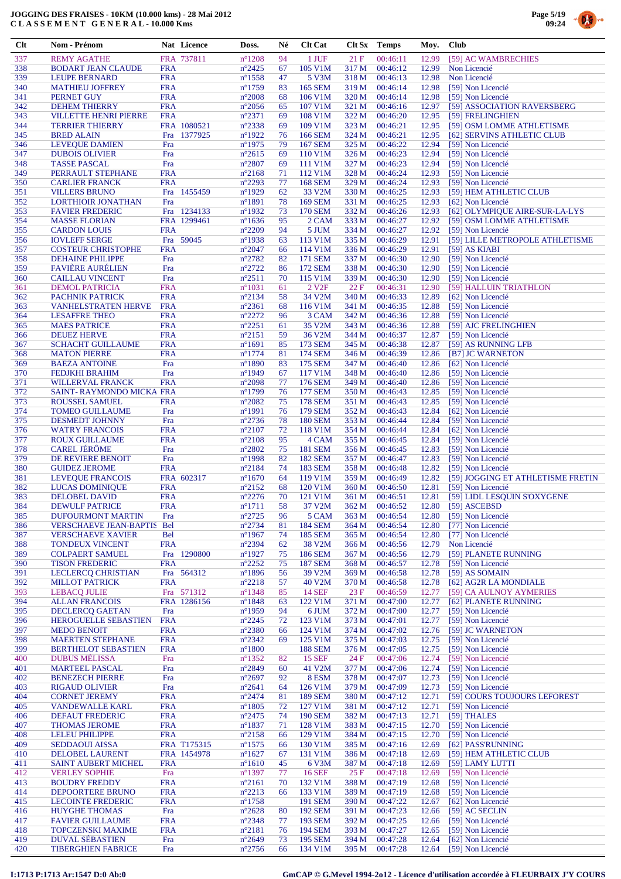# JOGGING DES FRAISES - 10KM (10.000 kms) - 28 Mai 2012
## CLASSEMENT GENERAL - 10.000 Kms

| Clt | Nom - Prénom | Nat | Licence | Doss. | Né | Clt Cat | Clt Sx | Temps | Moy. | Club |
|---|---|---|---|---|---|---|---|---|---|---|
| 337 | REMY AGATHE | FRA | 737811 | n°1208 | 94 | 1 JUF | 21 F | 00:46:11 | 12.99 | [59] AC WAMBRECHIES |
| 338 | BODART JEAN CLAUDE | FRA | | n°2425 | 67 | 105 V1M | 317 M | 00:46:12 | 12.99 | Non Licencié |
| 339 | LEUPE BERNARD | FRA | | n°1558 | 47 | 5 V3M | 318 M | 00:46:13 | 12.98 | Non Licencié |
| 340 | MATHIEU JOFFREY | FRA | | n°1759 | 83 | 165 SEM | 319 M | 00:46:14 | 12.98 | [59] Non Licencié |
| 341 | PERNET GUY | FRA | | n°2008 | 68 | 106 V1M | 320 M | 00:46:14 | 12.98 | [59] Non Licencié |
| 342 | DEHEM THIERRY | FRA | | n°2056 | 65 | 107 V1M | 321 M | 00:46:16 | 12.97 | [59] ASSOCIATION RAVERSBERG |
| 343 | VILLETTE HENRI PIERRE | FRA | | n°2371 | 69 | 108 V1M | 322 M | 00:46:20 | 12.95 | [59] FRELINGHIEN |
| 344 | TERRIER THIERRY | FRA | 1080521 | n°2338 | 69 | 109 V1M | 323 M | 00:46:21 | 12.95 | [59] OSM LOMME ATHLETISME |
| 345 | BRED ALAIN | Fra | 1377925 | n°1922 | 76 | 166 SEM | 324 M | 00:46:21 | 12.95 | [62] SERVINS ATHLETIC CLUB |
| 346 | LEVEQUE DAMIEN | Fra | | n°1975 | 79 | 167 SEM | 325 M | 00:46:22 | 12.94 | [59] Non Licencié |
| 347 | DUBOIS OLIVIER | Fra | | n°2615 | 69 | 110 V1M | 326 M | 00:46:23 | 12.94 | [59] Non Licencié |
| 348 | TASSE PASCAL | Fra | | n°2807 | 69 | 111 V1M | 327 M | 00:46:23 | 12.94 | [59] Non Licencié |
| 349 | PERRAULT STEPHANE | FRA | | n°2168 | 71 | 112 V1M | 328 M | 00:46:24 | 12.93 | [59] Non Licencié |
| 350 | CARLIER FRANCK | FRA | | n°2293 | 77 | 168 SEM | 329 M | 00:46:24 | 12.93 | [59] Non Licencié |
| 351 | VILLERS BRUNO | Fra | 1455459 | n°1929 | 62 | 33 V2M | 330 M | 00:46:25 | 12.93 | [59] HEM ATHLETIC CLUB |
| 352 | LORTHIOIR JONATHAN | Fra | | n°1891 | 78 | 169 SEM | 331 M | 00:46:25 | 12.93 | [62] Non Licencié |
| 353 | FAVIER FREDERIC | Fra | 1234133 | n°1932 | 73 | 170 SEM | 332 M | 00:46:26 | 12.93 | [62] OLYMPIQUE AIRE-SUR-LA-LYS |
| 354 | MASSE FLORIAN | FRA | 1299461 | n°1636 | 95 | 2 CAM | 333 M | 00:46:27 | 12.92 | [59] OSM LOMME ATHLETISME |
| 355 | CARDON LOUIS | FRA | | n°2209 | 94 | 5 JUM | 334 M | 00:46:27 | 12.92 | [59] Non Licencié |
| 356 | IOVLEFF SERGE | Fra | 59045 | n°1938 | 63 | 113 V1M | 335 M | 00:46:29 | 12.91 | [59] LILLE METROPOLE ATHLETISME |
| 357 | COSTEUR CHRISTOPHE | FRA | | n°2047 | 66 | 114 V1M | 336 M | 00:46:29 | 12.91 | [59] AS KIABI |
| 358 | DEHAINE PHILIPPE | Fra | | n°2782 | 82 | 171 SEM | 337 M | 00:46:30 | 12.90 | [59] Non Licencié |
| 359 | FAVIÈRE AURÉLIEN | Fra | | n°2722 | 86 | 172 SEM | 338 M | 00:46:30 | 12.90 | [59] Non Licencié |
| 360 | CAILLAU VINCENT | Fra | | n°2511 | 70 | 115 V1M | 339 M | 00:46:30 | 12.90 | [59] Non Licencié |
| 361 | DEMOL PATRICIA | FRA | | n°1031 | 61 | 2 V2F | 22 F | 00:46:31 | 12.90 | [59] HALLUIN TRIATHLON |
| 362 | PACHNIK PATRICK | FRA | | n°2134 | 58 | 34 V2M | 340 M | 00:46:33 | 12.89 | [62] Non Licencié |
| 363 | VANHELSTRATEN HERVE | FRA | | n°2361 | 68 | 116 V1M | 341 M | 00:46:35 | 12.88 | [59] Non Licencié |
| 364 | LESAFFRE THEO | FRA | | n°2272 | 96 | 3 CAM | 342 M | 00:46:36 | 12.88 | [59] Non Licencié |
| 365 | MAES PATRICE | FRA | | n°2251 | 61 | 35 V2M | 343 M | 00:46:36 | 12.88 | [59] AJC FRELINGHIEN |
| 366 | DEUEZ HERVE | FRA | | n°2151 | 59 | 36 V2M | 344 M | 00:46:37 | 12.87 | [59] Non Licencié |
| 367 | SCHACHT GUILLAUME | FRA | | n°1691 | 85 | 173 SEM | 345 M | 00:46:38 | 12.87 | [59] AS RUNNING LFB |
| 368 | MATON PIERRE | FRA | | n°1774 | 81 | 174 SEM | 346 M | 00:46:39 | 12.86 | [B7] JC WARNETON |
| 369 | BAEZA ANTOINE | Fra | | n°1890 | 83 | 175 SEM | 347 M | 00:46:40 | 12.86 | [62] Non Licencié |
| 370 | FEDJKHI BRAHIM | Fra | | n°1949 | 67 | 117 V1M | 348 M | 00:46:40 | 12.86 | [59] Non Licencié |
| 371 | WILLERVAL FRANCK | FRA | | n°2098 | 77 | 176 SEM | 349 M | 00:46:40 | 12.86 | [59] Non Licencié |
| 372 | SAINT- RAYMONDO MICKA | FRA | | n°1799 | 76 | 177 SEM | 350 M | 00:46:43 | 12.85 | [59] Non Licencié |
| 373 | ROUSSEL SAMUEL | FRA | | n°2082 | 75 | 178 SEM | 351 M | 00:46:43 | 12.85 | [59] Non Licencié |
| 374 | TOMEO GUILLAUME | Fra | | n°1991 | 76 | 179 SEM | 352 M | 00:46:43 | 12.84 | [62] Non Licencié |
| 375 | DESMEDT JOHNNY | Fra | | n°2736 | 78 | 180 SEM | 353 M | 00:46:44 | 12.84 | [59] Non Licencié |
| 376 | WATRY FRANCOIS | FRA | | n°2107 | 72 | 118 V1M | 354 M | 00:46:44 | 12.84 | [62] Non Licencié |
| 377 | ROUX GUILLAUME | FRA | | n°2108 | 95 | 4 CAM | 355 M | 00:46:45 | 12.84 | [59] Non Licencié |
| 378 | CAREL JÉRÔME | Fra | | n°2802 | 75 | 181 SEM | 356 M | 00:46:45 | 12.83 | [59] Non Licencié |
| 379 | DE REVIERE BENOIT | Fra | | n°1998 | 82 | 182 SEM | 357 M | 00:46:47 | 12.83 | [59] Non Licencié |
| 380 | GUIDEZ JEROME | FRA | | n°2184 | 74 | 183 SEM | 358 M | 00:46:48 | 12.82 | [59] Non Licencié |
| 381 | LEVEQUE FRANCOIS | FRA | 602317 | n°1670 | 64 | 119 V1M | 359 M | 00:46:49 | 12.82 | [59] JOGGING ET ATHLETISME FRETIN |
| 382 | LUCAS DOMINIQUE | FRA | | n°2152 | 68 | 120 V1M | 360 M | 00:46:50 | 12.81 | [59] Non Licencié |
| 383 | DELOBEL DAVID | FRA | | n°2276 | 70 | 121 V1M | 361 M | 00:46:51 | 12.81 | [59] LIDL LESQUIN S'OXYGENE |
| 384 | DEWULF PATRICE | FRA | | n°1711 | 58 | 37 V2M | 362 M | 00:46:52 | 12.80 | [59] ASCEBSD |
| 385 | DUFOURMONT MARTIN | Fra | | n°2725 | 96 | 5 CAM | 363 M | 00:46:54 | 12.80 | [59] Non Licencié |
| 386 | VERSCHAEVE JEAN-BAPTIS | Bel | | n°2734 | 81 | 184 SEM | 364 M | 00:46:54 | 12.80 | [77] Non Licencié |
| 387 | VERSCHAEVE XAVIER | Bel | | n°1967 | 74 | 185 SEM | 365 M | 00:46:54 | 12.80 | [77] Non Licencié |
| 388 | TONDEUX VINCENT | FRA | | n°2394 | 62 | 38 V2M | 366 M | 00:46:56 | 12.79 | Non Licencié |
| 389 | COLPAERT SAMUEL | Fra | 1290800 | n°1927 | 75 | 186 SEM | 367 M | 00:46:56 | 12.79 | [59] PLANETE RUNNING |
| 390 | TISON FREDERIC | FRA | | n°2252 | 75 | 187 SEM | 368 M | 00:46:57 | 12.78 | [59] Non Licencié |
| 391 | LECLERCQ CHRISTIAN | Fra | 564312 | n°1896 | 56 | 39 V2M | 369 M | 00:46:58 | 12.78 | [59] AS SOMAIN |
| 392 | MILLOT PATRICK | FRA | | n°2218 | 57 | 40 V2M | 370 M | 00:46:58 | 12.78 | [62] AG2R LA MONDIALE |
| 393 | LEBACQ JULIE | Fra | 571312 | n°1348 | 85 | 14 SEF | 23 F | 00:46:59 | 12.77 | [59] CA AULNOY AYMERIES |
| 394 | ALLAN FRANCOIS | FRA | 1286156 | n°1848 | 63 | 122 V1M | 371 M | 00:47:00 | 12.77 | [62] PLANETE RUNNING |
| 395 | DECLERCQ GAETAN | Fra | | n°1959 | 94 | 6 JUM | 372 M | 00:47:00 | 12.77 | [59] Non Licencié |
| 396 | HEROGUELLE SEBASTIEN | FRA | | n°2245 | 72 | 123 V1M | 373 M | 00:47:01 | 12.77 | [59] Non Licencié |
| 397 | MEDO BENOIT | FRA | | n°2380 | 66 | 124 V1M | 374 M | 00:47:02 | 12.76 | [59] JC WARNETON |
| 398 | MAERTEN STEPHANE | FRA | | n°2342 | 69 | 125 V1M | 375 M | 00:47:03 | 12.75 | [59] Non Licencié |
| 399 | BERTHELOT SEBASTIEN | FRA | | n°1800 | | 188 SEM | 376 M | 00:47:05 | 12.75 | [59] Non Licencié |
| 400 | DUBUS MÉLISSA | Fra | | n°1352 | 82 | 15 SEF | 24 F | 00:47:06 | 12.74 | [59] Non Licencié |
| 401 | MARTEEL PASCAL | Fra | | n°2849 | 60 | 41 V2M | 377 M | 00:47:06 | 12.74 | [59] Non Licencié |
| 402 | BENEZECH PIERRE | Fra | | n°2697 | 92 | 8 ESM | 378 M | 00:47:07 | 12.73 | [59] Non Licencié |
| 403 | RIGAUD OLIVIER | Fra | | n°2641 | 64 | 126 V1M | 379 M | 00:47:09 | 12.73 | [59] Non Licencié |
| 404 | CORNET JEREMY | FRA | | n°2474 | 81 | 189 SEM | 380 M | 00:47:12 | 12.71 | [59] COURS TOUJOURS LEFOREST |
| 405 | VANDEWALLE KARL | FRA | | n°1805 | 72 | 127 V1M | 381 M | 00:47:12 | 12.71 | [59] Non Licencié |
| 406 | DEFAUT FREDERIC | FRA | | n°2475 | 74 | 190 SEM | 382 M | 00:47:13 | 12.71 | [59] THALES |
| 407 | THOMAS JEROME | FRA | | n°1837 | 71 | 128 V1M | 383 M | 00:47:15 | 12.70 | [59] Non Licencié |
| 408 | LELEU PHILIPPE | FRA | | n°2158 | 66 | 129 V1M | 384 M | 00:47:15 | 12.70 | [59] Non Licencié |
| 409 | SEDDAOUI AISSA | FRA | T175315 | n°1575 | 66 | 130 V1M | 385 M | 00:47:16 | 12.69 | [62] PASS'RUNNING |
| 410 | DELOBEL LAURENT | FRA | 1454978 | n°1627 | 67 | 131 V1M | 386 M | 00:47:18 | 12.69 | [59] HEM ATHLETIC CLUB |
| 411 | SAINT AUBERT MICHEL | FRA | | n°1610 | 45 | 6 V3M | 387 M | 00:47:18 | 12.69 | [59] LAMY LUTTI |
| 412 | VERLEY SOPHIE | Fra | | n°1397 | 77 | 16 SEF | 25 F | 00:47:18 | 12.69 | [59] Non Licencié |
| 413 | BOUDRY FREDDY | FRA | | n°2161 | 70 | 132 V1M | 388 M | 00:47:19 | 12.68 | [59] Non Licencié |
| 414 | DEPOORTERE BRUNO | FRA | | n°2213 | 66 | 133 V1M | 389 M | 00:47:19 | 12.68 | [59] Non Licencié |
| 415 | LECOINTE FREDERIC | FRA | | n°1758 | | 191 SEM | 390 M | 00:47:22 | 12.67 | [62] Non Licencié |
| 416 | HUYGHE THOMAS | Fra | | n°2628 | 80 | 192 SEM | 391 M | 00:47:23 | 12.66 | [59] AC SECLIN |
| 417 | FAVIER GUILLAUME | FRA | | n°2348 | 77 | 193 SEM | 392 M | 00:47:25 | 12.66 | [59] Non Licencié |
| 418 | TOPCZENSKI MAXIME | FRA | | n°2181 | 76 | 194 SEM | 393 M | 00:47:27 | 12.65 | [59] Non Licencié |
| 419 | DUVAL SÉBASTIEN | Fra | | n°2649 | 73 | 195 SEM | 394 M | 00:47:28 | 12.64 | [62] Non Licencié |
| 420 | TIBERGHIEN FABRICE | Fra | | n°2756 | 66 | 134 V1M | 395 M | 00:47:28 | 12.64 | [59] Non Licencié |

I:1713 P:1713 Ar:1547 D:0 Ab:0

GmCAP © G.Mevel 1994-2o12 - Licence d'utilisation accordée à FLEURBAIX J'Y COURS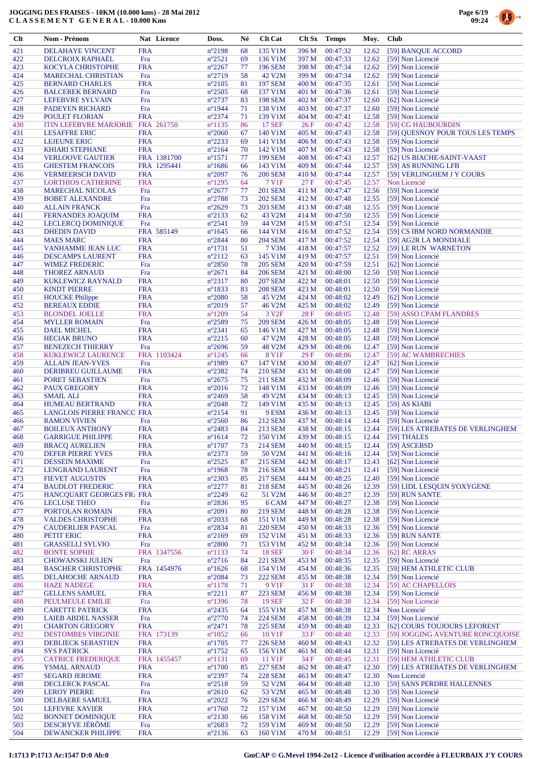# JOGGING DES FRAISES - 10KM (10.000 kms) - 28 Mai 2012
## CLASSEMENT GENERAL - 10.000 Kms

| Clt | Nom - Prénom | Nat | Licence | Doss. | Né | Clt Cat | Clt Sx | Temps | Moy. | Club |
|---|---|---|---|---|---|---|---|---|---|---|
| 421 | DELAHAYE VINCENT | FRA | | n°2198 | 68 | 135 V1M | 396 M | 00:47:32 | 12.62 | [59] BANQUE ACCORD |
| 422 | DELCROIX RAPHAËL | Fra | | n°2521 | 69 | 136 V1M | 397 M | 00:47:33 | 12.62 | [59] Non Licencié |
| 423 | KOCYLA CHRISTOPHE | FRA | | n°2267 | 77 | 196 SEM | 398 M | 00:47:34 | 12.62 | [59] Non Licencié |
| 424 | MARECHAL CHRISTIAN | Fra | | n°2719 | 58 | 42 V2M | 399 M | 00:47:34 | 12.62 | [59] Non Licencié |
| 425 | BERNARD CHARLES | FRA | | n°2105 | 81 | 197 SEM | 400 M | 00:47:35 | 12.61 | [59] Non Licencié |
| 426 | BALCEREK BERNARD | Fra | | n°2505 | 68 | 137 V1M | 401 M | 00:47:36 | 12.61 | [59] Non Licencié |
| 427 | LEFEBVRE SYLVAIN | Fra | | n°2737 | 83 | 198 SEM | 402 M | 00:47:37 | 12.60 | [62] Non Licencié |
| 428 | PADEYEN RICHARD | Fra | | n°1944 | 71 | 138 V1M | 403 M | 00:47:37 | 12.60 | [59] Non Licencié |
| 429 | POULET FLORIAN | FRA | | n°2374 | 71 | 139 V1M | 404 M | 00:47:41 | 12.58 | [59] Non Licencié |
| 430 | ITIN LEFEBVRE MARJORIE | FRA | 261750 | n°1135 | 86 | 17 SEF | 26 F | 00:47:42 | 12.58 | [59] CG HAUBOURDIN |
| 431 | LESAFFRE ERIC | FRA | | n°2060 | 67 | 140 V1M | 405 M | 00:47:43 | 12.58 | [59] QUESNOY POUR TOUS LES TEMPS |
| 432 | LEJEUNE ERIC | FRA | | n°2233 | 69 | 141 V1M | 406 M | 00:47:43 | 12.58 | [59] Non Licencié |
| 433 | KHIARI STEPHANE | FRA | | n°2164 | 70 | 142 V1M | 407 M | 00:47:43 | 12.58 | [59] Non Licencié |
| 434 | VERLOOVE GAUTIER | FRA | 1381700 | n°1571 | 77 | 199 SEM | 408 M | 00:47:43 | 12.57 | [62] US BIACHE-SAINT-VAAST |
| 435 | GHESTEM FRANCOIS | FRA | 1295441 | n°1686 | 66 | 143 V1M | 409 M | 00:47:44 | 12.57 | [59] AS RUNNING LFB |
| 436 | VERMEERSCH DAVID | FRA | | n°2097 | 76 | 200 SEM | 410 M | 00:47:44 | 12.57 | [59] VERLINGHEM J Y COURS |
| 437 | LORTHIOS CATHERINE | FRA | | n°1295 | 64 | 7 V1F | 27 F | 00:47:45 | 12.57 | Non Licencié |
| 438 | MARECHAL NICOLAS | Fra | | n°2677 | 77 | 201 SEM | 411 M | 00:47:47 | 12.56 | [59] Non Licencié |
| 439 | BOBET ALEXANDRE | Fra | | n°2788 | 73 | 202 SEM | 412 M | 00:47:48 | 12.55 | [59] Non Licencié |
| 440 | ALLAIN FRANCK | Fra | | n°2629 | 73 | 203 SEM | 413 M | 00:47:48 | 12.55 | [59] Non Licencié |
| 441 | FERNANDES JOAQUIM | FRA | | n°2133 | 62 | 43 V2M | 414 M | 00:47:50 | 12.55 | [59] Non Licencié |
| 442 | LECLERCQ DOMINIQUE | Fra | | n°2541 | 59 | 44 V2M | 415 M | 00:47:51 | 12.54 | [59] Non Licencié |
| 443 | DHEDIN DAVID | FRA | 585149 | n°1645 | 66 | 144 V1M | 416 M | 00:47:52 | 12.54 | [59] CS IBM NORD NORMANDIE |
| 444 | MAES MARC | FRA | | n°2844 | 80 | 204 SEM | 417 M | 00:47:52 | 12.54 | [59] AG2R LA MONDIALE |
| 445 | VANHAMME JEAN LUC | FRA | | n°1731 | 51 | 7 V3M | 418 M | 00:47:57 | 12.52 | [59] LE RUN WARNETON |
| 446 | DESCAMPS LAURENT | FRA | | n°2112 | 63 | 145 V1M | 419 M | 00:47:57 | 12.51 | [59] Non Licencié |
| 447 | WIMEZ FREDERIC | Fra | | n°2850 | 78 | 205 SEM | 420 M | 00:47:59 | 12.51 | [62] Non Licencié |
| 448 | THOREZ ARNAUD | Fra | | n°2671 | 84 | 206 SEM | 421 M | 00:48:00 | 12.50 | [59] Non Licencié |
| 449 | KUKLEWICZ RAYNALD | FRA | | n°2317 | 80 | 207 SEM | 422 M | 00:48:01 | 12.50 | [59] Non Licencié |
| 450 | KINDT PIERRE | FRA | | n°1833 | 83 | 208 SEM | 423 M | 00:48:01 | 12.50 | [59] Non Licencié |
| 451 | HOUCKE Philippe | FRA | | n°2080 | 58 | 45 V2M | 424 M | 00:48:02 | 12.49 | [62] Non Licencié |
| 452 | BEREAUX EDDIE | FRA | | n°2019 | 57 | 46 V2M | 425 M | 00:48:02 | 12.49 | [59] Non Licencié |
| 453 | BLONDEL JOELLE | FRA | | n°1209 | 54 | 3 V2F | 28 F | 00:48:05 | 12.48 | [59] ASSO CPAM FLANDRES |
| 454 | MYLLER ROMAIN | Fra | | n°2589 | 75 | 209 SEM | 426 M | 00:48:05 | 12.48 | [59] Non Licencié |
| 455 | DAEL MICHEL | FRA | | n°2341 | 65 | 146 V1M | 427 M | 00:48:05 | 12.48 | [59] Non Licencié |
| 456 | HECIAK BRUNO | FRA | | n°2215 | 60 | 47 V2M | 428 M | 00:48:05 | 12.48 | [59] Non Licencié |
| 457 | BENEZECH THIERRY | Fra | | n°2696 | 59 | 48 V2M | 429 M | 00:48:06 | 12.47 | [59] Non Licencié |
| 458 | KUKLEWICZ LAURENCE | FRA | 1103424 | n°1245 | 66 | 8 V1F | 29 F | 00:48:06 | 12.47 | [59] AC WAMBRECHIES |
| 459 | ALLAIN JEAN-YVES | Fra | | n°1989 | 67 | 147 V1M | 430 M | 00:48:07 | 12.47 | [62] Non Licencié |
| 460 | DERIBREU GUILLAUME | FRA | | n°2382 | 74 | 210 SEM | 431 M | 00:48:08 | 12.47 | [59] Non Licencié |
| 461 | PORET SEBASTIEN | Fra | | n°2675 | 75 | 211 SEM | 432 M | 00:48:09 | 12.46 | [59] Non Licencié |
| 462 | PAUX GREGORY | FRA | | n°2016 | 72 | 148 V1M | 433 M | 00:48:09 | 12.46 | [59] Non Licencié |
| 463 | SMAIL ALI | FRA | | n°2469 | 58 | 49 V2M | 434 M | 00:48:13 | 12.45 | [59] Non Licencié |
| 464 | HUMEAU BERTRAND | FRA | | n°2048 | 72 | 149 V1M | 435 M | 00:48:13 | 12.45 | [59] AS KIABI |
| 465 | LANGLOIS PIERRE FRANCO | FRA | | n°2154 | 91 | 9 ESM | 436 M | 00:48:13 | 12.45 | [59] Non Licencié |
| 466 | RAMON VIVIEN | Fra | | n°2560 | 86 | 212 SEM | 437 M | 00:48:14 | 12.44 | [59] Non Licencié |
| 467 | BOILEUX ANTHONY | FRA | | n°2483 | 84 | 213 SEM | 438 M | 00:48:15 | 12.44 | [59] LES ATREBATES DE VERLINGHEM |
| 468 | GARRIGUE PHILIPPE | FRA | | n°1614 | 72 | 150 V1M | 439 M | 00:48:15 | 12.44 | [59] THALES |
| 469 | BRACQ AURELIEN | FRA | | n°1707 | 73 | 214 SEM | 440 M | 00:48:15 | 12.44 | [59] ASCEBSD |
| 470 | DEFER PIERRE YVES | FRA | | n°2373 | 59 | 50 V2M | 441 M | 00:48:16 | 12.44 | [59] Non Licencié |
| 471 | DESSEIN MAXIME | Fra | | n°2525 | 87 | 215 SEM | 442 M | 00:48:17 | 12.43 | [62] Non Licencié |
| 472 | LENGRAND LAURENT | Fra | | n°1968 | 78 | 216 SEM | 443 M | 00:48:21 | 12.41 | [59] Non Licencié |
| 473 | FIEVET AUGUSTIN | FRA | | n°2303 | 85 | 217 SEM | 444 M | 00:48:25 | 12.40 | [59] Non Licencié |
| 474 | BAUDLOT FREDERIC | FRA | | n°2277 | 81 | 218 SEM | 445 M | 00:48:26 | 12.39 | [59] LIDL LESQUIN S'OXYGENE |
| 475 | HANCQUART GEORGES FR. | FRA | | n°2249 | 62 | 51 V2M | 446 M | 00:48:27 | 12.39 | [59] RUN SANTE |
| 476 | LECLUSE THEO | Fra | | n°2836 | 95 | 6 CAM | 447 M | 00:48:27 | 12.38 | [59] Non Licencié |
| 477 | PORTOLAN ROMAIN | FRA | | n°2091 | 80 | 219 SEM | 448 M | 00:48:28 | 12.38 | [59] Non Licencié |
| 478 | VALDES CHRISTOPHE | FRA | | n°2033 | 68 | 151 V1M | 449 M | 00:48:28 | 12.38 | [59] Non Licencié |
| 479 | CAUDERLIER PASCAL | Fra | | n°2834 | 81 | 220 SEM | 450 M | 00:48:33 | 12.36 | [59] Non Licencié |
| 480 | PETIT ERIC | FRA | | n°2169 | 69 | 152 V1M | 451 M | 00:48:33 | 12.36 | [59] RUN SANTE |
| 481 | GRASSELLI SYLVIO | Fra | | n°2800 | 71 | 153 V1M | 452 M | 00:48:34 | 12.36 | [59] Non Licencié |
| 482 | BONTE SOPHIE | FRA | 1347556 | n°1133 | 74 | 18 SEF | 30 F | 00:48:34 | 12.36 | [62] RC ARRAS |
| 483 | CHOWANSKI JULIEN | Fra | | n°2716 | 84 | 221 SEM | 453 M | 00:48:35 | 12.35 | [59] Non Licencié |
| 484 | BASCHER CHRISTOPHE | FRA | 1454976 | n°1626 | 68 | 154 V1M | 454 M | 00:48:36 | 12.35 | [59] HEM ATHLETIC CLUB |
| 485 | DELAHOCHE ARNAUD | FRA | | n°2084 | 73 | 222 SEM | 455 M | 00:48:38 | 12.34 | [59] Non Licencié |
| 486 | HAZE NADEGE | FRA | | n°1178 | 71 | 9 V1F | 31 F | 00:48:38 | 12.34 | [59] AC CAPPELLOIS |
| 487 | GELLENS SAMUEL | FRA | | n°2211 | 87 | 223 SEM | 456 M | 00:48:38 | 12.34 | [59] Non Licencié |
| 488 | PEULMEULE EMILIE | Fra | | n°1396 | 78 | 19 SEF | 32 F | 00:48:38 | 12.34 | [59] Non Licencié |
| 489 | CARETTE PATRICK | FRA | | n°2435 | 64 | 155 V1M | 457 M | 00:48:38 | 12.34 | Non Licencié |
| 490 | LAIEB ABDEL NASSER | Fra | | n°2770 | 74 | 224 SEM | 458 M | 00:48:39 | 12.34 | [59] Non Licencié |
| 491 | CHARTON GREGORY | FRA | | n°2471 | 78 | 225 SEM | 459 M | 00:48:40 | 12.33 | [62] COURS TOUJOURS LEFOREST |
| 492 | DESTOMBES VIRGINIE | FRA | 173139 | n°1052 | 66 | 10 V1F | 33 F | 00:48:40 | 12.33 | [59] JOGGING AVENTURE RONCQUOISE |
| 493 | DEBLIECK SEBASTIEN | FRA | | n°1705 | 77 | 226 SEM | 460 M | 00:48:43 | 12.32 | [59] LES ATREBATES DE VERLINGHEM |
| 494 | SYS PATRICK | FRA | | n°1752 | 65 | 156 V1M | 461 M | 00:48:44 | 12.31 | [59] Non Licencié |
| 495 | CATRICE FREDERIQUE | FRA | 1455457 | n°1131 | 69 | 11 V1F | 34 F | 00:48:45 | 12.31 | [59] HEM ATHLETIC CLUB |
| 496 | YSMAL ARNAUD | FRA | | n°1700 | 85 | 227 SEM | 462 M | 00:48:47 | 12.30 | [59] LES ATREBATES DE VERLINGHEM |
| 497 | SEGARD JEROME | FRA | | n°2397 | 74 | 228 SEM | 463 M | 00:48:47 | 12.30 | Non Licencié |
| 498 | DECLERCK PASCAL | Fra | | n°2518 | 59 | 52 V2M | 464 M | 00:48:48 | 12.30 | [59] SANS PERDRE HALLENNES |
| 499 | LEROY PIERRE | Fra | | n°2610 | 62 | 53 V2M | 465 M | 00:48:48 | 12.30 | [59] Non Licencié |
| 500 | DELBAERE SAMUEL | FRA | | n°2022 | 76 | 229 SEM | 466 M | 00:48:49 | 12.29 | [59] Non Licencié |
| 501 | LEFEVRE XAVIER | FRA | | n°1760 | 72 | 157 V1M | 467 M | 00:48:50 | 12.29 | [59] Non Licencié |
| 502 | BONNET DOMINIQUE | FRA | | n°2130 | 66 | 158 V1M | 468 M | 00:48:50 | 12.29 | [59] Non Licencié |
| 503 | DESCRYVE JÉRÔME | Fra | | n°2683 | 72 | 159 V1M | 469 M | 00:48:50 | 12.29 | [59] Non Licencié |
| 504 | DEWANCKER PHILIPPE | FRA | | n°2136 | 63 | 160 V1M | 470 M | 00:48:51 | 12.29 | [59] Non Licencié |

I:1713 P:1713 Ar:1547 D:0 Ab:0

GmCAP © G.Mevel 1994-2o12 - Licence d'utilisation accordée à FLEURBAIX J'Y COURS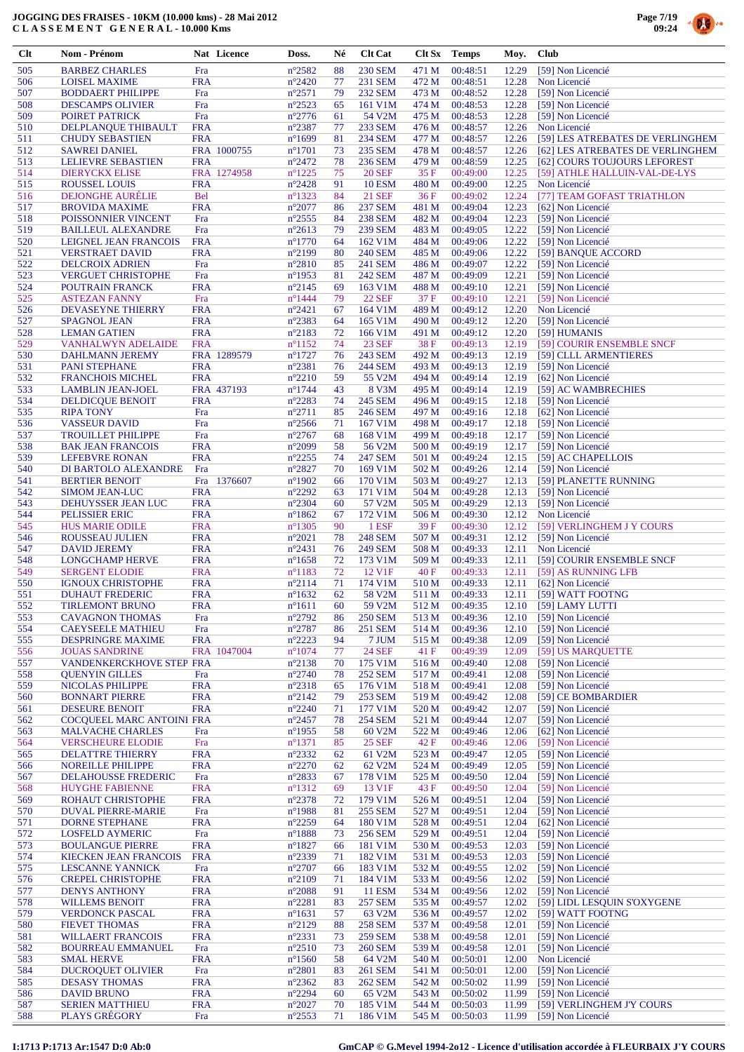# JOGGING DES FRAISES - 10KM (10.000 kms) - 28 Mai 2012
## C L A S S E M E N T G E N E R A L - 10.000 Kms

| Clt | Nom - Prénom | Nat | Licence | Doss. | Né | Clt Cat | Clt Sx | Temps | Moy. | Club |
|---|---|---|---|---|---|---|---|---|---|---|
| 505 | BARBEZ CHARLES | Fra | | n°2582 | 88 | 230 SEM | 471 M | 00:48:51 | 12.29 | [59] Non Licencié |
| 506 | LOISEL MAXIME | FRA | | n°2420 | 77 | 231 SEM | 472 M | 00:48:51 | 12.28 | Non Licencié |
| 507 | BODDAERT PHILIPPE | Fra | | n°2571 | 79 | 232 SEM | 473 M | 00:48:52 | 12.28 | [59] Non Licencié |
| 508 | DESCAMPS OLIVIER | Fra | | n°2523 | 65 | 161 V1M | 474 M | 00:48:53 | 12.28 | [59] Non Licencié |
| 509 | POIRET PATRICK | Fra | | n°2776 | 61 | 54 V2M | 475 M | 00:48:53 | 12.28 | [59] Non Licencié |
| 510 | DELPLANQUE THIBAULT | FRA | | n°2387 | 77 | 233 SEM | 476 M | 00:48:57 | 12.26 | Non Licencié |
| 511 | CHUDY SEBASTIEN | FRA | | n°1699 | 81 | 234 SEM | 477 M | 00:48:57 | 12.26 | [59] LES ATREBATES DE VERLINGHEM |
| 512 | SAWREI DANIEL | FRA | 1000755 | n°1701 | 73 | 235 SEM | 478 M | 00:48:57 | 12.26 | [62] LES ATREBATES DE VERLINGHEM |
| 513 | LELIEVRE SEBASTIEN | FRA | | n°2472 | 78 | 236 SEM | 479 M | 00:48:59 | 12.25 | [62] COURS TOUJOURS LEFOREST |
| 514 | DIERYCKX ELISE | FRA | 1274958 | n°1225 | 75 | 20 SEF | 35 F | 00:49:00 | 12.25 | [59] ATHLE HALLUIN-VAL-DE-LYS |
| 515 | ROUSSEL LOUIS | FRA | | n°2428 | 91 | 10 ESM | 480 M | 00:49:00 | 12.25 | Non Licencié |
| 516 | DEJONGHE AURÉLIE | Bel | | n°1323 | 84 | 21 SEF | 36 F | 00:49:02 | 12.24 | [77] TEAM GOFAST TRIATHLON |
| 517 | BROVIDA MAXIME | FRA | | n°2077 | 86 | 237 SEM | 481 M | 00:49:04 | 12.23 | [62] Non Licencié |
| 518 | POISSONNIER VINCENT | Fra | | n°2555 | 84 | 238 SEM | 482 M | 00:49:04 | 12.23 | [59] Non Licencié |
| 519 | BAILLEUL ALEXANDRE | Fra | | n°2613 | 79 | 239 SEM | 483 M | 00:49:05 | 12.22 | [59] Non Licencié |
| 520 | LEIGNEL JEAN FRANCOIS | FRA | | n°1770 | 64 | 162 V1M | 484 M | 00:49:06 | 12.22 | [59] Non Licencié |
| 521 | VERSTRAET DAVID | FRA | | n°2199 | 80 | 240 SEM | 485 M | 00:49:06 | 12.22 | [59] BANQUE ACCORD |
| 522 | DELCROIX ADRIEN | Fra | | n°2810 | 85 | 241 SEM | 486 M | 00:49:07 | 12.22 | [59] Non Licencié |
| 523 | VERGUET CHRISTOPHE | Fra | | n°1953 | 81 | 242 SEM | 487 M | 00:49:09 | 12.21 | [59] Non Licencié |
| 524 | POUTRAIN FRANCK | FRA | | n°2145 | 69 | 163 V1M | 488 M | 00:49:10 | 12.21 | [59] Non Licencié |
| 525 | ASTEZAN FANNY | Fra | | n°1444 | 79 | 22 SEF | 37 F | 00:49:10 | 12.21 | [59] Non Licencié |
| 526 | DEVASEYNE THIERRY | FRA | | n°2421 | 67 | 164 V1M | 489 M | 00:49:12 | 12.20 | Non Licencié |
| 527 | SPAGNOL JEAN | FRA | | n°2383 | 64 | 165 V1M | 490 M | 00:49:12 | 12.20 | [59] Non Licencié |
| 528 | LEMAN GATIEN | FRA | | n°2183 | 72 | 166 V1M | 491 M | 00:49:12 | 12.20 | [59] HUMANIS |
| 529 | VANHALWYN ADELAIDE | FRA | | n°1152 | 74 | 23 SEF | 38 F | 00:49:13 | 12.19 | [59] COURIR ENSEMBLE SNCF |
| 530 | DAHLMANN JEREMY | FRA | 1289579 | n°1727 | 76 | 243 SEM | 492 M | 00:49:13 | 12.19 | [59] CLLL ARMENTIERES |
| 531 | PANI STEPHANE | FRA | | n°2381 | 76 | 244 SEM | 493 M | 00:49:13 | 12.19 | [59] Non Licencié |
| 532 | FRANCHOIS MICHEL | FRA | | n°2210 | 59 | 55 V2M | 494 M | 00:49:14 | 12.19 | [62] Non Licencié |
| 533 | LAMBLIN JEAN-JOEL | FRA | 437193 | n°1744 | 43 | 8 V3M | 495 M | 00:49:14 | 12.19 | [59] AC WAMBRECHIES |
| 534 | DELDICQUE BENOIT | FRA | | n°2283 | 74 | 245 SEM | 496 M | 00:49:15 | 12.18 | [59] Non Licencié |
| 535 | RIPA TONY | Fra | | n°2711 | 85 | 246 SEM | 497 M | 00:49:16 | 12.18 | [62] Non Licencié |
| 536 | VASSEUR DAVID | Fra | | n°2566 | 71 | 167 V1M | 498 M | 00:49:17 | 12.18 | [59] Non Licencié |
| 537 | TROUILLET PHILIPPE | Fra | | n°2767 | 68 | 168 V1M | 499 M | 00:49:18 | 12.17 | [59] Non Licencié |
| 538 | BAK JEAN FRANCOIS | FRA | | n°2099 | 58 | 56 V2M | 500 M | 00:49:19 | 12.17 | [59] Non Licencié |
| 539 | LEFEBVRE RONAN | FRA | | n°2255 | 74 | 247 SEM | 501 M | 00:49:24 | 12.15 | [59] AC CHAPELLOIS |
| 540 | DI BARTOLO ALEXANDRE | Fra | | n°2827 | 70 | 169 V1M | 502 M | 00:49:26 | 12.14 | [59] Non Licencié |
| 541 | BERTIER BENOIT | Fra | 1376607 | n°1902 | 66 | 170 V1M | 503 M | 00:49:27 | 12.13 | [59] PLANETTE RUNNING |
| 542 | SIMOM JEAN-LUC | FRA | | n°2292 | 63 | 171 V1M | 504 M | 00:49:28 | 12.13 | [59] Non Licencié |
| 543 | DEHUYSSER JEAN LUC | FRA | | n°2304 | 60 | 57 V2M | 505 M | 00:49:29 | 12.13 | [59] Non Licencié |
| 544 | PELISSIER ERIC | FRA | | n°1862 | 67 | 172 V1M | 506 M | 00:49:30 | 12.12 | Non Licencié |
| 545 | HUS MARIE ODILE | FRA | | n°1305 | 90 | 1 ESF | 39 F | 00:49:30 | 12.12 | [59] VERLINGHEM J Y COURS |
| 546 | ROUSSEAU JULIEN | FRA | | n°2021 | 78 | 248 SEM | 507 M | 00:49:31 | 12.12 | [59] Non Licencié |
| 547 | DAVID JEREMY | FRA | | n°2431 | 76 | 249 SEM | 508 M | 00:49:33 | 12.11 | Non Licencié |
| 548 | LONGCHAMP HERVE | FRA | | n°1658 | 72 | 173 V1M | 509 M | 00:49:33 | 12.11 | [59] COURIR ENSEMBLE SNCF |
| 549 | SERGENT ELODIE | FRA | | n°1183 | 72 | 12 V1F | 40 F | 00:49:33 | 12.11 | [59] AS RUNNING LFB |
| 550 | IGNOUX CHRISTOPHE | FRA | | n°2114 | 71 | 174 V1M | 510 M | 00:49:33 | 12.11 | [62] Non Licencié |
| 551 | DUHAUT FREDERIC | FRA | | n°1632 | 62 | 58 V2M | 511 M | 00:49:33 | 12.11 | [59] WATT FOOTNG |
| 552 | TIRLEMONT BRUNO | FRA | | n°1611 | 60 | 59 V2M | 512 M | 00:49:35 | 12.10 | [59] LAMY LUTTI |
| 553 | CAVAGNON THOMAS | Fra | | n°2792 | 86 | 250 SEM | 513 M | 00:49:36 | 12.10 | [59] Non Licencié |
| 554 | CAEYSEELE MATHIEU | Fra | | n°2787 | 86 | 251 SEM | 514 M | 00:49:36 | 12.10 | [59] Non Licencié |
| 555 | DESPRINGRE MAXIME | FRA | | n°2223 | 94 | 7 JUM | 515 M | 00:49:38 | 12.09 | [59] Non Licencié |
| 556 | JOUAS SANDRINE | FRA | 1047004 | n°1074 | 77 | 24 SEF | 41 F | 00:49:39 | 12.09 | [59] US MARQUETTE |
| 557 | VANDENKERCKHOVE STEP | FRA | | n°2138 | 70 | 175 V1M | 516 M | 00:49:40 | 12.08 | [59] Non Licencié |
| 558 | QUENYIN GILLES | Fra | | n°2740 | 78 | 252 SEM | 517 M | 00:49:41 | 12.08 | [59] Non Licencié |
| 559 | NICOLAS PHILIPPE | FRA | | n°2318 | 65 | 176 V1M | 518 M | 00:49:41 | 12.08 | [59] Non Licencié |
| 560 | BONNART PIERRE | FRA | | n°2142 | 79 | 253 SEM | 519 M | 00:49:42 | 12.08 | [59] CE BOMBARDIER |
| 561 | DESEURE BENOIT | FRA | | n°2240 | 71 | 177 V1M | 520 M | 00:49:42 | 12.07 | [59] Non Licencié |
| 562 | COCQUEEL MARC ANTOINI | FRA | | n°2457 | 78 | 254 SEM | 521 M | 00:49:44 | 12.07 | [59] Non Licencié |
| 563 | MALVACHE CHARLES | Fra | | n°1955 | 58 | 60 V2M | 522 M | 00:49:46 | 12.06 | [62] Non Licencié |
| 564 | VERSCHEURE ELODIE | Fra | | n°1371 | 85 | 25 SEF | 42 F | 00:49:46 | 12.06 | [59] Non Licencié |
| 565 | DELATTRE THIERRY | FRA | | n°2332 | 62 | 61 V2M | 523 M | 00:49:47 | 12.05 | [59] Non Licencié |
| 566 | NOREILLE PHILIPPE | FRA | | n°2270 | 62 | 62 V2M | 524 M | 00:49:49 | 12.05 | [59] Non Licencié |
| 567 | DELAHOUSSE FREDERIC | Fra | | n°2833 | 67 | 178 V1M | 525 M | 00:49:50 | 12.04 | [59] Non Licencié |
| 568 | HUYGHE FABIENNE | FRA | | n°1312 | 69 | 13 V1F | 43 F | 00:49:50 | 12.04 | [59] Non Licencié |
| 569 | ROHAUT CHRISTOPHE | FRA | | n°2378 | 72 | 179 V1M | 526 M | 00:49:51 | 12.04 | [59] Non Licencié |
| 570 | DUVAL PIERRE-MARIE | Fra | | n°1988 | 81 | 255 SEM | 527 M | 00:49:51 | 12.04 | [59] Non Licencié |
| 571 | DORNE STEPHANE | FRA | | n°2259 | 64 | 180 V1M | 528 M | 00:49:51 | 12.04 | [62] Non Licencié |
| 572 | LOSFELD AYMERIC | Fra | | n°1888 | 73 | 256 SEM | 529 M | 00:49:51 | 12.04 | [59] Non Licencié |
| 573 | BOULANGUE PIERRE | FRA | | n°1827 | 66 | 181 V1M | 530 M | 00:49:53 | 12.03 | [59] Non Licencié |
| 574 | KIECKEN JEAN FRANCOIS | FRA | | n°2339 | 71 | 182 V1M | 531 M | 00:49:53 | 12.03 | [59] Non Licencié |
| 575 | LESCANNE YANNICK | Fra | | n°2707 | 66 | 183 V1M | 532 M | 00:49:55 | 12.02 | [59] Non Licencié |
| 576 | CREPEL CHRISTOPHE | FRA | | n°2109 | 71 | 184 V1M | 533 M | 00:49:56 | 12.02 | [59] Non Licencié |
| 577 | DENYS ANTHONY | FRA | | n°2088 | 91 | 11 ESM | 534 M | 00:49:56 | 12.02 | [59] Non Licencié |
| 578 | WILLEMS BENOIT | FRA | | n°2281 | 83 | 257 SEM | 535 M | 00:49:57 | 12.02 | [59] LIDL LESQUIN S'OXYGENE |
| 579 | VERDONCK PASCAL | FRA | | n°1631 | 57 | 63 V2M | 536 M | 00:49:57 | 12.02 | [59] WATT FOOTNG |
| 580 | FIEVET THOMAS | FRA | | n°2129 | 88 | 258 SEM | 537 M | 00:49:58 | 12.01 | [59] Non Licencié |
| 581 | WILLAERT FRANCOIS | FRA | | n°2331 | 73 | 259 SEM | 538 M | 00:49:58 | 12.01 | [59] Non Licencié |
| 582 | BOURREAU EMMANUEL | Fra | | n°2510 | 73 | 260 SEM | 539 M | 00:49:58 | 12.01 | [59] Non Licencié |
| 583 | SMAL HERVE | FRA | | n°1560 | 58 | 64 V2M | 540 M | 00:50:01 | 12.00 | Non Licencié |
| 584 | DUCROQUET OLIVIER | Fra | | n°2801 | 83 | 261 SEM | 541 M | 00:50:01 | 12.00 | [59] Non Licencié |
| 585 | DESASY THOMAS | FRA | | n°2362 | 83 | 262 SEM | 542 M | 00:50:02 | 11.99 | [59] Non Licencié |
| 586 | DAVID BRUNO | FRA | | n°2294 | 60 | 65 V2M | 543 M | 00:50:02 | 11.99 | [59] Non Licencié |
| 587 | SERIEN MATTHIEU | FRA | | n°2027 | 70 | 185 V1M | 544 M | 00:50:03 | 11.99 | [59] VERLINGHEM J'Y COURS |
| 588 | PLAYS GRÉGORY | Fra | | n°2553 | 71 | 186 V1M | 545 M | 00:50:03 | 11.99 | [59] Non Licencié |

I:1713 P:1713 Ar:1547 D:0 Ab:0

GmCAP © G.Mevel 1994-2012 - Licence d'utilisation accordée à FLEURBAIX J'Y COURS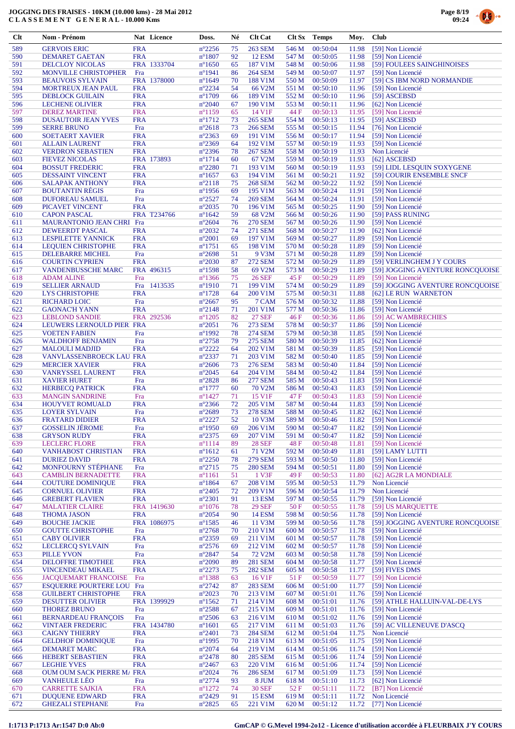# JOGGING DES FRAISES - 10KM (10.000 kms) - 28 Mai 2012
## C L A S S E M E N T G E N E R A L - 10.000 Kms

| Clt | Nom - Prénom | Nat | Licence | Doss. | Né | Clt Cat | Clt Sx | Temps | Moy. | Club |
|---|---|---|---|---|---|---|---|---|---|---|
| 589 | GERVOIS ERIC | FRA | | n°2256 | 75 | 263 SEM | 546 M | 00:50:04 | 11.98 | [59] Non Licencié |
| 590 | DEMARET GAETAN | FRA | | n°1807 | 92 | 12 ESM | 547 M | 00:50:05 | 11.98 | [59] Non Licencié |
| 591 | DELCLOY NICOLAS | FRA | 1333704 | n°1650 | 65 | 187 V1M | 548 M | 00:50:06 | 11.98 | [59] FOULEES SAINGHINOISES |
| 592 | MONVILLE CHRISTOPHER | Fra | | n°1941 | 86 | 264 SEM | 549 M | 00:50:07 | 11.97 | [59] Non Licencié |
| 593 | BEAUVOIS SYLVAIN | FRA | 1378000 | n°1649 | 70 | 188 V1M | 550 M | 00:50:09 | 11.97 | [59] CS IBM NORD NORMANDIE |
| 594 | MORTREUX JEAN PAUL | FRA | | n°2234 | 54 | 66 V2M | 551 M | 00:50:10 | 11.96 | [59] Non Licencié |
| 595 | DEBLOCK GUILAIN | FRA | | n°1709 | 66 | 189 V1M | 552 M | 00:50:10 | 11.96 | [59] ASCEBSD |
| 596 | LECHENE OLIVIER | FRA | | n°2040 | 67 | 190 V1M | 553 M | 00:50:11 | 11.96 | [62] Non Licencié |
| 597 | DEREZ MARTINE | FRA | | n°1159 | 65 | 14 V1F | 44 F | 00:50:13 | 11.95 | [59] Non Licencié |
| 598 | DUSAUTOIR JEAN YVES | FRA | | n°1712 | 73 | 265 SEM | 554 M | 00:50:13 | 11.95 | [59] ASCEBSD |
| 599 | SERRE BRUNO | Fra | | n°2618 | 73 | 266 SEM | 555 M | 00:50:15 | 11.94 | [76] Non Licencié |
| 600 | SOETAERT XAVIER | FRA | | n°2363 | 69 | 191 V1M | 556 M | 00:50:17 | 11.94 | [59] Non Licencié |
| 601 | ALLAIN LAURENT | FRA | | n°2369 | 64 | 192 V1M | 557 M | 00:50:19 | 11.93 | [59] Non Licencié |
| 602 | VERDRON SEBASTIEN | FRA | | n°2396 | 78 | 267 SEM | 558 M | 00:50:19 | 11.93 | Non Licencié |
| 603 | FIEVEZ NICOLAS | FRA | 173893 | n°1714 | 60 | 67 V2M | 559 M | 00:50:19 | 11.93 | [62] ASCEBSD |
| 604 | BOSSUT FREDERIC | FRA | | n°2280 | 71 | 193 V1M | 560 M | 00:50:19 | 11.93 | [59] LIDL LESQUIN S'OXYGENE |
| 605 | DESSAINT VINCENT | FRA | | n°1657 | 63 | 194 V1M | 561 M | 00:50:21 | 11.92 | [59] COURIR ENSEMBLE SNCF |
| 606 | SALAPAK ANTHONY | FRA | | n°2118 | 75 | 268 SEM | 562 M | 00:50:22 | 11.92 | [59] Non Licencié |
| 607 | BOUTANTIN RÉGIS | Fra | | n°1956 | 69 | 195 V1M | 563 M | 00:50:24 | 11.91 | [59] Non Licencié |
| 608 | DUFOREAU SAMUEL | Fra | | n°2527 | 74 | 269 SEM | 564 M | 00:50:24 | 11.91 | [59] Non Licencié |
| 609 | PICAVET VINCENT | FRA | | n°2035 | 70 | 196 V1M | 565 M | 00:50:25 | 11.90 | [59] Non Licencié |
| 610 | CAPON PASCAL | FRA | T234766 | n°1642 | 59 | 68 V2M | 566 M | 00:50:26 | 11.90 | [59] PASS RUNING |
| 611 | MAURANTONIO JEAN CHRI | Fra | | n°2604 | 76 | 270 SEM | 567 M | 00:50:26 | 11.90 | [59] Non Licencié |
| 612 | DEWEERDT PASCAL | FRA | | n°2032 | 74 | 271 SEM | 568 M | 00:50:27 | 11.90 | [62] Non Licencié |
| 613 | LESPILETTE YANNICK | FRA | | n°2001 | 69 | 197 V1M | 569 M | 00:50:27 | 11.89 | [59] Non Licencié |
| 614 | LEQUIEN CHRISTOPHE | FRA | | n°1751 | 65 | 198 V1M | 570 M | 00:50:28 | 11.89 | [59] Non Licencié |
| 615 | DELEBARRE MICHEL | Fra | | n°2698 | 51 | 9 V3M | 571 M | 00:50:28 | 11.89 | [59] Non Licencié |
| 616 | COURTIN CYPRIEN | FRA | | n°2030 | 87 | 272 SEM | 572 M | 00:50:29 | 11.89 | [59] VERLINGHEM J Y COURS |
| 617 | VANDENBUSSCHE MARC | FRA | 496315 | n°1598 | 58 | 69 V2M | 573 M | 00:50:29 | 11.89 | [59] JOGGING AVENTURE RONCQUOISE |
| 618 | ADAM ALINE | Fra | | n°1366 | 75 | 26 SEF | 45 F | 00:50:29 | 11.89 | [59] Non Licencié |
| 619 | SELLIER ARNAUD | Fra | 1413535 | n°1910 | 71 | 199 V1M | 574 M | 00:50:29 | 11.89 | [59] JOGGING AVENTURE RONCQUOISE |
| 620 | LYS CHRISTOPHE | FRA | | n°1728 | 64 | 200 V1M | 575 M | 00:50:31 | 11.88 | [62] LE RUN WARNETON |
| 621 | RICHARD LOIC | Fra | | n°2667 | 95 | 7 CAM | 576 M | 00:50:32 | 11.88 | [59] Non Licencié |
| 622 | GAONAC'H YANN | FRA | | n°2148 | 71 | 201 V1M | 577 M | 00:50:36 | 11.86 | [59] Non Licencié |
| 623 | LEBLOND SANDIE | FRA | 292536 | n°1205 | 82 | 27 SEF | 46 F | 00:50:36 | 11.86 | [59] AC WAMBRECHIES |
| 624 | LEUWERS LERNOULD PIER | FRA | | n°2051 | 76 | 273 SEM | 578 M | 00:50:37 | 11.86 | [59] Non Licencié |
| 625 | VOETEN FABIEN | Fra | | n°1992 | 78 | 274 SEM | 579 M | 00:50:38 | 11.85 | [59] Non Licencié |
| 626 | WALDHOFF BENJAMIN | Fra | | n°2758 | 79 | 275 SEM | 580 M | 00:50:39 | 11.85 | [62] Non Licencié |
| 627 | MALOULI MADJID | FRA | | n°2222 | 64 | 202 V1M | 581 M | 00:50:39 | 11.85 | [59] Non Licencié |
| 628 | VANVLASSENBROECK LAU | FRA | | n°2337 | 71 | 203 V1M | 582 M | 00:50:40 | 11.85 | [59] Non Licencié |
| 629 | MERCIER XAVIER | FRA | | n°2606 | 73 | 276 SEM | 583 M | 00:50:40 | 11.84 | [59] Non Licencié |
| 630 | VANRYSSEL LAURENT | FRA | | n°2045 | 64 | 204 V1M | 584 M | 00:50:42 | 11.84 | [59] Non Licencié |
| 631 | XAVIER HURET | Fra | | n°2828 | 86 | 277 SEM | 585 M | 00:50:43 | 11.83 | [59] Non Licencié |
| 632 | HERBECQ PATRICK | FRA | | n°1777 | 60 | 70 V2M | 586 M | 00:50:43 | 11.83 | [59] Non Licencié |
| 633 | MANGIN SANDRINE | Fra | | n°1427 | 71 | 15 V1F | 47 F | 00:50:43 | 11.83 | [59] Non Licencié |
| 634 | HOUYVET ROMUALD | FRA | | n°2366 | 72 | 205 V1M | 587 M | 00:50:44 | 11.83 | [59] Non Licencié |
| 635 | LOYER SYLVAIN | Fra | | n°2689 | 73 | 278 SEM | 588 M | 00:50:45 | 11.82 | [62] Non Licencié |
| 636 | FRATARD DIDIER | FRA | | n°2227 | 52 | 10 V3M | 589 M | 00:50:46 | 11.82 | [59] Non Licencié |
| 637 | GOSSELIN JÉROME | Fra | | n°1950 | 69 | 206 V1M | 590 M | 00:50:47 | 11.82 | [59] Non Licencié |
| 638 | GRYSON RUDY | FRA | | n°2375 | 69 | 207 V1M | 591 M | 00:50:47 | 11.82 | [59] Non Licencié |
| 639 | LECLERC FLORE | FRA | | n°1114 | 89 | 28 SEF | 48 F | 00:50:48 | 11.81 | [59] Non Licencié |
| 640 | VANHABOST CHRISTIAN | FRA | | n°1612 | 61 | 71 V2M | 592 M | 00:50:49 | 11.81 | [59] LAMY LUTTI |
| 641 | DURIEZ DAVID | FRA | | n°2250 | 78 | 279 SEM | 593 M | 00:50:50 | 11.80 | [59] Non Licencié |
| 642 | MONFOURNY STÉPHANE | Fra | | n°2715 | 75 | 280 SEM | 594 M | 00:50:51 | 11.80 | [59] Non Licencié |
| 643 | CAMBLIN BERNADETTE | FRA | | n°1161 | 51 | 1 V3F | 49 F | 00:50:53 | 11.80 | [62] AG2R LA MONDIALE |
| 644 | COUTURE DOMINIQUE | FRA | | n°1864 | 67 | 208 V1M | 595 M | 00:50:53 | 11.79 | Non Licencié |
| 645 | CORNUEL OLIVIER | FRA | | n°2405 | 72 | 209 V1M | 596 M | 00:50:54 | 11.79 | Non Licencié |
| 646 | GREBERT FLAVIEN | FRA | | n°2301 | 91 | 13 ESM | 597 M | 00:50:55 | 11.79 | [59] Non Licencié |
| 647 | MALATIER CLAIRE | FRA | 1419630 | n°1076 | 78 | 29 SEF | 50 F | 00:50:55 | 11.78 | [59] US MARQUETTE |
| 648 | THOMA JASON | FRA | | n°2054 | 90 | 14 ESM | 598 M | 00:50:56 | 11.78 | [59] Non Licencié |
| 649 | BOUCHE JACKIE | FRA | 1086975 | n°1585 | 46 | 11 V3M | 599 M | 00:50:56 | 11.78 | [59] JOGGING AVENTURE RONCQUOISE |
| 650 | GOUTTE CHRISTOPHE | Fra | | n°2768 | 70 | 210 V1M | 600 M | 00:50:57 | 11.78 | [59] Non Licencié |
| 651 | CABY OLIVIER | FRA | | n°2359 | 69 | 211 V1M | 601 M | 00:50:57 | 11.78 | [59] Non Licencié |
| 652 | LECLERCQ SYLVAIN | Fra | | n°2576 | 69 | 212 V1M | 602 M | 00:50:57 | 11.78 | [59] Non Licencié |
| 653 | PILLE YVON | Fra | | n°2847 | 54 | 72 V2M | 603 M | 00:50:58 | 11.78 | [59] Non Licencié |
| 654 | DELOFFRE TIMOTHEE | FRA | | n°2090 | 89 | 281 SEM | 604 M | 00:50:58 | 11.77 | [59] Non Licencié |
| 655 | VINCENDEAU MIKAEL | FRA | | n°2273 | 75 | 282 SEM | 605 M | 00:50:58 | 11.77 | [59] FIVES DMS |
| 656 | JACQUEMART FRANCOISE | Fra | | n°1388 | 63 | 16 V1F | 51 F | 00:50:59 | 11.77 | [59] Non Licencié |
| 657 | ESQUERRE POURTERE LOU | Fra | | n°2742 | 87 | 283 SEM | 606 M | 00:51:00 | 11.77 | [59] Non Licencié |
| 658 | GUILBERT CHRISTOPHE | FRA | | n°2023 | 70 | 213 V1M | 607 M | 00:51:01 | 11.76 | [59] Non Licencié |
| 659 | DESUTTER OLIVIER | FRA | 1399929 | n°1562 | 71 | 214 V1M | 608 M | 00:51:01 | 11.76 | [59] ATHLE HALLUIN-VAL-DE-LYS |
| 660 | THOREZ BRUNO | Fra | | n°2588 | 67 | 215 V1M | 609 M | 00:51:01 | 11.76 | [59] Non Licencié |
| 661 | BERNARDEAU FRANÇOIS | Fra | | n°2506 | 63 | 216 V1M | 610 M | 00:51:02 | 11.76 | [59] Non Licencié |
| 662 | VINTAER FREDERIC | FRA | 1434780 | n°1601 | 65 | 217 V1M | 611 M | 00:51:03 | 11.76 | [59] AC VILLENEUVE D'ASCQ |
| 663 | CAIGNY THIERRY | FRA | | n°2401 | 73 | 284 SEM | 612 M | 00:51:04 | 11.75 | Non Licencié |
| 664 | GELDHOF DOMINIQUE | Fra | | n°1995 | 70 | 218 V1M | 613 M | 00:51:05 | 11.75 | [59] Non Licencié |
| 665 | DEMARET MARC | FRA | | n°2074 | 64 | 219 V1M | 614 M | 00:51:06 | 11.74 | [59] Non Licencié |
| 666 | HEBERT SEBASTIEN | FRA | | n°2478 | 80 | 285 SEM | 615 M | 00:51:06 | 11.74 | [59] Non Licencié |
| 667 | LEGHIE YVES | FRA | | n°2467 | 63 | 220 V1M | 616 M | 00:51:06 | 11.74 | [59] Non Licencié |
| 668 | OUM OUM SACK PIERRE M. | FRA | | n°2024 | 76 | 286 SEM | 617 M | 00:51:09 | 11.73 | [59] Non Licencié |
| 669 | VANHEULE LÉO | Fra | | n°2774 | 93 | 8 JUM | 618 M | 00:51:10 | 11.73 | [62] Non Licencié |
| 670 | CARRETTE SAJKIA | FRA | | n°1272 | 74 | 30 SEF | 52 F | 00:51:11 | 11.72 | [B7] Non Licencié |
| 671 | DUQUENE EDWARD | FRA | | n°2429 | 91 | 15 ESM | 619 M | 00:51:11 | 11.72 | Non Licencié |
| 672 | GHEZALI STEPHANE | Fra | | n°2825 | 65 | 221 V1M | 620 M | 00:51:12 | 11.72 | [77] Non Licencié |

I:1713 P:1713 Ar:1547 D:0 Ab:0

GmCAP © G.Mevel 1994-2o12 - Licence d'utilisation accordée à FLEURBAIX J'Y COURS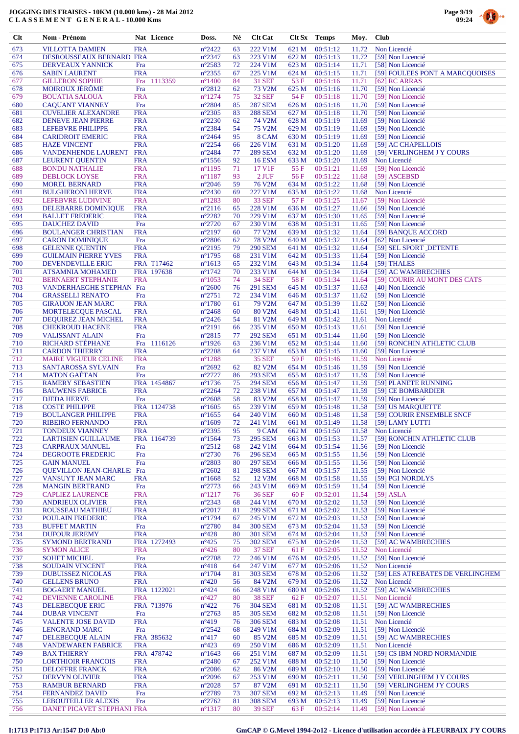# JOGGING DES FRAISES - 10KM (10.000 kms) - 28 Mai 2012
## CLASSEMENT GENERAL - 10.000 Kms

| Clt | Nom - Prénom | Nat | Licence | Doss. | Né | Clt Cat | Clt Sx | Temps | Moy. | Club |
|---|---|---|---|---|---|---|---|---|---|---|
| 673 | VILLOTTA DAMIEN | FRA | | n°2422 | 63 | 222 V1M | 621 M | 00:51:12 | 11.72 | Non Licencié |
| 674 | DESROUSSEAUX BERNARD | FRA | | n°2347 | 63 | 223 V1M | 622 M | 00:51:13 | 11.72 | [59] Non Licencié |
| 675 | DERVEAUX YANNICK | Fra | | n°2583 | 72 | 224 V1M | 623 M | 00:51:14 | 11.71 | [58] Non Licencié |
| 676 | SABIN LAURENT | FRA | | n°2355 | 67 | 225 V1M | 624 M | 00:51:15 | 11.71 | [59] FOULEES PONT A MARCQUOISES |
| 677 | GILLERON SOPHIE | Fra | 1113359 | n°1400 | 84 | 31 SEF | 53 F | 00:51:16 | 11.71 | [62] RC ARRAS |
| 678 | MOIROUX JÉRÔME | Fra | | n°2812 | 62 | 73 V2M | 625 M | 00:51:16 | 11.70 | [59] Non Licencié |
| 679 | BOUATIA SALOUA | FRA | | n°1274 | 75 | 32 SEF | 54 F | 00:51:18 | 11.70 | [59] Non Licencié |
| 680 | CAQUANT VIANNEY | Fra | | n°2804 | 85 | 287 SEM | 626 M | 00:51:18 | 11.70 | [59] Non Licencié |
| 681 | CUVELIER ALEXANDRE | FRA | | n°2305 | 83 | 288 SEM | 627 M | 00:51:18 | 11.70 | [59] Non Licencié |
| 682 | DENEVE JEAN PIERRE | FRA | | n°2230 | 62 | 74 V2M | 628 M | 00:51:19 | 11.69 | [59] Non Licencié |
| 683 | LEFEBVRE PHILIPPE | FRA | | n°2384 | 54 | 75 V2M | 629 M | 00:51:19 | 11.69 | [59] Non Licencié |
| 684 | CARIDROIT EMERIC | FRA | | n°2464 | 95 | 8 CAM | 630 M | 00:51:19 | 11.69 | [59] Non Licencié |
| 685 | HAZE VINCENT | FRA | | n°2254 | 66 | 226 V1M | 631 M | 00:51:20 | 11.69 | [59] AC CHAPELLOIS |
| 686 | VANDENHENDE LAURENT | FRA | | n°2484 | 77 | 289 SEM | 632 M | 00:51:20 | 11.69 | [59] VERLINGHEM J Y COURS |
| 687 | LEURENT QUENTIN | FRA | | n°1556 | 92 | 16 ESM | 633 M | 00:51:20 | 11.69 | Non Licencié |
| 688 | BONDU NATHALIE | FRA | | n°1195 | 71 | 17 V1F | 55 F | 00:51:21 | 11.69 | [59] Non Licencié |
| 689 | DEBLOCK LOYSE | FRA | | n°1187 | 93 | 2 JUF | 56 F | 00:51:22 | 11.68 | [59] ASCEBSD |
| 690 | MOREL BERNARD | FRA | | n°2046 | 59 | 76 V2M | 634 M | 00:51:22 | 11.68 | [59] Non Licencié |
| 691 | BULGHERONI HERVE | FRA | | n°2430 | 69 | 227 V1M | 635 M | 00:51:22 | 11.68 | Non Licencié |
| 692 | LEFEBVRE LUDIVINE | FRA | | n°1283 | 80 | 33 SEF | 57 F | 00:51:25 | 11.67 | [59] Non Licencié |
| 693 | DELEBARRE DOMINIQUE | FRA | | n°2116 | 65 | 228 V1M | 636 M | 00:51:27 | 11.66 | [59] Non Licencié |
| 694 | BALLET FREDERIC | FRA | | n°2282 | 70 | 229 V1M | 637 M | 00:51:30 | 11.65 | [59] Non Licencié |
| 695 | DAUCHEZ DAVID | Fra | | n°2720 | 67 | 230 V1M | 638 M | 00:51:31 | 11.65 | [59] Non Licencié |
| 696 | BOULANGER CHRISTIAN | FRA | | n°2197 | 60 | 77 V2M | 639 M | 00:51:32 | 11.64 | [59] BANQUE ACCORD |
| 697 | CARON DOMINIQUE | Fra | | n°2806 | 62 | 78 V2M | 640 M | 00:51:32 | 11.64 | [62] Non Licencié |
| 698 | GELENNE QUENTIN | FRA | | n°2195 | 79 | 290 SEM | 641 M | 00:51:32 | 11.64 | [59] SEL SPORT _DETENTE |
| 699 | GUILMAIN PIERRE YVES | FRA | | n°1795 | 68 | 231 V1M | 642 M | 00:51:33 | 11.64 | [59] Non Licencié |
| 700 | DEVENDEVILLE ERIC | FRA | T17462 | n°1613 | 65 | 232 V1M | 643 M | 00:51:34 | 11.64 | [59] THALES |
| 701 | ATSAMNIA MOHAMED | FRA | 197638 | n°1742 | 70 | 233 V1M | 644 M | 00:51:34 | 11.64 | [59] AC WAMBRECHIES |
| 702 | BERNAERT STEPHANIE | FRA | | n°1053 | 74 | 34 SEF | 58 F | 00:51:34 | 11.64 | [59] COURIR AU MONT DES CATS |
| 703 | VANDERHAEGHE STEPHAN | Fra | | n°2600 | 76 | 291 SEM | 645 M | 00:51:37 | 11.63 | [40] Non Licencié |
| 704 | GRASSELLI RENATO | Fra | | n°2751 | 72 | 234 V1M | 646 M | 00:51:37 | 11.62 | [59] Non Licencié |
| 705 | GIRAUON JEAN MARC | FRA | | n°1780 | 61 | 79 V2M | 647 M | 00:51:39 | 11.62 | [59] Non Licencié |
| 706 | MORTELECQUE PASCAL | FRA | | n°2468 | 60 | 80 V2M | 648 M | 00:51:41 | 11.61 | [59] Non Licencié |
| 707 | DEQUIREZ JEAN MICHEL | FRA | | n°2426 | 54 | 81 V2M | 649 M | 00:51:42 | 11.61 | Non Licencié |
| 708 | CHEKROUD HACENE | FRA | | n°2191 | 66 | 235 V1M | 650 M | 00:51:43 | 11.61 | [59] Non Licencié |
| 709 | VALISSANT ALAIN | Fra | | n°2815 | 77 | 292 SEM | 651 M | 00:51:44 | 11.60 | [59] Non Licencié |
| 710 | RICHARD STÉPHANE | Fra | 1116126 | n°1926 | 63 | 236 V1M | 652 M | 00:51:44 | 11.60 | [59] RONCHIN ATHLETIC CLUB |
| 711 | CARDON THIERRY | FRA | | n°2208 | 64 | 237 V1M | 653 M | 00:51:45 | 11.60 | [59] Non Licencié |
| 712 | MAIRE VIGUEUR CELINE | FRA | | n°1288 | | 35 SEF | 59 F | 00:51:46 | 11.59 | Non Licencié |
| 713 | SANTAROSSA SYLVAIN | Fra | | n°2692 | 62 | 82 V2M | 654 M | 00:51:46 | 11.59 | [59] Non Licencié |
| 714 | MATON GAÉTAN | Fra | | n°2727 | 86 | 293 SEM | 655 M | 00:51:47 | 11.59 | [59] Non Licencié |
| 715 | RAMERY SEBASTIEN | FRA | 1454867 | n°1736 | 75 | 294 SEM | 656 M | 00:51:47 | 11.59 | [59] PLANETE RUNNING |
| 716 | BAUWENS FABRICE | FRA | | n°2264 | 72 | 238 V1M | 657 M | 00:51:47 | 11.59 | [59] CE BOMBARDIER |
| 717 | DJEDA HERVE | Fra | | n°2608 | 58 | 83 V2M | 658 M | 00:51:47 | 11.59 | [59] Non Licencié |
| 718 | COSTE PHILIPPE | FRA | 1124738 | n°1605 | 65 | 239 V1M | 659 M | 00:51:48 | 11.58 | [59] US MARQUETTE |
| 719 | BOULANGER PHILIPPE | FRA | | n°1655 | 64 | 240 V1M | 660 M | 00:51:48 | 11.58 | [59] COURIR ENSEMBLE SNCF |
| 720 | RIBEIRO FERNANDO | FRA | | n°1609 | 72 | 241 V1M | 661 M | 00:51:49 | 11.58 | [59] LAMY LUTTI |
| 721 | TONDEUX VIANNEY | FRA | | n°2395 | 95 | 9 CAM | 662 M | 00:51:50 | 11.58 | Non Licencié |
| 722 | LARTISIEN GUILLAUME | FRA | 1164739 | n°1564 | 73 | 295 SEM | 663 M | 00:51:53 | 11.57 | [59] RONCHIN ATHLETIC CLUB |
| 723 | CARPRAUX MANUEL | Fra | | n°2512 | 68 | 242 V1M | 664 M | 00:51:54 | 11.56 | [59] Non Licencié |
| 724 | DEGROOTE FREDERIC | Fra | | n°2730 | 76 | 296 SEM | 665 M | 00:51:55 | 11.56 | [59] Non Licencié |
| 725 | GAIN MANUEL | Fra | | n°2803 | 80 | 297 SEM | 666 M | 00:51:55 | 11.56 | [59] Non Licencié |
| 726 | QUEVILLON JEAN-CHARLE | Fra | | n°2602 | 81 | 298 SEM | 667 M | 00:51:57 | 11.55 | [59] Non Licencié |
| 727 | VANSUYT JEAN MARC | FRA | | n°1668 | 52 | 12 V3M | 668 M | 00:51:58 | 11.55 | [59] PGI NORDLYS |
| 728 | MANGIN BERTRAND | Fra | | n°2773 | 66 | 243 V1M | 669 M | 00:51:59 | 11.54 | [59] Non Licencié |
| 729 | CAPLIEZ LAURENCE | FRA | | n°1217 | 76 | 36 SEF | 60 F | 00:52:01 | 11.54 | [59] ASLA |
| 730 | ANDRIEUX OLIVIER | FRA | | n°2343 | 68 | 244 V1M | 670 M | 00:52:02 | 11.53 | [59] Non Licencié |
| 731 | ROUSSEAU MATHIEU | FRA | | n°2017 | 81 | 299 SEM | 671 M | 00:52:02 | 11.53 | [59] Non Licencié |
| 732 | POULAIN FREDERIC | FRA | | n°1794 | 67 | 245 V1M | 672 M | 00:52:03 | 11.53 | [59] Non Licencié |
| 733 | BUFFET MARTIN | Fra | | n°2780 | 84 | 300 SEM | 673 M | 00:52:04 | 11.53 | [59] Non Licencié |
| 734 | DUFOUR JEREMY | FRA | | n°428 | 80 | 301 SEM | 674 M | 00:52:04 | 11.53 | [59] Non Licencié |
| 735 | SYMOND BERTRAND | FRA | 1272493 | n°425 | 75 | 302 SEM | 675 M | 00:52:04 | 11.53 | [59] AC WAMBRECHIES |
| 736 | SYMON ALICE | FRA | | n°426 | 80 | 37 SEF | 61 F | 00:52:05 | 11.52 | Non Licencié |
| 737 | SOHET MICHEL | Fra | | n°2708 | 72 | 246 V1M | 676 M | 00:52:05 | 11.52 | [59] Non Licencié |
| 738 | SOUDAIN VINCENT | FRA | | n°418 | 64 | 247 V1M | 677 M | 00:52:06 | 11.52 | Non Licencié |
| 739 | DUBUISSEZ NICOLAS | FRA | | n°1704 | 81 | 303 SEM | 678 M | 00:52:06 | 11.52 | [59] LES ATREBATES DE VERLINGHEM |
| 740 | GELLENS BRUNO | FRA | | n°420 | 56 | 84 V2M | 679 M | 00:52:06 | 11.52 | Non Licencié |
| 741 | BOGAERT MANUEL | FRA | 1122021 | n°424 | 66 | 248 V1M | 680 M | 00:52:06 | 11.52 | [59] AC WAMBRECHIES |
| 742 | DEVIENNE CAROLINE | FRA | | n°427 | 80 | 38 SEF | 62 F | 00:52:07 | 11.51 | Non Licencié |
| 743 | DELEBECQUE ERIC | FRA | 713976 | n°422 | 76 | 304 SEM | 681 M | 00:52:08 | 11.51 | [59] AC WAMBRECHIES |
| 744 | DUBAR VINCENT | Fra | | n°2763 | 85 | 305 SEM | 682 M | 00:52:08 | 11.51 | [59] Non Licencié |
| 745 | VALENTE JOSE DAVID | FRA | | n°419 | 76 | 306 SEM | 683 M | 00:52:08 | 11.51 | Non Licencié |
| 746 | LENGRAND MARC | Fra | | n°2542 | 68 | 249 V1M | 684 M | 00:52:09 | 11.51 | [59] Non Licencié |
| 747 | DELEBECQUE ALAIN | FRA | 385632 | n°417 | 60 | 85 V2M | 685 M | 00:52:09 | 11.51 | [59] AC WAMBRECHIES |
| 748 | VANDEWAREN FABRICE | FRA | | n°423 | 69 | 250 V1M | 686 M | 00:52:09 | 11.51 | Non Licencié |
| 749 | BAX THIERRY | FRA | 478742 | n°1643 | 66 | 251 V1M | 687 M | 00:52:09 | 11.51 | [59] CS IBM NORD NORMANDIE |
| 750 | LORTHIOIR FRANCOIS | FRA | | n°2480 | 67 | 252 V1M | 688 M | 00:52:10 | 11.50 | [59] Non Licencié |
| 751 | DELOFFRE FRANCK | FRA | | n°2086 | 62 | 86 V2M | 689 M | 00:52:10 | 11.50 | [59] Non Licencié |
| 752 | DERVYN OLIVIER | FRA | | n°2096 | 67 | 253 V1M | 690 M | 00:52:11 | 11.50 | [59] VERLINGHEM J Y COURS |
| 753 | RAMBUR BERNARD | FRA | | n°2028 | 57 | 87 V2M | 691 M | 00:52:11 | 11.50 | [59] VERLINGHEM J'Y COURS |
| 754 | FERNANDEZ DAVID | Fra | | n°2789 | 73 | 307 SEM | 692 M | 00:52:13 | 11.49 | [59] Non Licencié |
| 755 | LEBOUTEILLER ALEXIS | Fra | | n°2762 | 81 | 308 SEM | 693 M | 00:52:13 | 11.49 | [59] Non Licencié |
| 756 | DANET PICAVET STEPHANI | FRA | | n°1317 | 80 | 39 SEF | 63 F | 00:52:14 | 11.49 | [59] Non Licencié |

I:1713 P:1713 Ar:1547 D:0 Ab:0 GmCAP © G.Mevel 1994-2012 - Licence d'utilisation accordée à FLEURBAIX J'Y COURS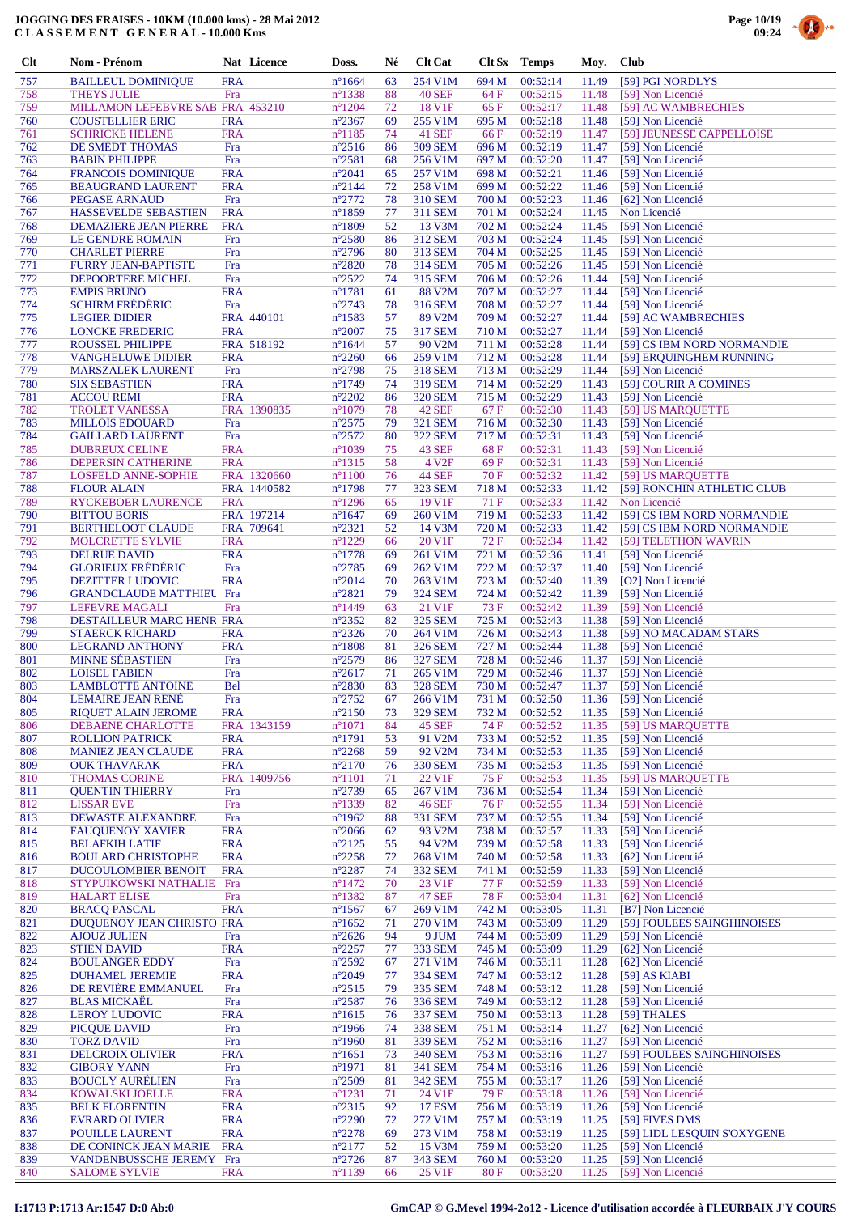**JOGGING DES FRAISES - 10KM (10.000 kms) - 28 Mai 2012**
**C L A S S E M E N T   G E N E R A L - 10.000 Kms**

| Clt | Nom - Prénom | Nat | Licence | Doss. | Né | Clt Cat | Clt Sx | Temps | Moy. | Club |
|---|---|---|---|---|---|---|---|---|---|---|
| 757 | BAILLEUL DOMINIQUE | FRA | | n°1664 | 63 | 254 V1M | 694 M | 00:52:14 | 11.49 | [59] PGI NORDLYS |
| 758 | THEYS JULIE | Fra | | n°1338 | 88 | 40 SEF | 64 F | 00:52:15 | 11.48 | [59] Non Licencié |
| 759 | MILLAMON LEFEBVRE SAB | FRA | 453210 | n°1204 | 72 | 18 V1F | 65 F | 00:52:17 | 11.48 | [59] AC WAMBRECHIES |
| 760 | COUSTELLIER ERIC | FRA | | n°2367 | 69 | 255 V1M | 695 M | 00:52:18 | 11.48 | [59] Non Licencié |
| 761 | SCHRICKE HELENE | FRA | | n°1185 | 74 | 41 SEF | 66 F | 00:52:19 | 11.47 | [59] JEUNESSE CAPPELLOISE |
| 762 | DE SMEDT THOMAS | Fra | | n°2516 | 86 | 309 SEM | 696 M | 00:52:19 | 11.47 | [59] Non Licencié |
| 763 | BABIN PHILIPPE | Fra | | n°2581 | 68 | 256 V1M | 697 M | 00:52:20 | 11.47 | [59] Non Licencié |
| 764 | FRANCOIS DOMINIQUE | FRA | | n°2041 | 65 | 257 V1M | 698 M | 00:52:21 | 11.46 | [59] Non Licencié |
| 765 | BEAUGRAND LAURENT | FRA | | n°2144 | 72 | 258 V1M | 699 M | 00:52:22 | 11.46 | [59] Non Licencié |
| 766 | PEGASE ARNAUD | Fra | | n°2772 | 78 | 310 SEM | 700 M | 00:52:23 | 11.46 | [62] Non Licencié |
| 767 | HASSEVELDE SEBASTIEN | FRA | | n°1859 | 77 | 311 SEM | 701 M | 00:52:24 | 11.45 | Non Licencié |
| 768 | DEMAZIERE JEAN PIERRE | FRA | | n°1809 | 52 | 13 V3M | 702 M | 00:52:24 | 11.45 | [59] Non Licencié |
| 769 | LE GENDRE ROMAIN | Fra | | n°2580 | 86 | 312 SEM | 703 M | 00:52:24 | 11.45 | [59] Non Licencié |
| 770 | CHARLET PIERRE | Fra | | n°2796 | 80 | 313 SEM | 704 M | 00:52:25 | 11.45 | [59] Non Licencié |
| 771 | FURRY JEAN-BAPTISTE | Fra | | n°2820 | 78 | 314 SEM | 705 M | 00:52:26 | 11.45 | [59] Non Licencié |
| 772 | DEPOORTERE MICHEL | Fra | | n°2522 | 74 | 315 SEM | 706 M | 00:52:26 | 11.44 | [59] Non Licencié |
| 773 | EMPIS BRUNO | FRA | | n°1781 | 61 | 88 V2M | 707 M | 00:52:27 | 11.44 | [59] Non Licencié |
| 774 | SCHIRM FRÉDÉRIC | Fra | | n°2743 | 78 | 316 SEM | 708 M | 00:52:27 | 11.44 | [59] Non Licencié |
| 775 | LEGIER DIDIER | FRA | 440101 | n°1583 | 57 | 89 V2M | 709 M | 00:52:27 | 11.44 | [59] AC WAMBRECHIES |
| 776 | LONCKE FREDERIC | FRA | | n°2007 | 75 | 317 SEM | 710 M | 00:52:27 | 11.44 | [59] Non Licencié |
| 777 | ROUSSEL PHILIPPE | FRA | 518192 | n°1644 | 57 | 90 V2M | 711 M | 00:52:28 | 11.44 | [59] CS IBM NORD NORMANDIE |
| 778 | VANGHELUWE DIDIER | FRA | | n°2260 | 66 | 259 V1M | 712 M | 00:52:28 | 11.44 | [59] ERQUINGHEM RUNNING |
| 779 | MARSZALEK LAURENT | Fra | | n°2798 | 75 | 318 SEM | 713 M | 00:52:29 | 11.44 | [59] Non Licencié |
| 780 | SIX SEBASTIEN | FRA | | n°1749 | 74 | 319 SEM | 714 M | 00:52:29 | 11.43 | [59] COURIR A COMINES |
| 781 | ACCOU REMI | FRA | | n°2202 | 86 | 320 SEM | 715 M | 00:52:29 | 11.43 | [59] Non Licencié |
| 782 | TROLET VANESSA | FRA | 1390835 | n°1079 | 78 | 42 SEF | 67 F | 00:52:30 | 11.43 | [59] US MARQUETTE |
| 783 | MILLOIS EDOUARD | Fra | | n°2575 | 79 | 321 SEM | 716 M | 00:52:30 | 11.43 | [59] Non Licencié |
| 784 | GAILLARD LAURENT | Fra | | n°2572 | 80 | 322 SEM | 717 M | 00:52:31 | 11.43 | [59] Non Licencié |
| 785 | DUBREUX CELINE | FRA | | n°1039 | 75 | 43 SEF | 68 F | 00:52:31 | 11.43 | [59] Non Licencié |
| 786 | DEPERSIN CATHERINE | FRA | | n°1315 | 58 | 4 V2F | 69 F | 00:52:31 | 11.43 | [59] Non Licencié |
| 787 | LOSFELD ANNE-SOPHIE | FRA | 1320660 | n°1100 | 76 | 44 SEF | 70 F | 00:52:32 | 11.42 | [59] US MARQUETTE |
| 788 | FLOUR ALAIN | FRA | 1440582 | n°1798 | 77 | 323 SEM | 718 M | 00:52:33 | 11.42 | [59] RONCHIN ATHLETIC CLUB |
| 789 | RYCKEBOER LAURENCE | FRA | | n°1296 | 65 | 19 V1F | 71 F | 00:52:33 | 11.42 | Non Licencié |
| 790 | BITTOU BORIS | FRA | 197214 | n°1647 | 69 | 260 V1M | 719 M | 00:52:33 | 11.42 | [59] CS IBM NORD NORMANDIE |
| 791 | BERTHELOOT CLAUDE | FRA | 709641 | n°2321 | 52 | 14 V3M | 720 M | 00:52:33 | 11.42 | [59] CS IBM NORD NORMANDIE |
| 792 | MOLCRETTE SYLVIE | FRA | | n°1229 | 66 | 20 V1F | 72 F | 00:52:34 | 11.42 | [59] TELETHON WAVRIN |
| 793 | DELRUE DAVID | FRA | | n°1778 | 69 | 261 V1M | 721 M | 00:52:36 | 11.41 | [59] Non Licencié |
| 794 | GLORIEUX FRÉDÉRIC | Fra | | n°2785 | 69 | 262 V1M | 722 M | 00:52:37 | 11.40 | [59] Non Licencié |
| 795 | DEZITTER LUDOVIC | FRA | | n°2014 | 70 | 263 V1M | 723 M | 00:52:40 | 11.39 | [O2] Non Licencié |
| 796 | GRANDCLAUDE MATTHIEU | Fra | | n°2821 | 79 | 324 SEM | 724 M | 00:52:42 | 11.39 | [59] Non Licencié |
| 797 | LEFEVRE MAGALI | Fra | | n°1449 | 63 | 21 V1F | 73 F | 00:52:42 | 11.39 | [59] Non Licencié |
| 798 | DESTAILLEUR MARC HENR | FRA | | n°2352 | 82 | 325 SEM | 725 M | 00:52:43 | 11.38 | [59] Non Licencié |
| 799 | STAERCK RICHARD | FRA | | n°2326 | 70 | 264 V1M | 726 M | 00:52:43 | 11.38 | [59] NO MACADAM STARS |
| 800 | LEGRAND ANTHONY | FRA | | n°1808 | 81 | 326 SEM | 727 M | 00:52:44 | 11.38 | [59] Non Licencié |
| 801 | MINNE SÉBASTIEN | Fra | | n°2579 | 86 | 327 SEM | 728 M | 00:52:46 | 11.37 | [59] Non Licencié |
| 802 | LOISEL FABIEN | Fra | | n°2617 | 71 | 265 V1M | 729 M | 00:52:46 | 11.37 | [59] Non Licencié |
| 803 | LAMBLOTTE ANTOINE | Bel | | n°2830 | 83 | 328 SEM | 730 M | 00:52:47 | 11.37 | [59] Non Licencié |
| 804 | LEMAIRE JEAN RENÉ | Fra | | n°2752 | 67 | 266 V1M | 731 M | 00:52:50 | 11.36 | [59] Non Licencié |
| 805 | RIQUET ALAIN JEROME | FRA | | n°2150 | 73 | 329 SEM | 732 M | 00:52:52 | 11.35 | [59] Non Licencié |
| 806 | DEBAENE CHARLOTTE | FRA | 1343159 | n°1071 | 84 | 45 SEF | 74 F | 00:52:52 | 11.35 | [59] US MARQUETTE |
| 807 | ROLLION PATRICK | FRA | | n°1791 | 53 | 91 V2M | 733 M | 00:52:52 | 11.35 | [59] Non Licencié |
| 808 | MANIEZ JEAN CLAUDE | FRA | | n°2268 | 59 | 92 V2M | 734 M | 00:52:53 | 11.35 | [59] Non Licencié |
| 809 | OUK THAVARAK | FRA | | n°2170 | 76 | 330 SEM | 735 M | 00:52:53 | 11.35 | [59] Non Licencié |
| 810 | THOMAS CORINE | FRA | 1409756 | n°1101 | 71 | 22 V1F | 75 F | 00:52:53 | 11.35 | [59] US MARQUETTE |
| 811 | QUENTIN THIERRY | Fra | | n°2739 | 65 | 267 V1M | 736 M | 00:52:54 | 11.34 | [59] Non Licencié |
| 812 | LISSAR EVE | Fra | | n°1339 | 82 | 46 SEF | 76 F | 00:52:55 | 11.34 | [59] Non Licencié |
| 813 | DEWASTE ALEXANDRE | Fra | | n°1962 | 88 | 331 SEM | 737 M | 00:52:55 | 11.34 | [59] Non Licencié |
| 814 | FAUQUENOY XAVIER | FRA | | n°2066 | 62 | 93 V2M | 738 M | 00:52:57 | 11.33 | [59] Non Licencié |
| 815 | BELAFKIH LATIF | FRA | | n°2125 | 55 | 94 V2M | 739 M | 00:52:58 | 11.33 | [59] Non Licencié |
| 816 | BOULARD CHRISTOPHE | FRA | | n°2258 | 72 | 268 V1M | 740 M | 00:52:58 | 11.33 | [62] Non Licencié |
| 817 | DUCOULOMBIER BENOIT | FRA | | n°2287 | 74 | 332 SEM | 741 M | 00:52:59 | 11.33 | [59] Non Licencié |
| 818 | STYPUIKOWSKI NATHALIE | Fra | | n°1472 | 70 | 23 V1F | 77 F | 00:52:59 | 11.33 | [59] Non Licencié |
| 819 | HALART ELISE | Fra | | n°1382 | 87 | 47 SEF | 78 F | 00:53:04 | 11.31 | [62] Non Licencié |
| 820 | BRACQ PASCAL | FRA | | n°1567 | 67 | 269 V1M | 742 M | 00:53:05 | 11.31 | [B7] Non Licencié |
| 821 | DUQUENOY JEAN CHRISTO | FRA | | n°1652 | 71 | 270 V1M | 743 M | 00:53:09 | 11.29 | [59] FOULEES SAINGHINOISES |
| 822 | AJOUZ JULIEN | Fra | | n°2626 | 94 | 9 JUM | 744 M | 00:53:09 | 11.29 | [59] Non Licencié |
| 823 | STIEN DAVID | FRA | | n°2257 | 77 | 333 SEM | 745 M | 00:53:09 | 11.29 | [62] Non Licencié |
| 824 | BOULANGER EDDY | Fra | | n°2592 | 67 | 271 V1M | 746 M | 00:53:11 | 11.28 | [62] Non Licencié |
| 825 | DUHAMEL JEREMIE | FRA | | n°2049 | 77 | 334 SEM | 747 M | 00:53:12 | 11.28 | [59] AS KIABI |
| 826 | DE REVIÈRE EMMANUEL | Fra | | n°2515 | 79 | 335 SEM | 748 M | 00:53:12 | 11.28 | [59] Non Licencié |
| 827 | BLAS MICKAËL | Fra | | n°2587 | 76 | 336 SEM | 749 M | 00:53:12 | 11.28 | [59] Non Licencié |
| 828 | LEROY LUDOVIC | FRA | | n°1615 | 76 | 337 SEM | 750 M | 00:53:13 | 11.28 | [59] THALES |
| 829 | PICQUE DAVID | Fra | | n°1966 | 74 | 338 SEM | 751 M | 00:53:14 | 11.27 | [62] Non Licencié |
| 830 | TORZ DAVID | Fra | | n°1960 | 81 | 339 SEM | 752 M | 00:53:16 | 11.27 | [59] Non Licencié |
| 831 | DELCROIX OLIVIER | FRA | | n°1651 | 73 | 340 SEM | 753 M | 00:53:16 | 11.27 | [59] FOULEES SAINGHINOISES |
| 832 | GIBORY YANN | Fra | | n°1971 | 81 | 341 SEM | 754 M | 00:53:16 | 11.26 | [59] Non Licencié |
| 833 | BOUCLY AURÉLIEN | Fra | | n°2509 | 81 | 342 SEM | 755 M | 00:53:17 | 11.26 | [59] Non Licencié |
| 834 | KOWALSKI JOELLE | FRA | | n°1231 | 71 | 24 V1F | 79 F | 00:53:18 | 11.26 | [59] Non Licencié |
| 835 | BELK FLORENTIN | FRA | | n°2315 | 92 | 17 ESM | 756 M | 00:53:19 | 11.26 | [59] Non Licencié |
| 836 | EVRARD OLIVIER | FRA | | n°2290 | 72 | 272 V1M | 757 M | 00:53:19 | 11.25 | [59] FIVES DMS |
| 837 | POUILLE LAURENT | FRA | | n°2278 | 69 | 273 V1M | 758 M | 00:53:19 | 11.25 | [59] LIDL LESQUIN S'OXYGENE |
| 838 | DE CONINCK JEAN MARIE | FRA | | n°2177 | 52 | 15 V3M | 759 M | 00:53:20 | 11.25 | [59] Non Licencié |
| 839 | VANDENBUSSCHE JEREMY | Fra | | n°2726 | 87 | 343 SEM | 760 M | 00:53:20 | 11.25 | [59] Non Licencié |
| 840 | SALOME SYLVIE | FRA | | n°1139 | 66 | 25 V1F | 80 F | 00:53:20 | 11.25 | [59] Non Licencié |

I:1713 P:1713 Ar:1547 D:0 Ab:0    GmCAP © G.Mevel 1994-2012 - Licence d'utilisation accordée à FLEURBAIX J'Y COURS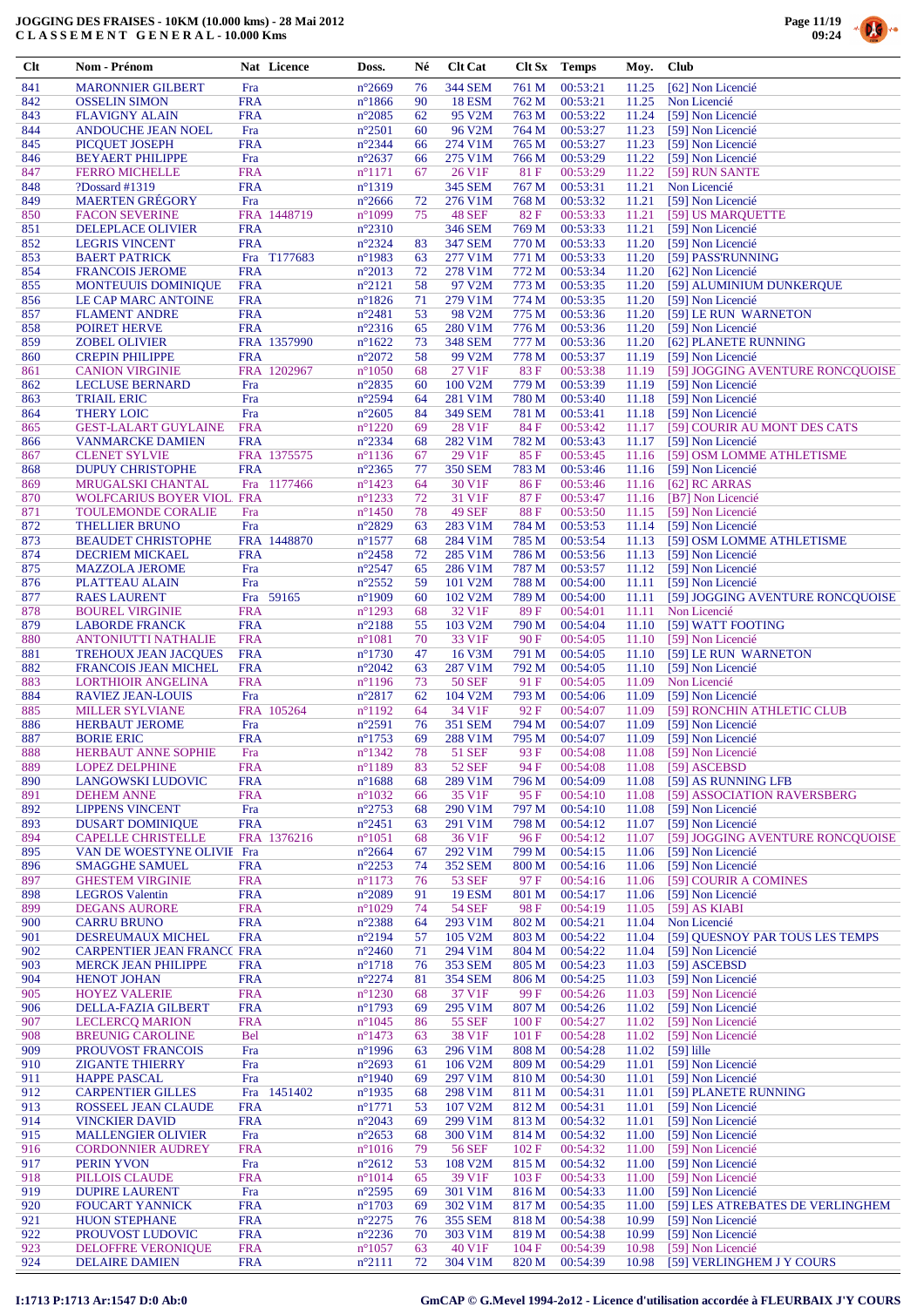# JOGGING DES FRAISES - 10KM (10.000 kms) - 28 Mai 2012
# CLASSEMENT GENERAL - 10.000 Kms

| Clt | Nom - Prénom | Nat | Licence | Doss. | Né | Clt Cat | Clt Sx | Temps | Moy. | Club |
|---|---|---|---|---|---|---|---|---|---|---|
| 841 | MARONNIER GILBERT | Fra | | n°2669 | 76 | 344 SEM | 761 M | 00:53:21 | 11.25 | [62] Non Licencié |
| 842 | OSSELIN SIMON | FRA | | n°1866 | 90 | 18 ESM | 762 M | 00:53:21 | 11.25 | Non Licencié |
| 843 | FLAVIGNY ALAIN | FRA | | n°2085 | 62 | 95 V2M | 763 M | 00:53:22 | 11.24 | [59] Non Licencié |
| 844 | ANDOUCHE JEAN NOEL | Fra | | n°2501 | 60 | 96 V2M | 764 M | 00:53:27 | 11.23 | [59] Non Licencié |
| 845 | PICQUET JOSEPH | FRA | | n°2344 | 66 | 274 V1M | 765 M | 00:53:27 | 11.23 | [59] Non Licencié |
| 846 | BEYAERT PHILIPPE | Fra | | n°2637 | 66 | 275 V1M | 766 M | 00:53:29 | 11.22 | [59] Non Licencié |
| 847 | FERRO MICHELLE | FRA | | n°1171 | 67 | 26 V1F | 81 F | 00:53:29 | 11.22 | [59] RUN SANTE |
| 848 | ?Dossard #1319 | FRA | | n°1319 | | 345 SEM | 767 M | 00:53:31 | 11.21 | Non Licencié |
| 849 | MAERTEN GRÉGORY | Fra | | n°2666 | 72 | 276 V1M | 768 M | 00:53:32 | 11.21 | [59] Non Licencié |
| 850 | FACON SEVERINE | FRA | 1448719 | n°1099 | 75 | 48 SEF | 82 F | 00:53:33 | 11.21 | [59] US MARQUETTE |
| 851 | DELEPLACE OLIVIER | FRA | | n°2310 | | 346 SEM | 769 M | 00:53:33 | 11.21 | [59] Non Licencié |
| 852 | LEGRIS VINCENT | FRA | | n°2324 | 83 | 347 SEM | 770 M | 00:53:33 | 11.20 | [59] Non Licencié |
| 853 | BAERT PATRICK | Fra | T177683 | n°1983 | 63 | 277 V1M | 771 M | 00:53:33 | 11.20 | [59] PASS'RUNNING |
| 854 | FRANCOIS JEROME | FRA | | n°2013 | 72 | 278 V1M | 772 M | 00:53:34 | 11.20 | [62] Non Licencié |
| 855 | MONTEUUIS DOMINIQUE | FRA | | n°2121 | 58 | 97 V2M | 773 M | 00:53:35 | 11.20 | [59] ALUMINIUM DUNKERQUE |
| 856 | LE CAP MARC ANTOINE | FRA | | n°1826 | 71 | 279 V1M | 774 M | 00:53:35 | 11.20 | [59] Non Licencié |
| 857 | FLAMENT ANDRE | FRA | | n°2481 | 53 | 98 V2M | 775 M | 00:53:36 | 11.20 | [59] LE RUN WARNETON |
| 858 | POIRET HERVE | FRA | | n°2316 | 65 | 280 V1M | 776 M | 00:53:36 | 11.20 | [59] Non Licencié |
| 859 | ZOBEL OLIVIER | FRA | 1357990 | n°1622 | 73 | 348 SEM | 777 M | 00:53:36 | 11.20 | [62] PLANETE RUNNING |
| 860 | CREPIN PHILIPPE | FRA | | n°2072 | 58 | 99 V2M | 778 M | 00:53:37 | 11.19 | [59] Non Licencié |
| 861 | CANION VIRGINIE | FRA | 1202967 | n°1050 | 68 | 27 V1F | 83 F | 00:53:38 | 11.19 | [59] JOGGING AVENTURE RONCQUOISE |
| 862 | LECLUSE BERNARD | Fra | | n°2835 | 60 | 100 V2M | 779 M | 00:53:39 | 11.19 | [59] Non Licencié |
| 863 | TRIAIL ERIC | Fra | | n°2594 | 64 | 281 V1M | 780 M | 00:53:40 | 11.18 | [59] Non Licencié |
| 864 | THERY LOIC | Fra | | n°2605 | 84 | 349 SEM | 781 M | 00:53:41 | 11.18 | [59] Non Licencié |
| 865 | GEST-LALART GUYLAINE | FRA | | n°1220 | 69 | 28 V1F | 84 F | 00:53:42 | 11.17 | [59] COURIR AU MONT DES CATS |
| 866 | VANMACKE DAMIEN | FRA | | n°2334 | 68 | 282 V1M | 782 M | 00:53:43 | 11.17 | [59] Non Licencié |
| 867 | CLENET SYLVIE | FRA | 1375575 | n°1136 | 67 | 29 V1F | 85 F | 00:53:45 | 11.16 | [59] OSM LOMME ATHLETISME |
| 868 | DUPUY CHRISTOPHE | FRA | | n°2365 | 77 | 350 SEM | 783 M | 00:53:46 | 11.16 | [59] Non Licencié |
| 869 | MRUGALSKI CHANTAL | Fra | 1177466 | n°1423 | 64 | 30 V1F | 86 F | 00:53:46 | 11.16 | [62] RC ARRAS |
| 870 | WOLFCARIUS BOYER VIOL | FRA | | n°1233 | 72 | 31 V1F | 87 F | 00:53:47 | 11.16 | [B7] Non Licencié |
| 871 | TOULEMONDE CORALIE | Fra | | n°1450 | 78 | 49 SEF | 88 F | 00:53:50 | 11.15 | [59] Non Licencié |
| 872 | THELLIER BRUNO | Fra | | n°2829 | 63 | 283 V1M | 784 M | 00:53:53 | 11.14 | [59] Non Licencié |
| 873 | BEAUDET CHRISTOPHE | FRA | 1448870 | n°1577 | 68 | 284 V1M | 785 M | 00:53:54 | 11.13 | [59] OSM LOMME ATHLETISME |
| 874 | DECRIEM MICKAEL | FRA | | n°2458 | 72 | 285 V1M | 786 M | 00:53:56 | 11.13 | [59] Non Licencié |
| 875 | MAZZOLA JEROME | Fra | | n°2547 | 65 | 286 V1M | 787 M | 00:53:57 | 11.12 | [59] Non Licencié |
| 876 | PLATTEAU ALAIN | Fra | | n°2552 | 59 | 101 V2M | 788 M | 00:54:00 | 11.11 | [59] Non Licencié |
| 877 | RAES LAURENT | Fra | 59165 | n°1909 | 60 | 102 V2M | 789 M | 00:54:00 | 11.11 | [59] JOGGING AVENTURE RONCQUOISE |
| 878 | BOUREL VIRGINIE | FRA | | n°1293 | 68 | 32 V1F | 89 F | 00:54:01 | 11.11 | Non Licencié |
| 879 | LABORDE FRANCK | FRA | | n°2188 | 55 | 103 V2M | 790 M | 00:54:04 | 11.10 | [59] WATT FOOTING |
| 880 | ANTONIUTTI NATHALIE | FRA | | n°1081 | 70 | 33 V1F | 90 F | 00:54:05 | 11.10 | [59] Non Licencié |
| 881 | TREHOUX JEAN JACQUES | FRA | | n°1730 | 47 | 16 V3M | 791 M | 00:54:05 | 11.10 | [59] LE RUN WARNETON |
| 882 | FRANCOIS JEAN MICHEL | FRA | | n°2042 | 63 | 287 V1M | 792 M | 00:54:05 | 11.10 | [59] Non Licencié |
| 883 | LORTHIOIR ANGELINA | FRA | | n°1196 | 73 | 50 SEF | 91 F | 00:54:05 | 11.09 | Non Licencié |
| 884 | RAVIEZ JEAN-LOUIS | Fra | | n°2817 | 62 | 104 V2M | 793 M | 00:54:06 | 11.09 | [59] Non Licencié |
| 885 | MILLER SYLVIANE | FRA | 105264 | n°1192 | 64 | 34 V1F | 92 F | 00:54:07 | 11.09 | [59] RONCHIN ATHLETIC CLUB |
| 886 | HERBAUT JEROME | Fra | | n°2591 | 76 | 351 SEM | 794 M | 00:54:07 | 11.09 | [59] Non Licencié |
| 887 | BORIE ERIC | FRA | | n°1753 | 69 | 288 V1M | 795 M | 00:54:07 | 11.09 | [59] Non Licencié |
| 888 | HERBAUT ANNE SOPHIE | Fra | | n°1342 | 78 | 51 SEF | 93 F | 00:54:08 | 11.08 | [59] Non Licencié |
| 889 | LOPEZ DELPHINE | FRA | | n°1189 | 83 | 52 SEF | 94 F | 00:54:08 | 11.08 | [59] ASCEBSD |
| 890 | LANGOWSKI LUDOVIC | FRA | | n°1688 | 68 | 289 V1M | 796 M | 00:54:09 | 11.08 | [59] AS RUNNING LFB |
| 891 | DEHEM ANNE | FRA | | n°1032 | 66 | 35 V1F | 95 F | 00:54:10 | 11.08 | [59] ASSOCIATION RAVERSBERG |
| 892 | LIPPENS VINCENT | Fra | | n°2753 | 68 | 290 V1M | 797 M | 00:54:10 | 11.08 | [59] Non Licencié |
| 893 | DUSART DOMINIQUE | FRA | | n°2451 | 63 | 291 V1M | 798 M | 00:54:12 | 11.07 | [59] Non Licencié |
| 894 | CAPELLE CHRISTELLE | FRA | 1376216 | n°1051 | 68 | 36 V1F | 96 F | 00:54:12 | 11.07 | [59] JOGGING AVENTURE RONCQUOISE |
| 895 | VAN DE WOESTYNE OLIVIE | Fra | | n°2664 | 67 | 292 V1M | 799 M | 00:54:15 | 11.06 | [59] Non Licencié |
| 896 | SMAGGHE SAMUEL | FRA | | n°2253 | 74 | 352 SEM | 800 M | 00:54:16 | 11.06 | [59] Non Licencié |
| 897 | GHESTEM VIRGINIE | FRA | | n°1173 | 76 | 53 SEF | 97 F | 00:54:16 | 11.06 | [59] COURIR A COMINES |
| 898 | LEGROS Valentin | FRA | | n°2089 | 91 | 19 ESM | 801 M | 00:54:17 | 11.06 | [59] Non Licencié |
| 899 | DEGANS AURORE | FRA | | n°1029 | 74 | 54 SEF | 98 F | 00:54:19 | 11.05 | [59] AS KIABI |
| 900 | CARRU BRUNO | FRA | | n°2388 | 64 | 293 V1M | 802 M | 00:54:21 | 11.04 | Non Licencié |
| 901 | DESREUMAUX MICHEL | FRA | | n°2194 | 57 | 105 V2M | 803 M | 00:54:22 | 11.04 | [59] QUESNOY PAR TOUS LES TEMPS |
| 902 | CARPENTIER JEAN FRANCO | FRA | | n°2460 | 71 | 294 V1M | 804 M | 00:54:22 | 11.04 | [59] Non Licencié |
| 903 | MERCK JEAN PHILIPPE | FRA | | n°1718 | 76 | 353 SEM | 805 M | 00:54:23 | 11.03 | [59] ASCEBSD |
| 904 | HENOT JOHAN | FRA | | n°2274 | 81 | 354 SEM | 806 M | 00:54:25 | 11.03 | [59] Non Licencié |
| 905 | HOYEZ VALERIE | FRA | | n°1230 | 68 | 37 V1F | 99 F | 00:54:26 | 11.03 | [59] Non Licencié |
| 906 | DELLA-FAZIA GILBERT | FRA | | n°1793 | 69 | 295 V1M | 807 M | 00:54:26 | 11.02 | [59] Non Licencié |
| 907 | LECLERCQ MARION | FRA | | n°1045 | 86 | 55 SEF | 100 F | 00:54:27 | 11.02 | [59] Non Licencié |
| 908 | BREUNIG CAROLINE | Bel | | n°1473 | 63 | 38 V1F | 101 F | 00:54:28 | 11.02 | [59] Non Licencié |
| 909 | PROUVOST FRANCOIS | Fra | | n°1996 | 63 | 296 V1M | 808 M | 00:54:28 | 11.02 | [59] lille |
| 910 | ZIGANTE THIERRY | Fra | | n°2693 | 61 | 106 V2M | 809 M | 00:54:29 | 11.01 | [59] Non Licencié |
| 911 | HAPPE PASCAL | Fra | | n°1940 | 69 | 297 V1M | 810 M | 00:54:30 | 11.01 | [59] Non Licencié |
| 912 | CARPENTIER GILLES | Fra | 1451402 | n°1935 | 68 | 298 V1M | 811 M | 00:54:31 | 11.01 | [59] PLANETE RUNNING |
| 913 | ROSSEEL JEAN CLAUDE | FRA | | n°1771 | 53 | 107 V2M | 812 M | 00:54:31 | 11.01 | [59] Non Licencié |
| 914 | VINCKIER DAVID | FRA | | n°2043 | 69 | 299 V1M | 813 M | 00:54:32 | 11.01 | [59] Non Licencié |
| 915 | MALLENGIER OLIVIER | Fra | | n°2653 | 68 | 300 V1M | 814 M | 00:54:32 | 11.00 | [59] Non Licencié |
| 916 | CORDONNIER AUDREY | FRA | | n°1016 | 79 | 56 SEF | 102 F | 00:54:32 | 11.00 | [59] Non Licencié |
| 917 | PERIN YVON | Fra | | n°2612 | 53 | 108 V2M | 815 M | 00:54:32 | 11.00 | [59] Non Licencié |
| 918 | PILLOIS CLAUDE | FRA | | n°1014 | 65 | 39 V1F | 103 F | 00:54:33 | 11.00 | [59] Non Licencié |
| 919 | DUPIRE LAURENT | Fra | | n°2595 | 69 | 301 V1M | 816 M | 00:54:33 | 11.00 | [59] Non Licencié |
| 920 | FOUCART YANNICK | FRA | | n°1703 | 69 | 302 V1M | 817 M | 00:54:35 | 11.00 | [59] LES ATREBATES DE VERLINGHEM |
| 921 | HUON STEPHANE | FRA | | n°2275 | 76 | 355 SEM | 818 M | 00:54:38 | 10.99 | [59] Non Licencié |
| 922 | PROUVOST LUDOVIC | FRA | | n°2236 | 70 | 303 V1M | 819 M | 00:54:38 | 10.99 | [59] Non Licencié |
| 923 | DELOFFRE VERONIQUE | FRA | | n°1057 | 63 | 40 V1F | 104 F | 00:54:39 | 10.98 | [59] Non Licencié |
| 924 | DELAIRE DAMIEN | FRA | | n°2111 | 72 | 304 V1M | 820 M | 00:54:39 | 10.98 | [59] VERLINGHEM J Y COURS |

I:1713 P:1713 Ar:1547 D:0 Ab:0 GmCAP © G.Mevel 1994-2012 - Licence d'utilisation accordée à FLEURBAIX J'Y COURS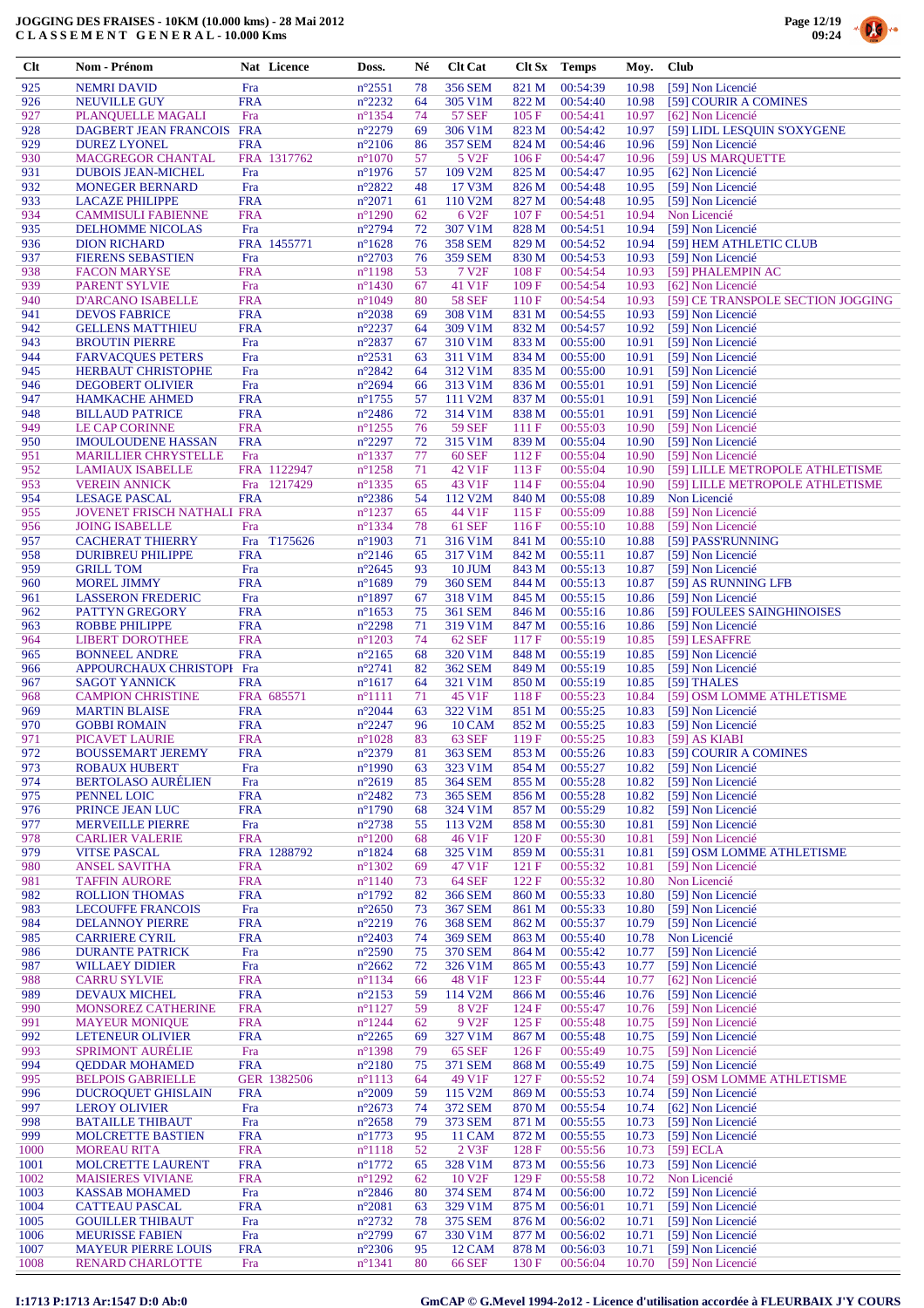# JOGGING DES FRAISES - 10KM (10.000 kms) - 28 Mai 2012
## C L A S S E M E N T   G E N E R A L - 10.000 Kms

| Clt | Nom - Prénom | Nat | Licence | Doss. | Né | Clt Cat | Clt Sx | Temps | Moy. | Club |
|---|---|---|---|---|---|---|---|---|---|---|
| 925 | NEMRI DAVID | Fra | | n°2551 | 78 | 356 SEM | 821 M | 00:54:39 | 10.98 | [59] Non Licencié |
| 926 | NEUVILLE GUY | FRA | | n°2232 | 64 | 305 V1M | 822 M | 00:54:40 | 10.98 | [59] COURIR A COMINES |
| 927 | PLANQUELLE MAGALI | Fra | | n°1354 | 74 | 57 SEF | 105 F | 00:54:41 | 10.97 | [62] Non Licencié |
| 928 | DAGBERT JEAN FRANCOIS | FRA | | n°2279 | 69 | 306 V1M | 823 M | 00:54:42 | 10.97 | [59] LIDL LESQUIN S'OXYGENE |
| 929 | DUREZ LYONEL | FRA | | n°2106 | 86 | 357 SEM | 824 M | 00:54:46 | 10.96 | [59] Non Licencié |
| 930 | MACGREGOR CHANTAL | FRA | 1317762 | n°1070 | 57 | 5 V2F | 106 F | 00:54:47 | 10.96 | [59] US MARQUETTE |
| 931 | DUBOIS JEAN-MICHEL | Fra | | n°1976 | 57 | 109 V2M | 825 M | 00:54:47 | 10.95 | [62] Non Licencié |
| 932 | MONEGER BERNARD | Fra | | n°2822 | 48 | 17 V3M | 826 M | 00:54:48 | 10.95 | [59] Non Licencié |
| 933 | LACAZE PHILIPPE | FRA | | n°2071 | 61 | 110 V2M | 827 M | 00:54:48 | 10.95 | [59] Non Licencié |
| 934 | CAMMISULI FABIENNE | FRA | | n°1290 | 62 | 6 V2F | 107 F | 00:54:51 | 10.94 | Non Licencié |
| 935 | DELHOMME NICOLAS | Fra | | n°2794 | 72 | 307 V1M | 828 M | 00:54:51 | 10.94 | [59] Non Licencié |
| 936 | DION RICHARD | FRA | 1455771 | n°1628 | 76 | 358 SEM | 829 M | 00:54:52 | 10.94 | [59] HEM ATHLETIC CLUB |
| 937 | FIERENS SEBASTIEN | Fra | | n°2703 | 76 | 359 SEM | 830 M | 00:54:53 | 10.93 | [59] Non Licencié |
| 938 | FACON MARYSE | FRA | | n°1198 | 53 | 7 V2F | 108 F | 00:54:54 | 10.93 | [59] PHALEMPIN AC |
| 939 | PARENT SYLVIE | Fra | | n°1430 | 67 | 41 V1F | 109 F | 00:54:54 | 10.93 | [62] Non Licencié |
| 940 | D'ARCANO ISABELLE | FRA | | n°1049 | 80 | 58 SEF | 110 F | 00:54:54 | 10.93 | [59] CE TRANSPOLE SECTION JOGGING |
| 941 | DEVOS FABRICE | FRA | | n°2038 | 69 | 308 V1M | 831 M | 00:54:55 | 10.93 | [59] Non Licencié |
| 942 | GELLENS MATTHIEU | FRA | | n°2237 | 64 | 309 V1M | 832 M | 00:54:57 | 10.92 | [59] Non Licencié |
| 943 | BROUTIN PIERRE | Fra | | n°2837 | 67 | 310 V1M | 833 M | 00:55:00 | 10.91 | [59] Non Licencié |
| 944 | FARVACQUES PETERS | Fra | | n°2531 | 63 | 311 V1M | 834 M | 00:55:00 | 10.91 | [59] Non Licencié |
| 945 | HERBAUT CHRISTOPHE | Fra | | n°2842 | 64 | 312 V1M | 835 M | 00:55:00 | 10.91 | [59] Non Licencié |
| 946 | DEGOBERT OLIVIER | Fra | | n°2694 | 66 | 313 V1M | 836 M | 00:55:01 | 10.91 | [59] Non Licencié |
| 947 | HAMKACHE AHMED | FRA | | n°1755 | 57 | 111 V2M | 837 M | 00:55:01 | 10.91 | [59] Non Licencié |
| 948 | BILLAUD PATRICE | FRA | | n°2486 | 72 | 314 V1M | 838 M | 00:55:01 | 10.91 | [59] Non Licencié |
| 949 | LE CAP CORINNE | FRA | | n°1255 | 76 | 59 SEF | 111 F | 00:55:03 | 10.90 | [59] Non Licencié |
| 950 | IMOULOUDENE HASSAN | FRA | | n°2297 | 72 | 315 V1M | 839 M | 00:55:04 | 10.90 | [59] Non Licencié |
| 951 | MARILLIER CHRYSTELLE | Fra | | n°1337 | 77 | 60 SEF | 112 F | 00:55:04 | 10.90 | [59] Non Licencié |
| 952 | LAMIAUX ISABELLE | FRA | 1122947 | n°1258 | 71 | 42 V1F | 113 F | 00:55:04 | 10.90 | [59] LILLE METROPOLE ATHLETISME |
| 953 | VEREIN ANNICK | Fra | 1217429 | n°1335 | 65 | 43 V1F | 114 F | 00:55:04 | 10.90 | [59] LILLE METROPOLE ATHLETISME |
| 954 | LESAGE PASCAL | FRA | | n°2386 | 54 | 112 V2M | 840 M | 00:55:08 | 10.89 | Non Licencié |
| 955 | JOVENET FRISCH NATHALI | FRA | | n°1237 | 65 | 44 V1F | 115 F | 00:55:09 | 10.88 | [59] Non Licencié |
| 956 | JOING ISABELLE | Fra | | n°1334 | 78 | 61 SEF | 116 F | 00:55:10 | 10.88 | [59] Non Licencié |
| 957 | CACHERAT THIERRY | Fra | T175626 | n°1903 | 71 | 316 V1M | 841 M | 00:55:10 | 10.88 | [59] PASS'RUNNING |
| 958 | DURIBREU PHILIPPE | FRA | | n°2146 | 65 | 317 V1M | 842 M | 00:55:11 | 10.87 | [59] Non Licencié |
| 959 | GRILL TOM | Fra | | n°2645 | 93 | 10 JUM | 843 M | 00:55:13 | 10.87 | [59] Non Licencié |
| 960 | MOREL JIMMY | FRA | | n°1689 | 79 | 360 SEM | 844 M | 00:55:13 | 10.87 | [59] AS RUNNING LFB |
| 961 | LASSERON FREDERIC | Fra | | n°1897 | 67 | 318 V1M | 845 M | 00:55:15 | 10.86 | [59] Non Licencié |
| 962 | PATTYN GREGORY | FRA | | n°1653 | 75 | 361 SEM | 846 M | 00:55:16 | 10.86 | [59] FOULEES SAINGHINOISES |
| 963 | ROBBE PHILIPPE | FRA | | n°2298 | 71 | 319 V1M | 847 M | 00:55:16 | 10.86 | [59] Non Licencié |
| 964 | LIBERT DOROTHEE | FRA | | n°1203 | 74 | 62 SEF | 117 F | 00:55:19 | 10.85 | [59] LESAFFRE |
| 965 | BONNEEL ANDRE | FRA | | n°2165 | 68 | 320 V1M | 848 M | 00:55:19 | 10.85 | [59] Non Licencié |
| 966 | APPOURCHAUX CHRISTOPI | Fra | | n°2741 | 82 | 362 SEM | 849 M | 00:55:19 | 10.85 | [59] Non Licencié |
| 967 | SAGOT YANNICK | FRA | | n°1617 | 64 | 321 V1M | 850 M | 00:55:19 | 10.85 | [59] THALES |
| 968 | CAMPION CHRISTINE | FRA | 685571 | n°1111 | 71 | 45 V1F | 118 F | 00:55:23 | 10.84 | [59] OSM LOMME ATHLETISME |
| 969 | MARTIN BLAISE | FRA | | n°2044 | 63 | 322 V1M | 851 M | 00:55:25 | 10.83 | [59] Non Licencié |
| 970 | GOBBI ROMAIN | FRA | | n°2247 | 96 | 10 CAM | 852 M | 00:55:25 | 10.83 | [59] Non Licencié |
| 971 | PICAVET LAURIE | FRA | | n°1028 | 83 | 63 SEF | 119 F | 00:55:25 | 10.83 | [59] AS KIABI |
| 972 | BOUSSEMART JEREMY | FRA | | n°2379 | 81 | 363 SEM | 853 M | 00:55:26 | 10.83 | [59] COURIR A COMINES |
| 973 | ROBAUX HUBERT | Fra | | n°1990 | 63 | 323 V1M | 854 M | 00:55:27 | 10.82 | [59] Non Licencié |
| 974 | BERTOLASO AURÉLIEN | Fra | | n°2619 | 85 | 364 SEM | 855 M | 00:55:28 | 10.82 | [59] Non Licencié |
| 975 | PENNEL LOIC | FRA | | n°2482 | 73 | 365 SEM | 856 M | 00:55:28 | 10.82 | [59] Non Licencié |
| 976 | PRINCE JEAN LUC | FRA | | n°1790 | 68 | 324 V1M | 857 M | 00:55:29 | 10.82 | [59] Non Licencié |
| 977 | MERVEILLE PIERRE | Fra | | n°2738 | 55 | 113 V2M | 858 M | 00:55:30 | 10.81 | [59] Non Licencié |
| 978 | CARLIER VALERIE | FRA | | n°1200 | 68 | 46 V1F | 120 F | 00:55:30 | 10.81 | [59] Non Licencié |
| 979 | VITSE PASCAL | FRA | 1288792 | n°1824 | 68 | 325 V1M | 859 M | 00:55:31 | 10.81 | [59] OSM LOMME ATHLETISME |
| 980 | ANSEL SAVITHA | FRA | | n°1302 | 69 | 47 V1F | 121 F | 00:55:32 | 10.81 | [59] Non Licencié |
| 981 | TAFFIN AURORE | FRA | | n°1140 | 73 | 64 SEF | 122 F | 00:55:32 | 10.80 | Non Licencié |
| 982 | ROLLION THOMAS | FRA | | n°1792 | 82 | 366 SEM | 860 M | 00:55:33 | 10.80 | [59] Non Licencié |
| 983 | LECOUFFE FRANCOIS | Fra | | n°2650 | 73 | 367 SEM | 861 M | 00:55:33 | 10.80 | [59] Non Licencié |
| 984 | DELANNOY PIERRE | FRA | | n°2219 | 76 | 368 SEM | 862 M | 00:55:37 | 10.79 | [59] Non Licencié |
| 985 | CARRIERE CYRIL | FRA | | n°2403 | 74 | 369 SEM | 863 M | 00:55:40 | 10.78 | Non Licencié |
| 986 | DURANTE PATRICK | Fra | | n°2590 | 75 | 370 SEM | 864 M | 00:55:42 | 10.77 | [59] Non Licencié |
| 987 | WILLAEY DIDIER | Fra | | n°2662 | 72 | 326 V1M | 865 M | 00:55:43 | 10.77 | [59] Non Licencié |
| 988 | CARRU SYLVIE | FRA | | n°1134 | 66 | 48 V1F | 123 F | 00:55:44 | 10.77 | [62] Non Licencié |
| 989 | DEVAUX MICHEL | FRA | | n°2153 | 59 | 114 V2M | 866 M | 00:55:46 | 10.76 | [59] Non Licencié |
| 990 | MONSOREZ CATHERINE | FRA | | n°1127 | 59 | 8 V2F | 124 F | 00:55:47 | 10.76 | [59] Non Licencié |
| 991 | MAYEUR MONIQUE | FRA | | n°1244 | 62 | 9 V2F | 125 F | 00:55:48 | 10.75 | [59] Non Licencié |
| 992 | LETENEUR OLIVIER | FRA | | n°2265 | 69 | 327 V1M | 867 M | 00:55:48 | 10.75 | [59] Non Licencié |
| 993 | SPRIMONT AURÉLIE | Fra | | n°1398 | 79 | 65 SEF | 126 F | 00:55:49 | 10.75 | [59] Non Licencié |
| 994 | QEDDAR MOHAMED | FRA | | n°2180 | 75 | 371 SEM | 868 M | 00:55:49 | 10.75 | [59] Non Licencié |
| 995 | BELPOIS GABRIELLE | GER | 1382506 | n°1113 | 64 | 49 V1F | 127 F | 00:55:52 | 10.74 | [59] OSM LOMME ATHLETISME |
| 996 | DUCROQUET GHISLAIN | FRA | | n°2009 | 59 | 115 V2M | 869 M | 00:55:53 | 10.74 | [59] Non Licencié |
| 997 | LEROY OLIVIER | Fra | | n°2673 | 74 | 372 SEM | 870 M | 00:55:54 | 10.74 | [62] Non Licencié |
| 998 | BATAILLE THIBAUT | Fra | | n°2658 | 79 | 373 SEM | 871 M | 00:55:55 | 10.73 | [59] Non Licencié |
| 999 | MOLCRETTE BASTIEN | FRA | | n°1773 | 95 | 11 CAM | 872 M | 00:55:55 | 10.73 | [59] Non Licencié |
| 1000 | MOREAU RITA | FRA | | n°1118 | 52 | 2 V3F | 128 F | 00:55:56 | 10.73 | [59] ECLA |
| 1001 | MOLCRETTE LAURENT | FRA | | n°1772 | 65 | 328 V1M | 873 M | 00:55:56 | 10.73 | [59] Non Licencié |
| 1002 | MAISIERES VIVIANE | FRA | | n°1292 | 62 | 10 V2F | 129 F | 00:55:58 | 10.72 | Non Licencié |
| 1003 | KASSAB MOHAMED | Fra | | n°2846 | 80 | 374 SEM | 874 M | 00:56:00 | 10.72 | [59] Non Licencié |
| 1004 | CATTEAU PASCAL | FRA | | n°2081 | 63 | 329 V1M | 875 M | 00:56:01 | 10.71 | [59] Non Licencié |
| 1005 | GOUILLER THIBAUT | Fra | | n°2732 | 78 | 375 SEM | 876 M | 00:56:02 | 10.71 | [59] Non Licencié |
| 1006 | MEURISSE FABIEN | Fra | | n°2799 | 67 | 330 V1M | 877 M | 00:56:02 | 10.71 | [59] Non Licencié |
| 1007 | MAYEUR PIERRE LOUIS | FRA | | n°2306 | 95 | 12 CAM | 878 M | 00:56:03 | 10.71 | [59] Non Licencié |
| 1008 | RENARD CHARLOTTE | Fra | | n°1341 | 80 | 66 SEF | 130 F | 00:56:04 | 10.70 | [59] Non Licencié |

I:1713 P:1713 Ar:1547 D:0 Ab:0

GmCAP © G.Mevel 1994-2o12 - Licence d'utilisation accordée à FLEURBAIX J'Y COURS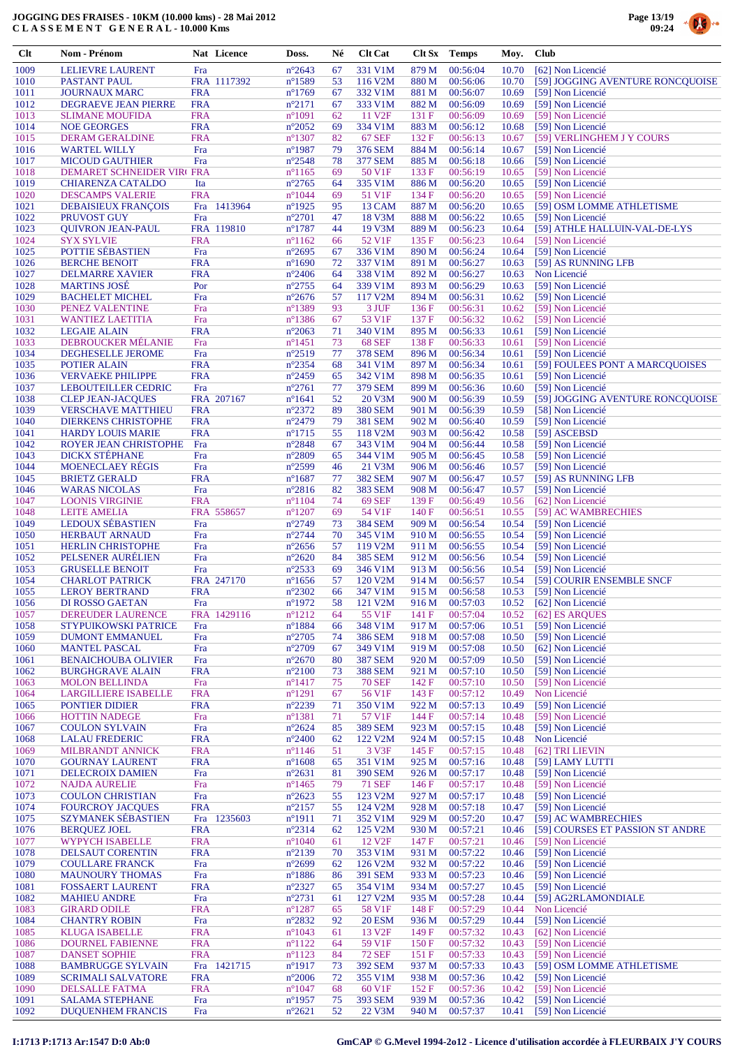# JOGGING DES FRAISES - 10KM (10.000 kms) - 28 Mai 2012
# C L A S S E M E N T G E N E R A L - 10.000 Kms

| Clt | Nom - Prénom | Nat | Licence | Doss. | Né | Clt Cat | Clt Sx | Temps | Moy. | Club |
|---|---|---|---|---|---|---|---|---|---|---|
| 1009 | LELIEVRE LAURENT | Fra | | n°2643 | 67 | 331 V1M | 879 M | 00:56:04 | 10.70 | [62] Non Licencié |
| 1010 | PASTANT PAUL | FRA | 1117392 | n°1589 | 53 | 116 V2M | 880 M | 00:56:06 | 10.70 | [59] JOGGING AVENTURE RONCQUOISE |
| 1011 | JOURNAUX MARC | FRA | | n°1769 | 67 | 332 V1M | 881 M | 00:56:07 | 10.69 | [59] Non Licencié |
| 1012 | DEGRAEVE JEAN PIERRE | FRA | | n°2171 | 67 | 333 V1M | 882 M | 00:56:09 | 10.69 | [59] Non Licencié |
| 1013 | SLIMANE MOUFIDA | FRA | | n°1091 | 62 | 11 V2F | 131 F | 00:56:09 | 10.69 | [59] Non Licencié |
| 1014 | NOE GEORGES | FRA | | n°2052 | 69 | 334 V1M | 883 M | 00:56:12 | 10.68 | [59] Non Licencié |
| 1015 | DERAM GERALDINE | FRA | | n°1307 | 82 | 67 SEF | 132 F | 00:56:13 | 10.67 | [59] VERLINGHEM J Y COURS |
| 1016 | WARTEL WILLY | Fra | | n°1987 | 79 | 376 SEM | 884 M | 00:56:14 | 10.67 | [59] Non Licencié |
| 1017 | MICOUD GAUTHIER | Fra | | n°2548 | 78 | 377 SEM | 885 M | 00:56:18 | 10.66 | [59] Non Licencié |
| 1018 | DEMARET SCHNEIDER VIR( | FRA | | n°1165 | 69 | 50 V1F | 133 F | 00:56:19 | 10.65 | [59] Non Licencié |
| 1019 | CHIARENZA CATALDO | Ita | | n°2765 | 64 | 335 V1M | 886 M | 00:56:20 | 10.65 | [59] Non Licencié |
| 1020 | DESCAMPS VALERIE | FRA | | n°1044 | 69 | 51 V1F | 134 F | 00:56:20 | 10.65 | [59] Non Licencié |
| 1021 | DEBAISIEUX FRANÇOIS | Fra | 1413964 | n°1925 | 95 | 13 CAM | 887 M | 00:56:20 | 10.65 | [59] OSM LOMME ATHLETISME |
| 1022 | PRUVOST GUY | Fra | | n°2701 | 47 | 18 V3M | 888 M | 00:56:22 | 10.65 | [59] Non Licencié |
| 1023 | QUIVRON JEAN-PAUL | FRA | 119810 | n°1787 | 44 | 19 V3M | 889 M | 00:56:23 | 10.64 | [59] ATHLE HALLUIN-VAL-DE-LYS |
| 1024 | SYX SYLVIE | FRA | | n°1162 | 66 | 52 V1F | 135 F | 00:56:23 | 10.64 | [59] Non Licencié |
| 1025 | POTTIE SÉBASTIEN | Fra | | n°2695 | 67 | 336 V1M | 890 M | 00:56:24 | 10.64 | [59] Non Licencié |
| 1026 | BERCHE BENOIT | FRA | | n°1690 | 72 | 337 V1M | 891 M | 00:56:27 | 10.63 | [59] AS RUNNING LFB |
| 1027 | DELMARRE XAVIER | FRA | | n°2406 | 64 | 338 V1M | 892 M | 00:56:27 | 10.63 | Non Licencié |
| 1028 | MARTINS JOSÉ | Por | | n°2755 | 64 | 339 V1M | 893 M | 00:56:29 | 10.63 | [59] Non Licencié |
| 1029 | BACHELET MICHEL | Fra | | n°2676 | 57 | 117 V2M | 894 M | 00:56:31 | 10.62 | [59] Non Licencié |
| 1030 | PENEZ VALENTINE | Fra | | n°1389 | 93 | 3 JUF | 136 F | 00:56:31 | 10.62 | [59] Non Licencié |
| 1031 | WANTIEZ LAETITIA | Fra | | n°1386 | 67 | 53 V1F | 137 F | 00:56:32 | 10.62 | [59] Non Licencié |
| 1032 | LEGAIE ALAIN | FRA | | n°2063 | 71 | 340 V1M | 895 M | 00:56:33 | 10.61 | [59] Non Licencié |
| 1033 | DEBROUCKER MÉLANIE | Fra | | n°1451 | 73 | 68 SEF | 138 F | 00:56:33 | 10.61 | [59] Non Licencié |
| 1034 | DEGHESELLE JEROME | Fra | | n°2519 | 77 | 378 SEM | 896 M | 00:56:34 | 10.61 | [59] Non Licencié |
| 1035 | POTIER ALAIN | FRA | | n°2354 | 68 | 341 V1M | 897 M | 00:56:34 | 10.61 | [59] FOULEES PONT A MARCQUOISES |
| 1036 | VERVAEKE PHILIPPE | FRA | | n°2459 | 65 | 342 V1M | 898 M | 00:56:35 | 10.61 | [59] Non Licencié |
| 1037 | LEBOUTEILLER CEDRIC | Fra | | n°2761 | 77 | 379 SEM | 899 M | 00:56:36 | 10.60 | [59] Non Licencié |
| 1038 | CLEP JEAN-JACQUES | FRA | 207167 | n°1641 | 52 | 20 V3M | 900 M | 00:56:39 | 10.59 | [59] JOGGING AVENTURE RONCQUOISE |
| 1039 | VERSCHAVE MATTHIEU | FRA | | n°2372 | 89 | 380 SEM | 901 M | 00:56:39 | 10.59 | [58] Non Licencié |
| 1040 | DIERKENS CHRISTOPHE | FRA | | n°2479 | 79 | 381 SEM | 902 M | 00:56:40 | 10.59 | [59] Non Licencié |
| 1041 | HARDY LOUIS MARIE | FRA | | n°1715 | 55 | 118 V2M | 903 M | 00:56:42 | 10.58 | [59] ASCEBSD |
| 1042 | ROYER JEAN CHRISTOPHE | Fra | | n°2848 | 67 | 343 V1M | 904 M | 00:56:44 | 10.58 | [59] Non Licencié |
| 1043 | DICKX STÉPHANE | Fra | | n°2809 | 65 | 344 V1M | 905 M | 00:56:45 | 10.58 | [59] Non Licencié |
| 1044 | MOENECLAEY RÉGIS | Fra | | n°2599 | 46 | 21 V3M | 906 M | 00:56:46 | 10.57 | [59] Non Licencié |
| 1045 | BRIETZ GERALD | FRA | | n°1687 | 77 | 382 SEM | 907 M | 00:56:47 | 10.57 | [59] AS RUNNING LFB |
| 1046 | WARAS NICOLAS | Fra | | n°2816 | 82 | 383 SEM | 908 M | 00:56:47 | 10.57 | [59] Non Licencié |
| 1047 | LOONIS VIRGINIE | FRA | | n°1104 | 74 | 69 SEF | 139 F | 00:56:49 | 10.56 | [62] Non Licencié |
| 1048 | LEITE AMELIA | FRA | 558657 | n°1207 | 69 | 54 V1F | 140 F | 00:56:51 | 10.55 | [59] AC WAMBRECHIES |
| 1049 | LEDOUX SÉBASTIEN | Fra | | n°2749 | 73 | 384 SEM | 909 M | 00:56:54 | 10.54 | [59] Non Licencié |
| 1050 | HERBAUT ARNAUD | Fra | | n°2744 | 70 | 345 V1M | 910 M | 00:56:55 | 10.54 | [59] Non Licencié |
| 1051 | HERLIN CHRISTOPHE | Fra | | n°2656 | 57 | 119 V2M | 911 M | 00:56:55 | 10.54 | [59] Non Licencié |
| 1052 | PELSENER AURÉLIEN | Fra | | n°2620 | 84 | 385 SEM | 912 M | 00:56:56 | 10.54 | [59] Non Licencié |
| 1053 | GRUSELLE BENOIT | Fra | | n°2533 | 69 | 346 V1M | 913 M | 00:56:56 | 10.54 | [59] Non Licencié |
| 1054 | CHARLOT PATRICK | FRA | 247170 | n°1656 | 57 | 120 V2M | 914 M | 00:56:57 | 10.54 | [59] COURIR ENSEMBLE SNCF |
| 1055 | LEROY BERTRAND | FRA | | n°2302 | 66 | 347 V1M | 915 M | 00:56:58 | 10.53 | [59] Non Licencié |
| 1056 | DI ROSSO GAETAN | Fra | | n°1972 | 58 | 121 V2M | 916 M | 00:57:03 | 10.52 | [62] Non Licencié |
| 1057 | DEREUDER LAURENCE | FRA | 1429116 | n°1212 | 64 | 55 V1F | 141 F | 00:57:04 | 10.52 | [62] ES ARQUES |
| 1058 | STYPUIKOWSKI PATRICE | Fra | | n°1884 | 66 | 348 V1M | 917 M | 00:57:06 | 10.51 | [59] Non Licencié |
| 1059 | DUMONT EMMANUEL | Fra | | n°2705 | 74 | 386 SEM | 918 M | 00:57:08 | 10.50 | [59] Non Licencié |
| 1060 | MANTEL PASCAL | Fra | | n°2709 | 67 | 349 V1M | 919 M | 00:57:08 | 10.50 | [62] Non Licencié |
| 1061 | BENAICHOUBA OLIVIER | Fra | | n°2670 | 80 | 387 SEM | 920 M | 00:57:09 | 10.50 | [59] Non Licencié |
| 1062 | BURGHGRAVE ALAIN | FRA | | n°2100 | 73 | 388 SEM | 921 M | 00:57:10 | 10.50 | [59] Non Licencié |
| 1063 | MOLON BELLINDA | Fra | | n°1417 | 75 | 70 SEF | 142 F | 00:57:10 | 10.50 | [59] Non Licencié |
| 1064 | LARGILLIERE ISABELLE | FRA | | n°1291 | 67 | 56 V1F | 143 F | 00:57:12 | 10.49 | Non Licencié |
| 1065 | PONTIER DIDIER | FRA | | n°2239 | 71 | 350 V1M | 922 M | 00:57:13 | 10.49 | [59] Non Licencié |
| 1066 | HOTTIN NADEGE | Fra | | n°1381 | 71 | 57 V1F | 144 F | 00:57:14 | 10.48 | [59] Non Licencié |
| 1067 | COULON SYLVAIN | Fra | | n°2624 | 85 | 389 SEM | 923 M | 00:57:15 | 10.48 | [59] Non Licencié |
| 1068 | LALAU FREDERIC | FRA | | n°2400 | 62 | 122 V2M | 924 M | 00:57:15 | 10.48 | Non Licencié |
| 1069 | MILBRANDT ANNICK | FRA | | n°1146 | 51 | 3 V3F | 145 F | 00:57:15 | 10.48 | [62] TRI LIEVIN |
| 1070 | GOURNAY LAURENT | FRA | | n°1608 | 65 | 351 V1M | 925 M | 00:57:16 | 10.48 | [59] LAMY LUTTI |
| 1071 | DELECROIX DAMIEN | Fra | | n°2631 | 81 | 390 SEM | 926 M | 00:57:17 | 10.48 | [59] Non Licencié |
| 1072 | NAJDA AURELIE | Fra | | n°1465 | 79 | 71 SEF | 146 F | 00:57:17 | 10.48 | [59] Non Licencié |
| 1073 | COULON CHRISTIAN | Fra | | n°2623 | 55 | 123 V2M | 927 M | 00:57:17 | 10.48 | [59] Non Licencié |
| 1074 | FOURCROY JACQUES | FRA | | n°2157 | 55 | 124 V2M | 928 M | 00:57:18 | 10.47 | [59] Non Licencié |
| 1075 | SZYMANEK SÉBASTIEN | Fra | 1235603 | n°1911 | 71 | 352 V1M | 929 M | 00:57:20 | 10.47 | [59] AC WAMBRECHIES |
| 1076 | BERQUEZ JOEL | FRA | | n°2314 | 62 | 125 V2M | 930 M | 00:57:21 | 10.46 | [59] COURSES ET PASSION ST ANDRE |
| 1077 | WYPYCH ISABELLE | FRA | | n°1040 | 61 | 12 V2F | 147 F | 00:57:21 | 10.46 | [59] Non Licencié |
| 1078 | DELSAUT CORENTIN | FRA | | n°2139 | 70 | 353 V1M | 931 M | 00:57:22 | 10.46 | [59] Non Licencié |
| 1079 | COULLARE FRANCK | Fra | | n°2699 | 62 | 126 V2M | 932 M | 00:57:22 | 10.46 | [59] Non Licencié |
| 1080 | MAUNOURY THOMAS | Fra | | n°1886 | 86 | 391 SEM | 933 M | 00:57:23 | 10.46 | [59] Non Licencié |
| 1081 | FOSSAERT LAURENT | FRA | | n°2327 | 65 | 354 V1M | 934 M | 00:57:27 | 10.45 | [59] Non Licencié |
| 1082 | MAHIEU ANDRE | Fra | | n°2731 | 61 | 127 V2M | 935 M | 00:57:28 | 10.44 | [59] AG2RLAMONDIALE |
| 1083 | GIRARD ODILE | FRA | | n°1287 | 65 | 58 V1F | 148 F | 00:57:29 | 10.44 | Non Licencié |
| 1084 | CHANTRY ROBIN | Fra | | n°2832 | 92 | 20 ESM | 936 M | 00:57:29 | 10.44 | [59] Non Licencié |
| 1085 | KLUGA ISABELLE | FRA | | n°1043 | 61 | 13 V2F | 149 F | 00:57:32 | 10.43 | [62] Non Licencié |
| 1086 | DOURNEL FABIENNE | FRA | | n°1122 | 64 | 59 V1F | 150 F | 00:57:32 | 10.43 | [59] Non Licencié |
| 1087 | DANSET SOPHIE | FRA | | n°1123 | 84 | 72 SEF | 151 F | 00:57:33 | 10.43 | [59] Non Licencié |
| 1088 | BAMBRUGGE SYLVAIN | Fra | 1421715 | n°1917 | 73 | 392 SEM | 937 M | 00:57:33 | 10.43 | [59] OSM LOMME ATHLETISME |
| 1089 | SCRIMALI SALVATORE | FRA | | n°2006 | 72 | 355 V1M | 938 M | 00:57:36 | 10.42 | [59] Non Licencié |
| 1090 | DELSALLE FATMA | FRA | | n°1047 | 68 | 60 V1F | 152 F | 00:57:36 | 10.42 | [59] Non Licencié |
| 1091 | SALAMA STEPHANE | Fra | | n°1957 | 75 | 393 SEM | 939 M | 00:57:36 | 10.42 | [59] Non Licencié |
| 1092 | DUQUENHEM FRANCIS | Fra | | n°2621 | 52 | 22 V3M | 940 M | 00:57:37 | 10.41 | [59] Non Licencié |

I:1713 P:1713 Ar:1547 D:0 Ab:0 — GmCAP © G.Mevel 1994-2012 - Licence d'utilisation accordée à FLEURBAIX J'Y COURS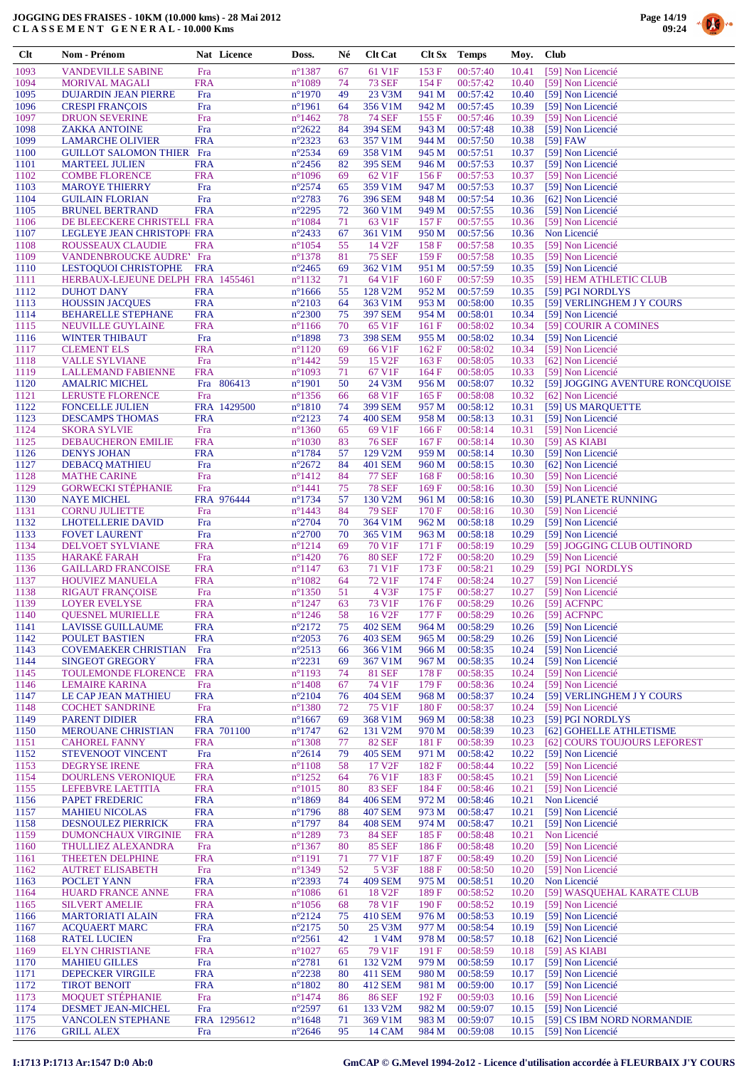# JOGGING DES FRAISES - 10KM (10.000 kms) - 28 Mai 2012
## C L A S S E M E N T   G E N E R A L - 10.000 Kms

| Clt | Nom - Prénom | Nat | Licence | Doss. | Né | Clt Cat | Clt Sx | Temps | Moy. | Club |
|---|---|---|---|---|---|---|---|---|---|---|
| 1093 | VANDEVILLE SABINE | Fra | | n°1387 | 67 | 61 V1F | 153 F | 00:57:40 | 10.41 | [59] Non Licencié |
| 1094 | MORIVAL MAGALI | FRA | | n°1089 | 74 | 73 SEF | 154 F | 00:57:42 | 10.40 | [59] Non Licencié |
| 1095 | DUJARDIN JEAN PIERRE | Fra | | n°1970 | 49 | 23 V3M | 941 M | 00:57:42 | 10.40 | [59] Non Licencié |
| 1096 | CRESPI FRANÇOIS | Fra | | n°1961 | 64 | 356 V1M | 942 M | 00:57:45 | 10.39 | [59] Non Licencié |
| 1097 | DRUON SEVERINE | Fra | | n°1462 | 78 | 74 SEF | 155 F | 00:57:46 | 10.39 | [59] Non Licencié |
| 1098 | ZAKKA ANTOINE | Fra | | n°2622 | 84 | 394 SEM | 943 M | 00:57:48 | 10.38 | [59] Non Licencié |
| 1099 | LAMARCHE OLIVIER | FRA | | n°2323 | 63 | 357 V1M | 944 M | 00:57:50 | 10.38 | [59] FAW |
| 1100 | GUILLOT SALOMON THIER | Fra | | n°2534 | 69 | 358 V1M | 945 M | 00:57:51 | 10.37 | [59] Non Licencié |
| 1101 | MARTEEL JULIEN | FRA | | n°2456 | 82 | 395 SEM | 946 M | 00:57:53 | 10.37 | [59] Non Licencié |
| 1102 | COMBE FLORENCE | FRA | | n°1096 | 69 | 62 V1F | 156 F | 00:57:53 | 10.37 | [59] Non Licencié |
| 1103 | MAROYE THIERRY | Fra | | n°2574 | 65 | 359 V1M | 947 M | 00:57:53 | 10.37 | [59] Non Licencié |
| 1104 | GUILAIN FLORIAN | Fra | | n°2783 | 76 | 396 SEM | 948 M | 00:57:54 | 10.36 | [62] Non Licencié |
| 1105 | BRUNEL BERTRAND | FRA | | n°2295 | 72 | 360 V1M | 949 M | 00:57:55 | 10.36 | [59] Non Licencié |
| 1106 | DE BLEECKERE CHRISTELL | FRA | | n°1084 | 71 | 63 V1F | 157 F | 00:57:55 | 10.36 | [59] Non Licencié |
| 1107 | LEGLEYE JEAN CHRISTOPH | FRA | | n°2433 | 67 | 361 V1M | 950 M | 00:57:56 | 10.36 | Non Licencié |
| 1108 | ROUSSEAUX CLAUDIE | FRA | | n°1054 | 55 | 14 V2F | 158 F | 00:57:58 | 10.35 | [59] Non Licencié |
| 1109 | VANDENBROUCKE AUDRE' | Fra | | n°1378 | 81 | 75 SEF | 159 F | 00:57:58 | 10.35 | [59] Non Licencié |
| 1110 | LESTOQUOI CHRISTOPHE | FRA | | n°2465 | 69 | 362 V1M | 951 M | 00:57:59 | 10.35 | [59] Non Licencié |
| 1111 | HERBAUX-LEJEUNE DELPH | FRA | 1455461 | n°1132 | 71 | 64 V1F | 160 F | 00:57:59 | 10.35 | [59] HEM ATHLETIC CLUB |
| 1112 | DUHOT DANY | FRA | | n°1666 | 55 | 128 V2M | 952 M | 00:57:59 | 10.35 | [59] PGI NORDLYS |
| 1113 | HOUSSIN JACQUES | FRA | | n°2103 | 64 | 363 V1M | 953 M | 00:58:00 | 10.35 | [59] VERLINGHEM J Y COURS |
| 1114 | BEHARELLE STEPHANE | FRA | | n°2300 | 75 | 397 SEM | 954 M | 00:58:01 | 10.34 | [59] Non Licencié |
| 1115 | NEUVILLE GUYLAINE | FRA | | n°1166 | 70 | 65 V1F | 161 F | 00:58:02 | 10.34 | [59] COURIR A COMINES |
| 1116 | WINTER THIBAUT | Fra | | n°1898 | 73 | 398 SEM | 955 M | 00:58:02 | 10.34 | [59] Non Licencié |
| 1117 | CLEMENT ELS | FRA | | n°1120 | 69 | 66 V1F | 162 F | 00:58:02 | 10.34 | [59] Non Licencié |
| 1118 | VALLE SYLVIANE | Fra | | n°1442 | 59 | 15 V2F | 163 F | 00:58:05 | 10.33 | [62] Non Licencié |
| 1119 | LALLEMAND FABIENNE | FRA | | n°1093 | 71 | 67 V1F | 164 F | 00:58:05 | 10.33 | [59] Non Licencié |
| 1120 | AMALRIC MICHEL | Fra | 806413 | n°1901 | 50 | 24 V3M | 956 M | 00:58:07 | 10.32 | [59] JOGGING AVENTURE RONCQUOISE |
| 1121 | LERUSTE FLORENCE | Fra | | n°1356 | 66 | 68 V1F | 165 F | 00:58:08 | 10.32 | [62] Non Licencié |
| 1122 | FONCELLE JULIEN | FRA | 1429500 | n°1810 | 74 | 399 SEM | 957 M | 00:58:12 | 10.31 | [59] US MARQUETTE |
| 1123 | DESCAMPS THOMAS | FRA | | n°2123 | 74 | 400 SEM | 958 M | 00:58:13 | 10.31 | [59] Non Licencié |
| 1124 | SKORA SYLVIE | Fra | | n°1360 | 65 | 69 V1F | 166 F | 00:58:14 | 10.31 | [59] Non Licencié |
| 1125 | DEBAUCHERON EMILIE | FRA | | n°1030 | 83 | 76 SEF | 167 F | 00:58:14 | 10.30 | [59] AS KIABI |
| 1126 | DENYS JOHAN | FRA | | n°1784 | 57 | 129 V2M | 959 M | 00:58:14 | 10.30 | [59] Non Licencié |
| 1127 | DEBACQ MATHIEU | Fra | | n°2672 | 84 | 401 SEM | 960 M | 00:58:15 | 10.30 | [62] Non Licencié |
| 1128 | MATHE CARINE | Fra | | n°1412 | 84 | 77 SEF | 168 F | 00:58:16 | 10.30 | [59] Non Licencié |
| 1129 | GORWECKI STÉPHANIE | Fra | | n°1441 | 75 | 78 SEF | 169 F | 00:58:16 | 10.30 | [59] Non Licencié |
| 1130 | NAYE MICHEL | FRA | 976444 | n°1734 | 57 | 130 V2M | 961 M | 00:58:16 | 10.30 | [59] PLANETE RUNNING |
| 1131 | CORNU JULIETTE | Fra | | n°1443 | 84 | 79 SEF | 170 F | 00:58:16 | 10.30 | [59] Non Licencié |
| 1132 | LHOTELLERIE DAVID | Fra | | n°2704 | 70 | 364 V1M | 962 M | 00:58:18 | 10.29 | [59] Non Licencié |
| 1133 | FOVET LAURENT | Fra | | n°2700 | 70 | 365 V1M | 963 M | 00:58:18 | 10.29 | [59] Non Licencié |
| 1134 | DELVOET SYLVIANE | FRA | | n°1214 | 69 | 70 V1F | 171 F | 00:58:19 | 10.29 | [59] JOGGING CLUB OUTINORD |
| 1135 | HARAKÉ FARAH | Fra | | n°1420 | 76 | 80 SEF | 172 F | 00:58:20 | 10.29 | [59] Non Licencié |
| 1136 | GAILLARD FRANCOISE | FRA | | n°1147 | 63 | 71 V1F | 173 F | 00:58:21 | 10.29 | [59] PGI NORDLYS |
| 1137 | HOUVIEZ MANUELA | FRA | | n°1082 | 64 | 72 V1F | 174 F | 00:58:24 | 10.27 | [59] Non Licencié |
| 1138 | RIGAUT FRANÇOISE | Fra | | n°1350 | 51 | 4 V3F | 175 F | 00:58:27 | 10.27 | [59] Non Licencié |
| 1139 | LOYER EVELYSE | FRA | | n°1247 | 63 | 73 V1F | 176 F | 00:58:29 | 10.26 | [59] ACFNPC |
| 1140 | QUESNEL MURIELLE | FRA | | n°1246 | 58 | 16 V2F | 177 F | 00:58:29 | 10.26 | [59] ACFNPC |
| 1141 | LAVISSE GUILLAUME | FRA | | n°2172 | 75 | 402 SEM | 964 M | 00:58:29 | 10.26 | [59] Non Licencié |
| 1142 | POULET BASTIEN | FRA | | n°2053 | 76 | 403 SEM | 965 M | 00:58:29 | 10.26 | [59] Non Licencié |
| 1143 | COVEMAEKER CHRISTIAN | Fra | | n°2513 | 66 | 366 V1M | 966 M | 00:58:35 | 10.24 | [59] Non Licencié |
| 1144 | SINGEOT GREGORY | FRA | | n°2231 | 69 | 367 V1M | 967 M | 00:58:35 | 10.24 | [59] Non Licencié |
| 1145 | TOULEMONDE FLORENCE | FRA | | n°1193 | 74 | 81 SEF | 178 F | 00:58:35 | 10.24 | [59] Non Licencié |
| 1146 | LEMAIRE KARINA | Fra | | n°1408 | 67 | 74 V1F | 179 F | 00:58:36 | 10.24 | [59] Non Licencié |
| 1147 | LE CAP JEAN MATHIEU | FRA | | n°2104 | 76 | 404 SEM | 968 M | 00:58:37 | 10.24 | [59] VERLINGHEM J Y COURS |
| 1148 | COCHET SANDRINE | Fra | | n°1380 | 72 | 75 V1F | 180 F | 00:58:37 | 10.24 | [59] Non Licencié |
| 1149 | PARENT DIDIER | FRA | | n°1667 | 69 | 368 V1M | 969 M | 00:58:38 | 10.23 | [59] PGI NORDLYS |
| 1150 | MEROUANE CHRISTIAN | FRA | 701100 | n°1747 | 62 | 131 V2M | 970 M | 00:58:39 | 10.23 | [62] GOHELLE ATHLETISME |
| 1151 | CAHOREL FANNY | FRA | | n°1308 | 77 | 82 SEF | 181 F | 00:58:39 | 10.23 | [62] COURS TOUJOURS LEFOREST |
| 1152 | STEVENOOT VINCENT | Fra | | n°2614 | 79 | 405 SEM | 971 M | 00:58:42 | 10.22 | [59] Non Licencié |
| 1153 | DEGRYSE IRENE | FRA | | n°1108 | 58 | 17 V2F | 182 F | 00:58:44 | 10.22 | [59] Non Licencié |
| 1154 | DOURLENS VERONIQUE | FRA | | n°1252 | 64 | 76 V1F | 183 F | 00:58:45 | 10.21 | [59] Non Licencié |
| 1155 | LEFEBVRE LAETITIA | FRA | | n°1015 | 80 | 83 SEF | 184 F | 00:58:46 | 10.21 | [59] Non Licencié |
| 1156 | PAPET FREDERIC | FRA | | n°1869 | 84 | 406 SEM | 972 M | 00:58:46 | 10.21 | Non Licencié |
| 1157 | MAHIEU NICOLAS | FRA | | n°1796 | 88 | 407 SEM | 973 M | 00:58:47 | 10.21 | [59] Non Licencié |
| 1158 | DESNOULEZ PIERRICK | FRA | | n°1797 | 84 | 408 SEM | 974 M | 00:58:47 | 10.21 | [59] Non Licencié |
| 1159 | DUMONCHAUX VIRGINIE | FRA | | n°1289 | 73 | 84 SEF | 185 F | 00:58:48 | 10.21 | Non Licencié |
| 1160 | THULLIEZ ALEXANDRA | Fra | | n°1367 | 80 | 85 SEF | 186 F | 00:58:48 | 10.20 | [59] Non Licencié |
| 1161 | THEETEN DELPHINE | FRA | | n°1191 | 71 | 77 V1F | 187 F | 00:58:49 | 10.20 | [59] Non Licencié |
| 1162 | AUTRET ELISABETH | Fra | | n°1349 | 52 | 5 V3F | 188 F | 00:58:50 | 10.20 | [59] Non Licencié |
| 1163 | POCLET YANN | FRA | | n°2393 | 74 | 409 SEM | 975 M | 00:58:51 | 10.20 | Non Licencié |
| 1164 | HUARD FRANCE ANNE | FRA | | n°1086 | 61 | 18 V2F | 189 F | 00:58:52 | 10.20 | [59] WASQUEHAL KARATE CLUB |
| 1165 | SILVERT AMELIE | FRA | | n°1056 | 68 | 78 V1F | 190 F | 00:58:52 | 10.19 | [59] Non Licencié |
| 1166 | MARTORIATI ALAIN | FRA | | n°2124 | 75 | 410 SEM | 976 M | 00:58:53 | 10.19 | [59] Non Licencié |
| 1167 | ACQUAERT MARC | FRA | | n°2175 | 50 | 25 V3M | 977 M | 00:58:54 | 10.19 | [59] Non Licencié |
| 1168 | RATEL LUCIEN | Fra | | n°2561 | 42 | 1 V4M | 978 M | 00:58:57 | 10.18 | [62] Non Licencié |
| 1169 | ELYN CHRISTIANE | FRA | | n°1027 | 65 | 79 V1F | 191 F | 00:58:59 | 10.18 | [59] AS KIABI |
| 1170 | MAHIEU GILLES | Fra | | n°2781 | 61 | 132 V2M | 979 M | 00:58:59 | 10.17 | [59] Non Licencié |
| 1171 | DEPECKER VIRGILE | FRA | | n°2238 | 80 | 411 SEM | 980 M | 00:58:59 | 10.17 | [59] Non Licencié |
| 1172 | TIROT BENOIT | FRA | | n°1802 | 80 | 412 SEM | 981 M | 00:59:00 | 10.17 | [59] Non Licencié |
| 1173 | MOQUET STÉPHANIE | Fra | | n°1474 | 86 | 86 SEF | 192 F | 00:59:03 | 10.16 | [59] Non Licencié |
| 1174 | DESMET JEAN-MICHEL | Fra | | n°2597 | 61 | 133 V2M | 982 M | 00:59:07 | 10.15 | [59] Non Licencié |
| 1175 | VANCOLEN STEPHANE | FRA | 1295612 | n°1648 | 71 | 369 V1M | 983 M | 00:59:07 | 10.15 | [59] CS IBM NORD NORMANDIE |
| 1176 | GRILL ALEX | Fra | | n°2646 | 95 | 14 CAM | 984 M | 00:59:08 | 10.15 | [59] Non Licencié |

I:1713 P:1713 Ar:1547 D:0 Ab:0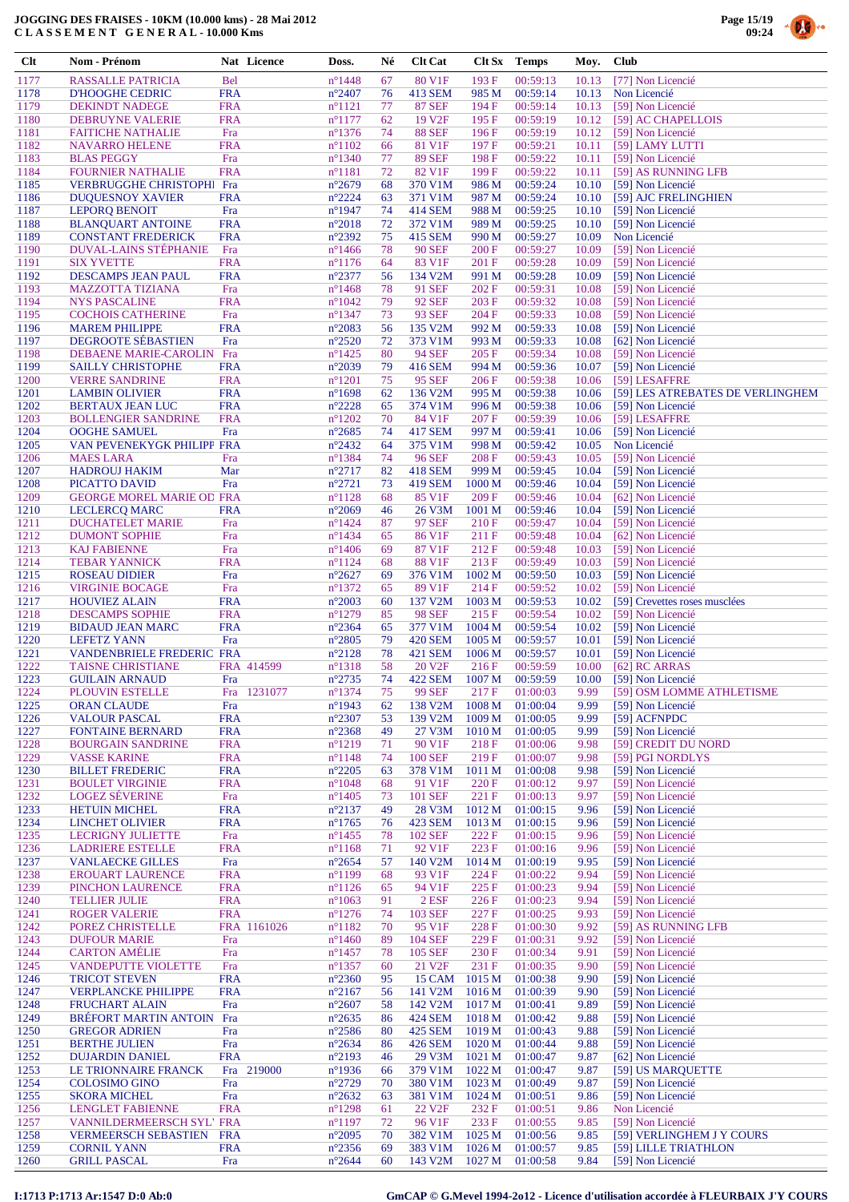# JOGGING DES FRAISES - 10KM (10.000 kms) - 28 Mai 2012
## C L A S S E M E N T  G E N E R A L - 10.000 Kms

| Clt | Nom - Prénom | Nat | Licence | Doss. | Né | Clt Cat | Clt Sx | Temps | Moy. | Club |
|---|---|---|---|---|---|---|---|---|---|---|
| 1177 | RASSALLE PATRICIA | Bel | | n°1448 | 67 | 80 V1F | 193 F | 00:59:13 | 10.13 | [77] Non Licencié |
| 1178 | D'HOOGHE CEDRIC | FRA | | n°2407 | 76 | 413 SEM | 985 M | 00:59:14 | 10.13 | Non Licencié |
| 1179 | DEKINDT NADEGE | FRA | | n°1121 | 77 | 87 SEF | 194 F | 00:59:14 | 10.13 | [59] Non Licencié |
| 1180 | DEBRUYNE VALERIE | FRA | | n°1177 | 62 | 19 V2F | 195 F | 00:59:19 | 10.12 | [59] AC CHAPELLOIS |
| 1181 | FAITICHE NATHALIE | Fra | | n°1376 | 74 | 88 SEF | 196 F | 00:59:19 | 10.12 | [59] Non Licencié |
| 1182 | NAVARRO HELENE | FRA | | n°1102 | 66 | 81 V1F | 197 F | 00:59:21 | 10.11 | [59] LAMY LUTTI |
| 1183 | BLAS PEGGY | Fra | | n°1340 | 77 | 89 SEF | 198 F | 00:59:22 | 10.11 | [59] Non Licencié |
| 1184 | FOURNIER NATHALIE | FRA | | n°1181 | 72 | 82 V1F | 199 F | 00:59:22 | 10.11 | [59] AS RUNNING LFB |
| 1185 | VERBRUGGHE CHRISTOPHI | Fra | | n°2679 | 68 | 370 V1M | 986 M | 00:59:24 | 10.10 | [59] Non Licencié |
| 1186 | DUQUESNOY XAVIER | FRA | | n°2224 | 63 | 371 V1M | 987 M | 00:59:24 | 10.10 | [59] AJC FRELINGHIEN |
| 1187 | LEPORQ BENOIT | Fra | | n°1947 | 74 | 414 SEM | 988 M | 00:59:25 | 10.10 | [59] Non Licencié |
| 1188 | BLANQUART ANTOINE | FRA | | n°2018 | 72 | 372 V1M | 989 M | 00:59:25 | 10.10 | [59] Non Licencié |
| 1189 | CONSTANT FREDERICK | FRA | | n°2392 | 75 | 415 SEM | 990 M | 00:59:27 | 10.09 | Non Licencié |
| 1190 | DUVAL-LAINS STÉPHANIE | Fra | | n°1466 | 78 | 90 SEF | 200 F | 00:59:27 | 10.09 | [59] Non Licencié |
| 1191 | SIX YVETTE | FRA | | n°1176 | 64 | 83 V1F | 201 F | 00:59:28 | 10.09 | [59] Non Licencié |
| 1192 | DESCAMPS JEAN PAUL | FRA | | n°2377 | 56 | 134 V2M | 991 M | 00:59:28 | 10.09 | [59] Non Licencié |
| 1193 | MAZZOTTA TIZIANA | Fra | | n°1468 | 78 | 91 SEF | 202 F | 00:59:31 | 10.08 | [59] Non Licencié |
| 1194 | NYS PASCALINE | FRA | | n°1042 | 79 | 92 SEF | 203 F | 00:59:32 | 10.08 | [59] Non Licencié |
| 1195 | COCHOIS CATHERINE | Fra | | n°1347 | 73 | 93 SEF | 204 F | 00:59:33 | 10.08 | [59] Non Licencié |
| 1196 | MAREM PHILIPPE | FRA | | n°2083 | 56 | 135 V2M | 992 M | 00:59:33 | 10.08 | [59] Non Licencié |
| 1197 | DEGROOTE SÉBASTIEN | Fra | | n°2520 | 72 | 373 V1M | 993 M | 00:59:33 | 10.08 | [62] Non Licencié |
| 1198 | DEBAENE MARIE-CAROLIN | Fra | | n°1425 | 80 | 94 SEF | 205 F | 00:59:34 | 10.08 | [59] Non Licencié |
| 1199 | SAILLY CHRISTOPHE | FRA | | n°2039 | 79 | 416 SEM | 994 M | 00:59:36 | 10.07 | [59] Non Licencié |
| 1200 | VERRE SANDRINE | FRA | | n°1201 | 75 | 95 SEF | 206 F | 00:59:38 | 10.06 | [59] LESAFFRE |
| 1201 | LAMBIN OLIVIER | FRA | | n°1698 | 62 | 136 V2M | 995 M | 00:59:38 | 10.06 | [59] LES ATREBATES DE VERLINGHEM |
| 1202 | BERTAUX JEAN LUC | FRA | | n°2228 | 65 | 374 V1M | 996 M | 00:59:38 | 10.06 | [59] Non Licencié |
| 1203 | BOLLENGIER SANDRINE | FRA | | n°1202 | 70 | 84 V1F | 207 F | 00:59:39 | 10.06 | [59] LESAFFRE |
| 1204 | OOGHE SAMUEL | Fra | | n°2685 | 74 | 417 SEM | 997 M | 00:59:41 | 10.06 | [59] Non Licencié |
| 1205 | VAN PEVENEKYGK PHILIPP | FRA | | n°2432 | 64 | 375 V1M | 998 M | 00:59:42 | 10.05 | Non Licencié |
| 1206 | MAES LARA | Fra | | n°1384 | 74 | 96 SEF | 208 F | 00:59:43 | 10.05 | [59] Non Licencié |
| 1207 | HADROUJ HAKIM | Mar | | n°2717 | 82 | 418 SEM | 999 M | 00:59:45 | 10.04 | [59] Non Licencié |
| 1208 | PICATTO DAVID | Fra | | n°2721 | 73 | 419 SEM | 1000 M | 00:59:46 | 10.04 | [59] Non Licencié |
| 1209 | GEORGE MOREL MARIE OD | FRA | | n°1128 | 68 | 85 V1F | 209 F | 00:59:46 | 10.04 | [62] Non Licencié |
| 1210 | LECLERCQ MARC | FRA | | n°2069 | 46 | 26 V3M | 1001 M | 00:59:46 | 10.04 | [59] Non Licencié |
| 1211 | DUCHATELET MARIE | Fra | | n°1424 | 87 | 97 SEF | 210 F | 00:59:47 | 10.04 | [59] Non Licencié |
| 1212 | DUMONT SOPHIE | Fra | | n°1434 | 65 | 86 V1F | 211 F | 00:59:48 | 10.04 | [62] Non Licencié |
| 1213 | KAJ FABIENNE | Fra | | n°1406 | 69 | 87 V1F | 212 F | 00:59:48 | 10.03 | [59] Non Licencié |
| 1214 | TEBAR YANNICK | FRA | | n°1124 | 68 | 88 V1F | 213 F | 00:59:49 | 10.03 | [59] Non Licencié |
| 1215 | ROSEAU DIDIER | Fra | | n°2627 | 69 | 376 V1M | 1002 M | 00:59:50 | 10.03 | [59] Non Licencié |
| 1216 | VIRGINIE BOCAGE | Fra | | n°1372 | 65 | 89 V1F | 214 F | 00:59:52 | 10.02 | [59] Non Licencié |
| 1217 | HOUVIEZ ALAIN | FRA | | n°2003 | 60 | 137 V2M | 1003 M | 00:59:53 | 10.02 | [59] Crevettes roses musclées |
| 1218 | DESCAMPS SOPHIE | FRA | | n°1279 | 85 | 98 SEF | 215 F | 00:59:54 | 10.02 | [59] Non Licencié |
| 1219 | BIDAUD JEAN MARC | FRA | | n°2364 | 65 | 377 V1M | 1004 M | 00:59:54 | 10.02 | [59] Non Licencié |
| 1220 | LEFETZ YANN | Fra | | n°2805 | 79 | 420 SEM | 1005 M | 00:59:57 | 10.01 | [59] Non Licencié |
| 1221 | VANDENBRIELE FREDERIC | FRA | | n°2128 | 78 | 421 SEM | 1006 M | 00:59:57 | 10.01 | [59] Non Licencié |
| 1222 | TAISNE CHRISTIANE | FRA | 414599 | n°1318 | 58 | 20 V2F | 216 F | 00:59:59 | 10.00 | [62] RC ARRAS |
| 1223 | GUILAIN ARNAUD | Fra | | n°2735 | 74 | 422 SEM | 1007 M | 00:59:59 | 10.00 | [59] Non Licencié |
| 1224 | PLOUVIN ESTELLE | Fra | 1231077 | n°1374 | 75 | 99 SEF | 217 F | 01:00:03 | 9.99 | [59] OSM LOMME ATHLETISME |
| 1225 | ORAN CLAUDE | Fra | | n°1943 | 62 | 138 V2M | 1008 M | 01:00:04 | 9.99 | [59] Non Licencié |
| 1226 | VALOUR PASCAL | FRA | | n°2307 | 53 | 139 V2M | 1009 M | 01:00:05 | 9.99 | [59] ACFNPDC |
| 1227 | FONTAINE BERNARD | FRA | | n°2368 | 49 | 27 V3M | 1010 M | 01:00:05 | 9.99 | [59] Non Licencié |
| 1228 | BOURGAIN SANDRINE | FRA | | n°1219 | 71 | 90 V1F | 218 F | 01:00:06 | 9.98 | [59] CREDIT DU NORD |
| 1229 | VASSE KARINE | FRA | | n°1148 | 74 | 100 SEF | 219 F | 01:00:07 | 9.98 | [59] PGI NORDLYS |
| 1230 | BILLET FREDERIC | FRA | | n°2205 | 63 | 378 V1M | 1011 M | 01:00:08 | 9.98 | [59] Non Licencié |
| 1231 | BOULET VIRGINIE | FRA | | n°1048 | 68 | 91 V1F | 220 F | 01:00:12 | 9.97 | [59] Non Licencié |
| 1232 | LOGEZ SÉVERINE | Fra | | n°1405 | 73 | 101 SEF | 221 F | 01:00:13 | 9.97 | [59] Non Licencié |
| 1233 | HETUIN MICHEL | FRA | | n°2137 | 49 | 28 V3M | 1012 M | 01:00:15 | 9.96 | [59] Non Licencié |
| 1234 | LINCHET OLIVIER | FRA | | n°1765 | 76 | 423 SEM | 1013 M | 01:00:15 | 9.96 | [59] Non Licencié |
| 1235 | LECRIGNY JULIETTE | Fra | | n°1455 | 78 | 102 SEF | 222 F | 01:00:15 | 9.96 | [59] Non Licencié |
| 1236 | LADRIERE ESTELLE | FRA | | n°1168 | 71 | 92 V1F | 223 F | 01:00:16 | 9.96 | [59] Non Licencié |
| 1237 | VANLAECKE GILLES | Fra | | n°2654 | 57 | 140 V2M | 1014 M | 01:00:19 | 9.95 | [59] Non Licencié |
| 1238 | EROUART LAURENCE | FRA | | n°1199 | 68 | 93 V1F | 224 F | 01:00:22 | 9.94 | [59] Non Licencié |
| 1239 | PINCHON LAURENCE | FRA | | n°1126 | 65 | 94 V1F | 225 F | 01:00:23 | 9.94 | [59] Non Licencié |
| 1240 | TELLIER JULIE | FRA | | n°1063 | 91 | 2 ESF | 226 F | 01:00:23 | 9.94 | [59] Non Licencié |
| 1241 | ROGER VALERIE | FRA | | n°1276 | 74 | 103 SEF | 227 F | 01:00:25 | 9.93 | [59] Non Licencié |
| 1242 | POREZ CHRISTELLE | FRA | 1161026 | n°1182 | 70 | 95 V1F | 228 F | 01:00:30 | 9.92 | [59] AS RUNNING LFB |
| 1243 | DUFOUR MARIE | Fra | | n°1460 | 89 | 104 SEF | 229 F | 01:00:31 | 9.92 | [59] Non Licencié |
| 1244 | CARTON AMÉLIE | Fra | | n°1457 | 78 | 105 SEF | 230 F | 01:00:34 | 9.91 | [59] Non Licencié |
| 1245 | VANDEPUTTE VIOLETTE | Fra | | n°1357 | 60 | 21 V2F | 231 F | 01:00:35 | 9.90 | [59] Non Licencié |
| 1246 | TRICOT STEVEN | FRA | | n°2360 | 95 | 15 CAM | 1015 M | 01:00:38 | 9.90 | [59] Non Licencié |
| 1247 | VERPLANCKE PHILIPPE | FRA | | n°2167 | 56 | 141 V2M | 1016 M | 01:00:39 | 9.90 | [59] Non Licencié |
| 1248 | FRUCHART ALAIN | Fra | | n°2607 | 58 | 142 V2M | 1017 M | 01:00:41 | 9.89 | [59] Non Licencié |
| 1249 | BRÉFORT MARTIN ANTOIN | Fra | | n°2635 | 86 | 424 SEM | 1018 M | 01:00:42 | 9.88 | [59] Non Licencié |
| 1250 | GREGOR ADRIEN | Fra | | n°2586 | 80 | 425 SEM | 1019 M | 01:00:43 | 9.88 | [59] Non Licencié |
| 1251 | BERTHE JULIEN | Fra | | n°2634 | 86 | 426 SEM | 1020 M | 01:00:44 | 9.88 | [59] Non Licencié |
| 1252 | DUJARDIN DANIEL | FRA | | n°2193 | 46 | 29 V3M | 1021 M | 01:00:47 | 9.87 | [62] Non Licencié |
| 1253 | LE TRIONNAIRE FRANCK | Fra | 219000 | n°1936 | 66 | 379 V1M | 1022 M | 01:00:47 | 9.87 | [59] US MARQUETTE |
| 1254 | COLOSIMO GINO | Fra | | n°2729 | 70 | 380 V1M | 1023 M | 01:00:49 | 9.87 | [59] Non Licencié |
| 1255 | SKORA MICHEL | Fra | | n°2632 | 63 | 381 V1M | 1024 M | 01:00:51 | 9.86 | [59] Non Licencié |
| 1256 | LENGLET FABIENNE | FRA | | n°1298 | 61 | 22 V2F | 232 F | 01:00:51 | 9.86 | Non Licencié |
| 1257 | VANNILDERMEERSCH SYL' | FRA | | n°1197 | 72 | 96 V1F | 233 F | 01:00:55 | 9.85 | [59] Non Licencié |
| 1258 | VERMEERSCH SEBASTIEN | FRA | | n°2095 | 70 | 382 V1M | 1025 M | 01:00:56 | 9.85 | [59] VERLINGHEM J Y COURS |
| 1259 | CORNIL YANN | FRA | | n°2356 | 69 | 383 V1M | 1026 M | 01:00:57 | 9.85 | [59] LILLE TRIATHLON |
| 1260 | GRILL PASCAL | Fra | | n°2644 | 60 | 143 V2M | 1027 M | 01:00:58 | 9.84 | [59] Non Licencié |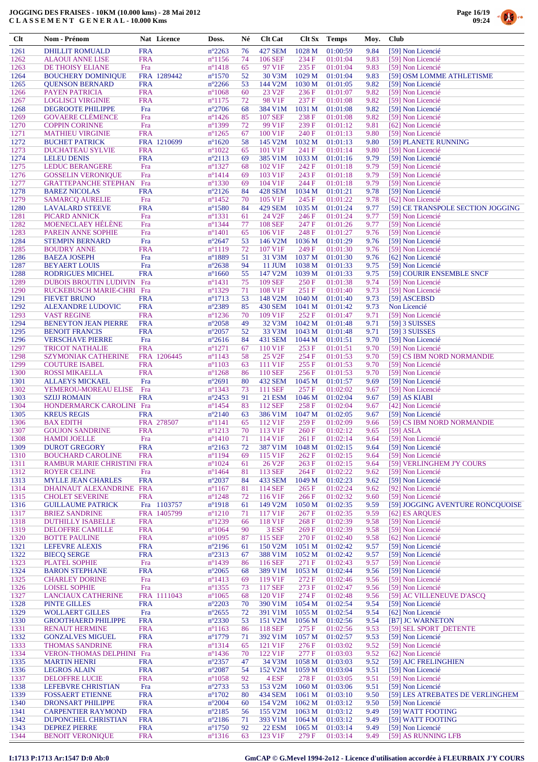# JOGGING DES FRAISES - 10KM (10.000 kms) - 28 Mai 2012
## CLASSEMENT GENERAL - 10.000 Kms

| Clt | Nom - Prénom | Nat | Licence | Doss. | Né | Clt Cat | Clt Sx | Temps | Moy. | Club |
|---|---|---|---|---|---|---|---|---|---|---|
| 1261 | DHILLIT ROMUALD | FRA | | n°2263 | 76 | 427 SEM | 1028 M | 01:00:59 | 9.84 | [59] Non Licencié |
| 1262 | ALAOUI ANNE LISE | FRA | | n°1156 | 74 | 106 SEF | 234 F | 01:01:04 | 9.83 | [59] Non Licencié |
| 1263 | DE THOISY ELIANE | Fra | | n°1418 | 65 | 97 V1F | 235 F | 01:01:04 | 9.83 | [59] Non Licencié |
| 1264 | BOUCHERY DOMINIQUE | FRA | 1289442 | n°1570 | 52 | 30 V3M | 1029 M | 01:01:04 | 9.83 | [59] OSM LOMME ATHLETISME |
| 1265 | QUENSON BERNARD | FRA | | n°2266 | 53 | 144 V2M | 1030 M | 01:01:05 | 9.82 | [59] Non Licencié |
| 1266 | PAYEN PATRICIA | FRA | | n°1068 | 60 | 23 V2F | 236 F | 01:01:07 | 9.82 | [59] Non Licencié |
| 1267 | LOGLISCI VIRGINIE | FRA | | n°1175 | 72 | 98 V1F | 237 F | 01:01:08 | 9.82 | [59] Non Licencié |
| 1268 | DEGROOTE PHILIPPE | Fra | | n°2706 | 68 | 384 V1M | 1031 M | 01:01:08 | 9.82 | [59] Non Licencié |
| 1269 | GOVAERE CLÉMENCE | Fra | | n°1426 | 85 | 107 SEF | 238 F | 01:01:08 | 9.82 | [59] Non Licencié |
| 1270 | COPPIN CORINNE | Fra | | n°1399 | 72 | 99 V1F | 239 F | 01:01:12 | 9.81 | [62] Non Licencié |
| 1271 | MATHIEU VIRGINIE | FRA | | n°1265 | 67 | 100 V1F | 240 F | 01:01:13 | 9.80 | [59] Non Licencié |
| 1272 | BUCHET PATRICK | FRA | 1210699 | n°1620 | 58 | 145 V2M | 1032 M | 01:01:13 | 9.80 | [59] PLANETE RUNNING |
| 1273 | DUCHATEAU SYLVIE | FRA | | n°1022 | 65 | 101 V1F | 241 F | 01:01:14 | 9.80 | [59] Non Licencié |
| 1274 | LELEU DENIS | FRA | | n°2113 | 69 | 385 V1M | 1033 M | 01:01:16 | 9.79 | [59] Non Licencié |
| 1275 | LEDUC BERANGERE | Fra | | n°1327 | 68 | 102 V1F | 242 F | 01:01:18 | 9.79 | [59] Non Licencié |
| 1276 | GOSSELIN VERONIQUE | Fra | | n°1414 | 69 | 103 V1F | 243 F | 01:01:18 | 9.79 | [59] Non Licencié |
| 1277 | GRATTEPANCHE STEPHAN | Fra | | n°1330 | 69 | 104 V1F | 244 F | 01:01:18 | 9.79 | [59] Non Licencié |
| 1278 | BAREZ NICOLAS | FRA | | n°2126 | 84 | 428 SEM | 1034 M | 01:01:21 | 9.78 | [59] Non Licencié |
| 1279 | SAMARCQ AURELIE | Fra | | n°1452 | 70 | 105 V1F | 245 F | 01:01:22 | 9.78 | [62] Non Licencié |
| 1280 | LAVALARD STEEVE | FRA | | n°1580 | 84 | 429 SEM | 1035 M | 01:01:24 | 9.77 | [59] CE TRANSPOLE SECTION JOGGING |
| 1281 | PICARD ANNICK | Fra | | n°1331 | 61 | 24 V2F | 246 F | 01:01:24 | 9.77 | [59] Non Licencié |
| 1282 | MOENECLAEY HÉLÈNE | Fra | | n°1344 | 77 | 108 SEF | 247 F | 01:01:26 | 9.77 | [59] Non Licencié |
| 1283 | PAREIN ANNE SOPHIE | Fra | | n°1401 | 65 | 106 V1F | 248 F | 01:01:27 | 9.76 | [59] Non Licencié |
| 1284 | STEMPIN BERNARD | Fra | | n°2647 | 53 | 146 V2M | 1036 M | 01:01:29 | 9.76 | [59] Non Licencié |
| 1285 | BOUDRY ANNE | FRA | | n°1119 | 72 | 107 V1F | 249 F | 01:01:30 | 9.76 | [59] Non Licencié |
| 1286 | BAEZA JOSEPH | Fra | | n°1889 | 51 | 31 V3M | 1037 M | 01:01:30 | 9.76 | [62] Non Licencié |
| 1287 | BEYAERT LOUIS | Fra | | n°2638 | 94 | 11 JUM | 1038 M | 01:01:33 | 9.75 | [59] Non Licencié |
| 1288 | RODRIGUES MICHEL | FRA | | n°1660 | 55 | 147 V2M | 1039 M | 01:01:33 | 9.75 | [59] COURIR ENSEMBLE SNCF |
| 1289 | DUBOIS BROUTIN LUDIVIN | Fra | | n°1431 | 75 | 109 SEF | 250 F | 01:01:38 | 9.74 | [59] Non Licencié |
| 1290 | RUCKEBUSCH MARIE-CHRI | Fra | | n°1329 | 71 | 108 V1F | 251 F | 01:01:40 | 9.73 | [59] Non Licencié |
| 1291 | FIEVET BRUNO | FRA | | n°1713 | 53 | 148 V2M | 1040 M | 01:01:40 | 9.73 | [59] ASCEBSD |
| 1292 | ALEXANDRE LUDOVIC | FRA | | n°2389 | 85 | 430 SEM | 1041 M | 01:01:42 | 9.73 | Non Licencié |
| 1293 | VAST REGINE | FRA | | n°1236 | 70 | 109 V1F | 252 F | 01:01:47 | 9.71 | [59] Non Licencié |
| 1294 | BENEYTON JEAN PIERRE | FRA | | n°2058 | 49 | 32 V3M | 1042 M | 01:01:48 | 9.71 | [59] 3 SUISSES |
| 1295 | BENOIT FRANCIS | FRA | | n°2057 | 52 | 33 V3M | 1043 M | 01:01:48 | 9.71 | [59] 3 SUISSES |
| 1296 | VERSCHAVE PIERRE | Fra | | n°2616 | 84 | 431 SEM | 1044 M | 01:01:51 | 9.70 | [59] Non Licencié |
| 1297 | TRICOT NATHALIE | FRA | | n°1271 | 67 | 110 V1F | 253 F | 01:01:51 | 9.70 | [59] Non Licencié |
| 1298 | SZYMONIAK CATHERINE | FRA | 1206445 | n°1143 | 58 | 25 V2F | 254 F | 01:01:53 | 9.70 | [59] CS IBM NORD NORMANDIE |
| 1299 | COUTURE ISABEL | FRA | | n°1103 | 63 | 111 V1F | 255 F | 01:01:53 | 9.70 | [59] Non Licencié |
| 1300 | ROSSI MIKAELLA | FRA | | n°1268 | 86 | 110 SEF | 256 F | 01:01:53 | 9.70 | [59] Non Licencié |
| 1301 | ALLAEYS MICKAEL | Fra | | n°2691 | 80 | 432 SEM | 1045 M | 01:01:57 | 9.69 | [59] Non Licencié |
| 1302 | YEMEROU-MOREAU ELISE | Fra | | n°1343 | 73 | 111 SEF | 257 F | 01:02:02 | 9.67 | [59] Non Licencié |
| 1303 | SZIJJ ROMAIN | FRA | | n°2453 | 91 | 21 ESM | 1046 M | 01:02:04 | 9.67 | [59] AS KIABI |
| 1304 | HONDERMARCK CAROLINE | Fra | | n°1454 | 83 | 112 SEF | 258 F | 01:02:04 | 9.67 | [42] Non Licencié |
| 1305 | KREUS REGIS | FRA | | n°2140 | 63 | 386 V1M | 1047 M | 01:02:05 | 9.67 | [59] Non Licencié |
| 1306 | BAX EDITH | FRA | 278507 | n°1141 | 65 | 112 V1F | 259 F | 01:02:09 | 9.66 | [59] CS IBM NORD NORMANDIE |
| 1307 | GOUJON SANDRINE | FRA | | n°1213 | 70 | 113 V1F | 260 F | 01:02:12 | 9.65 | [59] ASLA |
| 1308 | HAMDI JOELLE | Fra | | n°1410 | 71 | 114 V1F | 261 F | 01:02:14 | 9.64 | [59] Non Licencié |
| 1309 | DUROT GREGORY | FRA | | n°2163 | 72 | 387 V1M | 1048 M | 01:02:15 | 9.64 | [59] Non Licencié |
| 1310 | BOUCHARD CAROLINE | FRA | | n°1194 | 69 | 115 V1F | 262 F | 01:02:15 | 9.64 | [59] Non Licencié |
| 1311 | RAMBUR MARIE CHRISTINI | FRA | | n°1024 | 61 | 26 V2F | 263 F | 01:02:15 | 9.64 | [59] VERLINGHEM J'Y COURS |
| 1312 | ROYER CELINE | Fra | | n°1464 | 81 | 113 SEF | 264 F | 01:02:22 | 9.62 | [59] Non Licencié |
| 1313 | MYLLE JEAN CHARLES | FRA | | n°2037 | 84 | 433 SEM | 1049 M | 01:02:23 | 9.62 | [59] Non Licencié |
| 1314 | DHAINAUT ALEXANDRINE | FRA | | n°1167 | 81 | 114 SEF | 265 F | 01:02:24 | 9.62 | [92] Non Licencié |
| 1315 | CHOLET SEVERINE | FRA | | n°1248 | 72 | 116 V1F | 266 F | 01:02:32 | 9.60 | [59] Non Licencié |
| 1316 | GUILLAUME PATRICK | Fra | 1103757 | n°1918 | 61 | 149 V2M | 1050 M | 01:02:35 | 9.59 | [59] JOGGING AVENTURE RONCQUOISE |
| 1317 | BRIEZ SANDRINE | FRA | 1405799 | n°1210 | 71 | 117 V1F | 267 F | 01:02:35 | 9.59 | [62] ES ARQUES |
| 1318 | DUTHILLY ISABELLE | FRA | | n°1239 | 66 | 118 V1F | 268 F | 01:02:39 | 9.58 | [59] Non Licencié |
| 1319 | DELOFFRE CAMILLE | FRA | | n°1064 | 90 | 3 ESF | 269 F | 01:02:39 | 9.58 | [59] Non Licencié |
| 1320 | BOTTE PAULINE | FRA | | n°1095 | 87 | 115 SEF | 270 F | 01:02:40 | 9.58 | [62] Non Licencié |
| 1321 | LEFEVRE ALEXIS | FRA | | n°2196 | 61 | 150 V2M | 1051 M | 01:02:42 | 9.57 | [59] Non Licencié |
| 1322 | BIECQ SERGE | FRA | | n°2313 | 67 | 388 V1M | 1052 M | 01:02:42 | 9.57 | [59] Non Licencié |
| 1323 | PLATEL SOPHIE | Fra | | n°1439 | 86 | 116 SEF | 271 F | 01:02:43 | 9.57 | [59] Non Licencié |
| 1324 | BARON STEPHANE | FRA | | n°2065 | 68 | 389 V1M | 1053 M | 01:02:44 | 9.56 | [59] Non Licencié |
| 1325 | CHARLEY DORINE | Fra | | n°1413 | 69 | 119 V1F | 272 F | 01:02:46 | 9.56 | [59] Non Licencié |
| 1326 | LOISEL SOPHIE | Fra | | n°1355 | 73 | 117 SEF | 273 F | 01:02:47 | 9.56 | [59] Non Licencié |
| 1327 | LANCIAUX CATHERINE | FRA | 1111043 | n°1065 | 68 | 120 V1F | 274 F | 01:02:48 | 9.56 | [59] AC VILLENEUVE D'ASCQ |
| 1328 | PINTE GILLES | FRA | | n°2203 | 70 | 390 V1M | 1054 M | 01:02:54 | 9.54 | [59] Non Licencié |
| 1329 | WOLLAERT GILLES | Fra | | n°2655 | 72 | 391 V1M | 1055 M | 01:02:54 | 9.54 | [62] Non Licencié |
| 1330 | GROOTHAERD PHILIPPE | FRA | | n°2330 | 53 | 151 V2M | 1056 M | 01:02:56 | 9.54 | [B7] IC WARNETON |
| 1331 | RENAUT HERMINE | FRA | | n°1163 | 86 | 118 SEF | 275 F | 01:02:56 | 9.53 | [59] SEL SPORT _DETENTE |
| 1332 | GONZALVES MIGUEL | FRA | | n°1779 | 71 | 392 V1M | 1057 M | 01:02:57 | 9.53 | [59] Non Licencié |
| 1333 | THOMAS SANDRINE | FRA | | n°1314 | 65 | 121 V1F | 276 F | 01:03:02 | 9.52 | [59] Non Licencié |
| 1334 | VERON-THOMAS DELPHINE | Fra | | n°1436 | 70 | 122 V1F | 277 F | 01:03:03 | 9.52 | [62] Non Licencié |
| 1335 | MARTIN HENRI | FRA | | n°2357 | 47 | 34 V3M | 1058 M | 01:03:03 | 9.52 | [59] AJC FRELINGHIEN |
| 1336 | LEGROS ALAIN | FRA | | n°2087 | 54 | 152 V2M | 1059 M | 01:03:04 | 9.51 | [59] Non Licencié |
| 1337 | DELOFFRE LUCIE | FRA | | n°1058 | 92 | 4 ESF | 278 F | 01:03:05 | 9.51 | [59] Non Licencié |
| 1338 | LEFEBVRE CHRISTIAN | Fra | | n°2733 | 53 | 153 V2M | 1060 M | 01:03:06 | 9.51 | [59] Non Licencié |
| 1339 | FOSSAERT ETIENNE | FRA | | n°1702 | 80 | 434 SEM | 1061 M | 01:03:10 | 9.50 | [59] LES ATREBATES DE VERLINGHEM |
| 1340 | DRONSART PHILIPPE | FRA | | n°2004 | 60 | 154 V2M | 1062 M | 01:03:12 | 9.50 | [59] Non Licencié |
| 1341 | CARPENTIER RAYMOND | FRA | | n°2185 | 56 | 155 V2M | 1063 M | 01:03:12 | 9.49 | [59] WATT FOOTING |
| 1342 | DUPONCHEL CHRISTIAN | FRA | | n°2186 | 71 | 393 V1M | 1064 M | 01:03:12 | 9.49 | [59] WATT FOOTING |
| 1343 | DEPREZ PIERRE | FRA | | n°1750 | 92 | 22 ESM | 1065 M | 01:03:14 | 9.49 | [59] Non Licencié |
| 1344 | BENOIT VERONIQUE | FRA | | n°1316 | 63 | 123 V1F | 279 F | 01:03:14 | 9.49 | [59] AS RUNNING LFB |

I:1713 P:1713 Ar:1547 D:0 Ab:0

GmCAP © G.Mevel 1994-2o12 - Licence d'utilisation accordée à FLEURBAIX J'Y COURS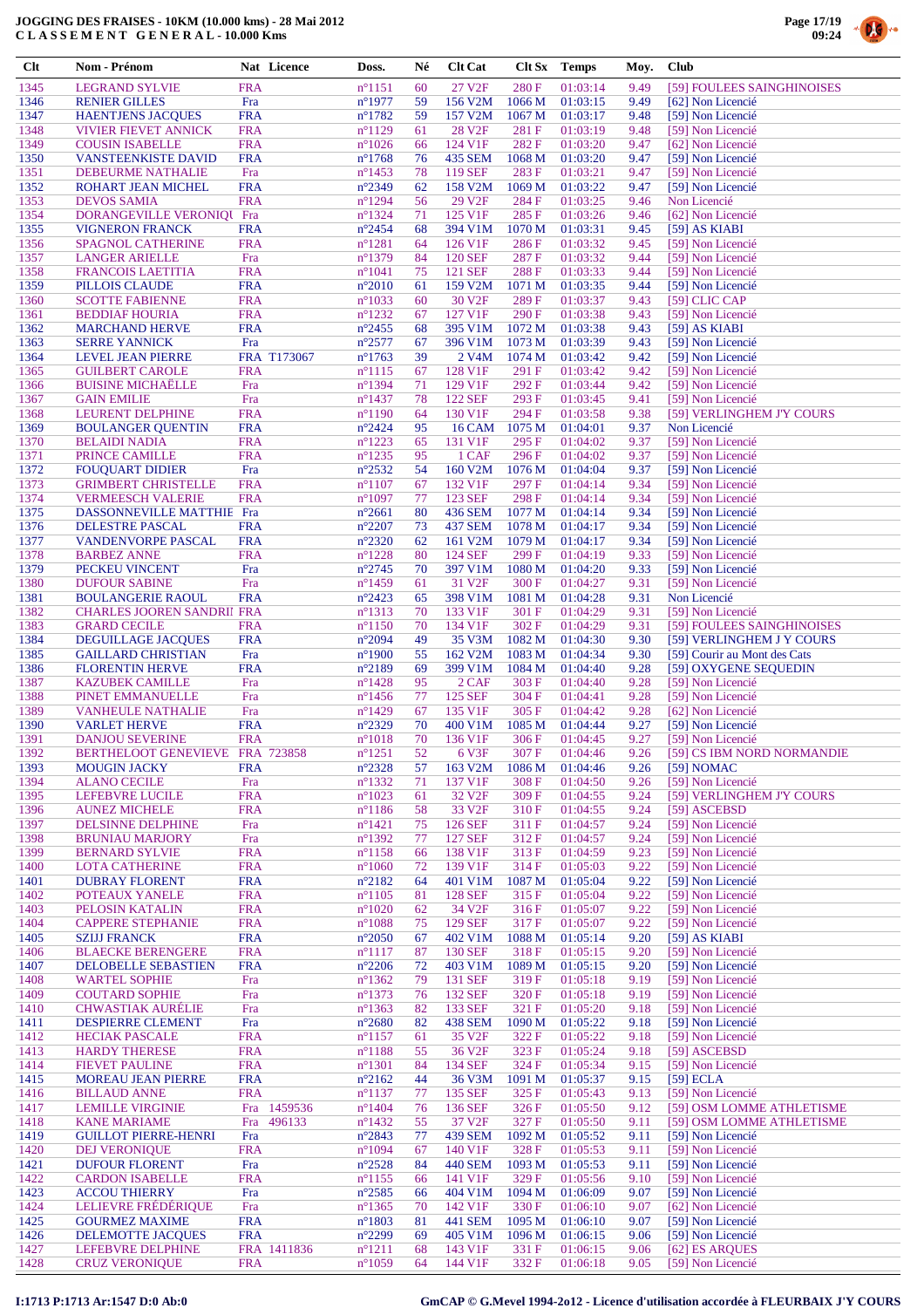# JOGGING DES FRAISES - 10KM (10.000 kms) - 28 Mai 2012
## CLASSEMENT GENERAL - 10.000 Kms

| Clt | Nom - Prénom | Nat | Licence | Doss. | Né | Clt Cat | Clt Sx | Temps | Moy. | Club |
|---|---|---|---|---|---|---|---|---|---|---|
| 1345 | LEGRAND SYLVIE | FRA | | n°1151 | 60 | 27 V2F | 280 F | 01:03:14 | 9.49 | [59] FOULEES SAINGHINOISES |
| 1346 | RENIER GILLES | Fra | | n°1977 | 59 | 156 V2M | 1066 M | 01:03:15 | 9.49 | [62] Non Licencié |
| 1347 | HAENTJENS JACQUES | FRA | | n°1782 | 59 | 157 V2M | 1067 M | 01:03:17 | 9.48 | [59] Non Licencié |
| 1348 | VIVIER FIEVET ANNICK | FRA | | n°1129 | 61 | 28 V2F | 281 F | 01:03:19 | 9.48 | [59] Non Licencié |
| 1349 | COUSIN ISABELLE | FRA | | n°1026 | 66 | 124 V1F | 282 F | 01:03:20 | 9.47 | [62] Non Licencié |
| 1350 | VANSTEENKISTE DAVID | FRA | | n°1768 | 76 | 435 SEM | 1068 M | 01:03:20 | 9.47 | [59] Non Licencié |
| 1351 | DEBEURME NATHALIE | Fra | | n°1453 | 78 | 119 SEF | 283 F | 01:03:21 | 9.47 | [59] Non Licencié |
| 1352 | ROHART JEAN MICHEL | FRA | | n°2349 | 62 | 158 V2M | 1069 M | 01:03:22 | 9.47 | [59] Non Licencié |
| 1353 | DEVOS SAMIA | FRA | | n°1294 | 56 | 29 V2F | 284 F | 01:03:25 | 9.46 | Non Licencié |
| 1354 | DORANGEVILLE VERONIQU | Fra | | n°1324 | 71 | 125 V1F | 285 F | 01:03:26 | 9.46 | [62] Non Licencié |
| 1355 | VIGNERON FRANCK | FRA | | n°2454 | 68 | 394 V1M | 1070 M | 01:03:31 | 9.45 | [59] AS KIABI |
| 1356 | SPAGNOL CATHERINE | FRA | | n°1281 | 64 | 126 V1F | 286 F | 01:03:32 | 9.45 | [59] Non Licencié |
| 1357 | LANGER ARIELLE | Fra | | n°1379 | 84 | 120 SEF | 287 F | 01:03:32 | 9.44 | [59] Non Licencié |
| 1358 | FRANCOIS LAETITIA | FRA | | n°1041 | 75 | 121 SEF | 288 F | 01:03:33 | 9.44 | [59] Non Licencié |
| 1359 | PILLOIS CLAUDE | FRA | | n°2010 | 61 | 159 V2M | 1071 M | 01:03:35 | 9.44 | [59] Non Licencié |
| 1360 | SCOTTE FABIENNE | FRA | | n°1033 | 60 | 30 V2F | 289 F | 01:03:37 | 9.43 | [59] CLIC CAP |
| 1361 | BEDDIAF HOURIA | FRA | | n°1232 | 67 | 127 V1F | 290 F | 01:03:38 | 9.43 | [59] Non Licencié |
| 1362 | MARCHAND HERVE | FRA | | n°2455 | 68 | 395 V1M | 1072 M | 01:03:38 | 9.43 | [59] AS KIABI |
| 1363 | SERRE YANNICK | Fra | | n°2577 | 67 | 396 V1M | 1073 M | 01:03:39 | 9.43 | [59] Non Licencié |
| 1364 | LEVEL JEAN PIERRE | FRA | T173067 | n°1763 | 39 | 2 V4M | 1074 M | 01:03:42 | 9.42 | [59] Non Licencié |
| 1365 | GUILBERT CAROLE | FRA | | n°1115 | 67 | 128 V1F | 291 F | 01:03:42 | 9.42 | [59] Non Licencié |
| 1366 | BUISINE MICHAËLLE | Fra | | n°1394 | 71 | 129 V1F | 292 F | 01:03:44 | 9.42 | [59] Non Licencié |
| 1367 | GAIN EMILIE | Fra | | n°1437 | 78 | 122 SEF | 293 F | 01:03:45 | 9.41 | [59] Non Licencié |
| 1368 | LEURENT DELPHINE | FRA | | n°1190 | 64 | 130 V1F | 294 F | 01:03:58 | 9.38 | [59] VERLINGHEM J'Y COURS |
| 1369 | BOULANGER QUENTIN | FRA | | n°2424 | 95 | 16 CAM | 1075 M | 01:04:01 | 9.37 | Non Licencié |
| 1370 | BELAIDI NADIA | FRA | | n°1223 | 65 | 131 V1F | 295 F | 01:04:02 | 9.37 | [59] Non Licencié |
| 1371 | PRINCE CAMILLE | FRA | | n°1235 | 95 | 1 CAF | 296 F | 01:04:02 | 9.37 | [59] Non Licencié |
| 1372 | FOUQUART DIDIER | Fra | | n°2532 | 54 | 160 V2M | 1076 M | 01:04:04 | 9.37 | [59] Non Licencié |
| 1373 | GRIMBERT CHRISTELLE | FRA | | n°1107 | 67 | 132 V1F | 297 F | 01:04:14 | 9.34 | [59] Non Licencié |
| 1374 | VERMEESCH VALERIE | FRA | | n°1097 | 77 | 123 SEF | 298 F | 01:04:14 | 9.34 | [59] Non Licencié |
| 1375 | DASSONNEVILLE MATTHIE | Fra | | n°2661 | 80 | 436 SEM | 1077 M | 01:04:14 | 9.34 | [59] Non Licencié |
| 1376 | DELESTRE PASCAL | FRA | | n°2207 | 73 | 437 SEM | 1078 M | 01:04:17 | 9.34 | [59] Non Licencié |
| 1377 | VANDENVORPE PASCAL | FRA | | n°2320 | 62 | 161 V2M | 1079 M | 01:04:17 | 9.34 | [59] Non Licencié |
| 1378 | BARBEZ ANNE | FRA | | n°1228 | 80 | 124 SEF | 299 F | 01:04:19 | 9.33 | [59] Non Licencié |
| 1379 | PECKEU VINCENT | Fra | | n°2745 | 70 | 397 V1M | 1080 M | 01:04:20 | 9.33 | [59] Non Licencié |
| 1380 | DUFOUR SABINE | Fra | | n°1459 | 61 | 31 V2F | 300 F | 01:04:27 | 9.31 | [59] Non Licencié |
| 1381 | BOULANGERIE RAOUL | FRA | | n°2423 | 65 | 398 V1M | 1081 M | 01:04:28 | 9.31 | Non Licencié |
| 1382 | CHARLES JOOREN SANDRII | FRA | | n°1313 | 70 | 133 V1F | 301 F | 01:04:29 | 9.31 | [59] Non Licencié |
| 1383 | GRARD CECILE | FRA | | n°1150 | 70 | 134 V1F | 302 F | 01:04:29 | 9.31 | [59] FOULEES SAINGHINOISES |
| 1384 | DEGUILLAGE JACQUES | FRA | | n°2094 | 49 | 35 V3M | 1082 M | 01:04:30 | 9.30 | [59] VERLINGHEM J Y COURS |
| 1385 | GAILLARD CHRISTIAN | Fra | | n°1900 | 55 | 162 V2M | 1083 M | 01:04:34 | 9.30 | [59] Courir au Mont des Cats |
| 1386 | FLORENTIN HERVE | FRA | | n°2189 | 69 | 399 V1M | 1084 M | 01:04:40 | 9.28 | [59] OXYGENE SEQUEDIN |
| 1387 | KAZUBEK CAMILLE | Fra | | n°1428 | 95 | 2 CAF | 303 F | 01:04:40 | 9.28 | [59] Non Licencié |
| 1388 | PINET EMMANUELLE | Fra | | n°1456 | 77 | 125 SEF | 304 F | 01:04:41 | 9.28 | [59] Non Licencié |
| 1389 | VANHEULE NATHALIE | Fra | | n°1429 | 67 | 135 V1F | 305 F | 01:04:42 | 9.28 | [62] Non Licencié |
| 1390 | VARLET HERVE | FRA | | n°2329 | 70 | 400 V1M | 1085 M | 01:04:44 | 9.27 | [59] Non Licencié |
| 1391 | DANJOU SEVERINE | FRA | | n°1018 | 70 | 136 V1F | 306 F | 01:04:45 | 9.27 | [59] Non Licencié |
| 1392 | BERTHELOOT GENEVIEVE | FRA | 723858 | n°1251 | 52 | 6 V3F | 307 F | 01:04:46 | 9.26 | [59] CS IBM NORD NORMANDIE |
| 1393 | MOUGIN JACKY | FRA | | n°2328 | 57 | 163 V2M | 1086 M | 01:04:46 | 9.26 | [59] NOMAC |
| 1394 | ALANO CECILE | Fra | | n°1332 | 71 | 137 V1F | 308 F | 01:04:50 | 9.26 | [59] Non Licencié |
| 1395 | LEFEBVRE LUCILE | FRA | | n°1023 | 61 | 32 V2F | 309 F | 01:04:55 | 9.24 | [59] VERLINGHEM J'Y COURS |
| 1396 | AUNEZ MICHELE | FRA | | n°1186 | 58 | 33 V2F | 310 F | 01:04:55 | 9.24 | [59] ASCEBSD |
| 1397 | DELSINNE DELPHINE | Fra | | n°1421 | 75 | 126 SEF | 311 F | 01:04:57 | 9.24 | [59] Non Licencié |
| 1398 | BRUNIAU MARJORY | Fra | | n°1392 | 77 | 127 SEF | 312 F | 01:04:57 | 9.24 | [59] Non Licencié |
| 1399 | BERNARD SYLVIE | FRA | | n°1158 | 66 | 138 V1F | 313 F | 01:04:59 | 9.23 | [59] Non Licencié |
| 1400 | LOTA CATHERINE | FRA | | n°1060 | 72 | 139 V1F | 314 F | 01:05:03 | 9.22 | [59] Non Licencié |
| 1401 | DUBRAY FLORENT | FRA | | n°2182 | 64 | 401 V1M | 1087 M | 01:05:04 | 9.22 | [59] Non Licencié |
| 1402 | POTEAUX YANELE | FRA | | n°1105 | 81 | 128 SEF | 315 F | 01:05:04 | 9.22 | [59] Non Licencié |
| 1403 | PELOSIN KATALIN | FRA | | n°1020 | 62 | 34 V2F | 316 F | 01:05:07 | 9.22 | [59] Non Licencié |
| 1404 | CAPPERE STEPHANIE | FRA | | n°1088 | 75 | 129 SEF | 317 F | 01:05:07 | 9.22 | [59] Non Licencié |
| 1405 | SZIJJ FRANCK | FRA | | n°2050 | 67 | 402 V1M | 1088 M | 01:05:14 | 9.20 | [59] AS KIABI |
| 1406 | BLAECKE BERENGERE | FRA | | n°1117 | 87 | 130 SEF | 318 F | 01:05:15 | 9.20 | [59] Non Licencié |
| 1407 | DELOBELLE SEBASTIEN | FRA | | n°2206 | 72 | 403 V1M | 1089 M | 01:05:15 | 9.20 | [59] Non Licencié |
| 1408 | WARTEL SOPHIE | Fra | | n°1362 | 79 | 131 SEF | 319 F | 01:05:18 | 9.19 | [59] Non Licencié |
| 1409 | COUTARD SOPHIE | Fra | | n°1373 | 76 | 132 SEF | 320 F | 01:05:18 | 9.19 | [59] Non Licencié |
| 1410 | CHWASTIAK AURÉLIE | Fra | | n°1363 | 82 | 133 SEF | 321 F | 01:05:20 | 9.18 | [59] Non Licencié |
| 1411 | DESPIERRE CLEMENT | Fra | | n°2680 | 82 | 438 SEM | 1090 M | 01:05:22 | 9.18 | [59] Non Licencié |
| 1412 | HECIAK PASCALE | FRA | | n°1157 | 61 | 35 V2F | 322 F | 01:05:22 | 9.18 | [59] Non Licencié |
| 1413 | HARDY THERESE | FRA | | n°1188 | 55 | 36 V2F | 323 F | 01:05:24 | 9.18 | [59] ASCEBSD |
| 1414 | FIEVET PAULINE | FRA | | n°1301 | 84 | 134 SEF | 324 F | 01:05:34 | 9.15 | [59] Non Licencié |
| 1415 | MOREAU JEAN PIERRE | FRA | | n°2162 | 44 | 36 V3M | 1091 M | 01:05:37 | 9.15 | [59] ECLA |
| 1416 | BILLAUD ANNE | FRA | | n°1137 | 77 | 135 SEF | 325 F | 01:05:43 | 9.13 | [59] Non Licencié |
| 1417 | LEMILLE VIRGINIE | Fra | 1459536 | n°1404 | 76 | 136 SEF | 326 F | 01:05:50 | 9.12 | [59] OSM LOMME ATHLETISME |
| 1418 | KANE MARIAME | Fra | 496133 | n°1432 | 55 | 37 V2F | 327 F | 01:05:50 | 9.11 | [59] OSM LOMME ATHLETISME |
| 1419 | GUILLOT PIERRE-HENRI | Fra | | n°2843 | 77 | 439 SEM | 1092 M | 01:05:52 | 9.11 | [59] Non Licencié |
| 1420 | DEJ VERONIQUE | FRA | | n°1094 | 67 | 140 V1F | 328 F | 01:05:53 | 9.11 | [59] Non Licencié |
| 1421 | DUFOUR FLORENT | Fra | | n°2528 | 84 | 440 SEM | 1093 M | 01:05:53 | 9.11 | [59] Non Licencié |
| 1422 | CARDON ISABELLE | FRA | | n°1155 | 66 | 141 V1F | 329 F | 01:05:56 | 9.10 | [59] Non Licencié |
| 1423 | ACCOU THIERRY | Fra | | n°2585 | 66 | 404 V1M | 1094 M | 01:06:09 | 9.07 | [59] Non Licencié |
| 1424 | LELIEVRE FRÉDÉRIQUE | Fra | | n°1365 | 70 | 142 V1F | 330 F | 01:06:10 | 9.07 | [62] Non Licencié |
| 1425 | GOURMEZ MAXIME | FRA | | n°1803 | 81 | 441 SEM | 1095 M | 01:06:10 | 9.07 | [59] Non Licencié |
| 1426 | DELEMOTTE JACQUES | FRA | | n°2299 | 69 | 405 V1M | 1096 M | 01:06:15 | 9.06 | [59] Non Licencié |
| 1427 | LEFEBVRE DELPHINE | FRA | 1411836 | n°1211 | 68 | 143 V1F | 331 F | 01:06:15 | 9.06 | [62] ES ARQUES |
| 1428 | CRUZ VERONIQUE | FRA | | n°1059 | 64 | 144 V1F | 332 F | 01:06:18 | 9.05 | [59] Non Licencié |

I:1713 P:1713 Ar:1547 D:0 Ab:0

GmCAP © G.Mevel 1994-2o12 - Licence d'utilisation accordée à FLEURBAIX J'Y COURS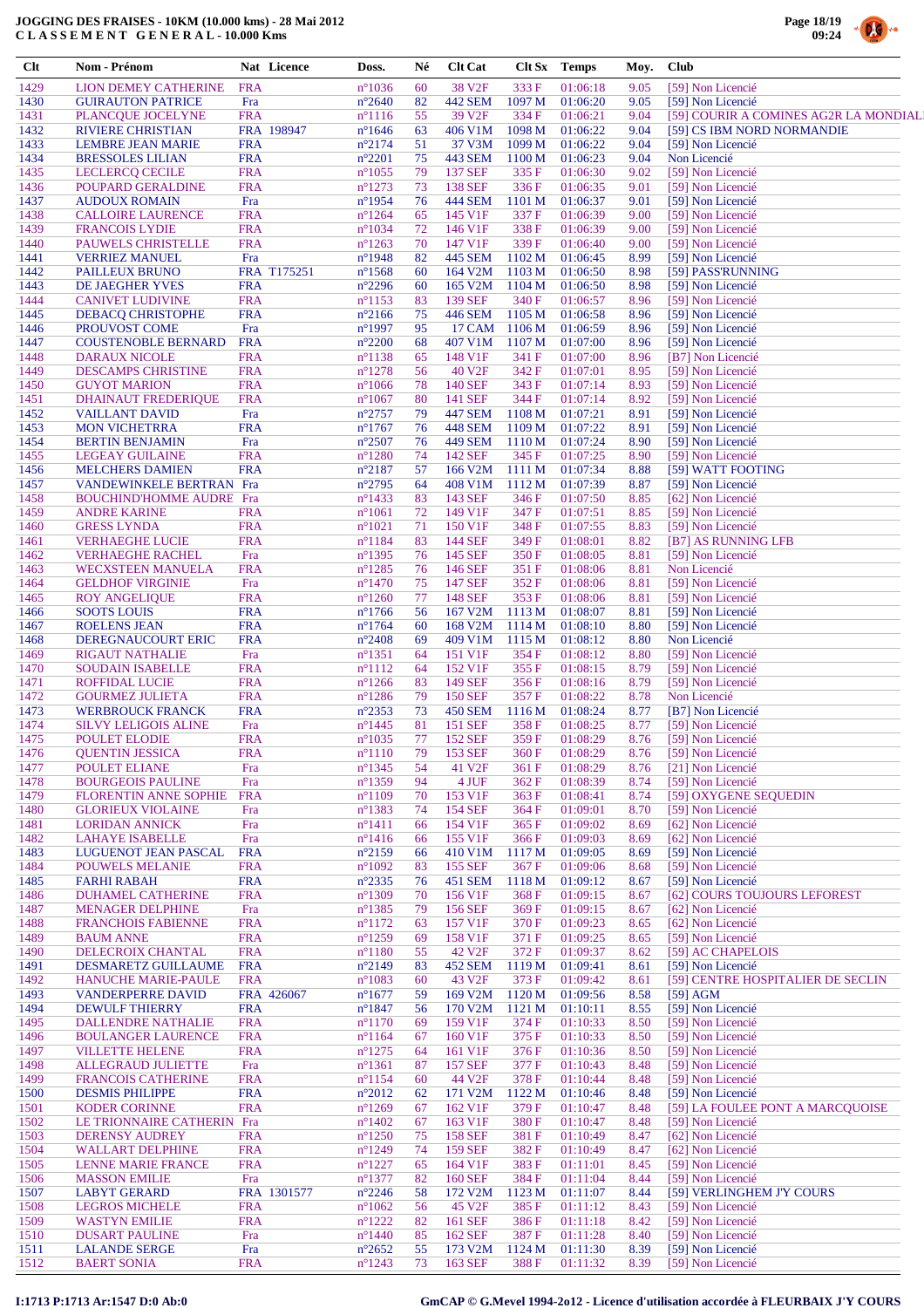# JOGGING DES FRAISES - 10KM (10.000 kms) - 28 Mai 2012
## CLASSEMENT GENERAL - 10.000 Kms

| Clt | Nom - Prénom | Nat | Licence | Doss. | Né | Clt Cat | Clt Sx | Temps | Moy. | Club |
|---|---|---|---|---|---|---|---|---|---|---|
| 1429 | LION DEMEY CATHERINE | FRA | | n°1036 | 60 | 38 V2F | 333 F | 01:06:18 | 9.05 | [59] Non Licencié |
| 1430 | GUIRAUTON PATRICE | Fra | | n°2640 | 82 | 442 SEM | 1097 M | 01:06:20 | 9.05 | [59] Non Licencié |
| 1431 | PLANCQUE JOCELYNE | FRA | | n°1116 | 55 | 39 V2F | 334 F | 01:06:21 | 9.04 | [59] COURIR A COMINES AG2R LA MONDIALE |
| 1432 | RIVIERE CHRISTIAN | FRA | 198947 | n°1646 | 63 | 406 V1M | 1098 M | 01:06:22 | 9.04 | [59] CS IBM NORD NORMANDIE |
| 1433 | LEMBRE JEAN MARIE | FRA | | n°2174 | 51 | 37 V3M | 1099 M | 01:06:22 | 9.04 | [59] Non Licencié |
| 1434 | BRESSOLES LILIAN | FRA | | n°2201 | 75 | 443 SEM | 1100 M | 01:06:23 | 9.04 | Non Licencié |
| 1435 | LECLERCQ CECILE | FRA | | n°1055 | 79 | 137 SEF | 335 F | 01:06:30 | 9.02 | [59] Non Licencié |
| 1436 | POUPARD GERALDINE | FRA | | n°1273 | 73 | 138 SEF | 336 F | 01:06:35 | 9.01 | [59] Non Licencié |
| 1437 | AUDOUX ROMAIN | Fra | | n°1954 | 76 | 444 SEM | 1101 M | 01:06:37 | 9.01 | [59] Non Licencié |
| 1438 | CALLOIRE LAURENCE | FRA | | n°1264 | 65 | 145 V1F | 337 F | 01:06:39 | 9.00 | [59] Non Licencié |
| 1439 | FRANCOIS LYDIE | FRA | | n°1034 | 72 | 146 V1F | 338 F | 01:06:39 | 9.00 | [59] Non Licencié |
| 1440 | PAUWELS CHRISTELLE | FRA | | n°1263 | 70 | 147 V1F | 339 F | 01:06:40 | 9.00 | [59] Non Licencié |
| 1441 | VERRIEZ MANUEL | Fra | | n°1948 | 82 | 445 SEM | 1102 M | 01:06:45 | 8.99 | [59] Non Licencié |
| 1442 | PAILLEUX BRUNO | FRA | T175251 | n°1568 | 60 | 164 V2M | 1103 M | 01:06:50 | 8.98 | [59] PASS'RUNNING |
| 1443 | DE JAEGHER YVES | FRA | | n°2296 | 60 | 165 V2M | 1104 M | 01:06:50 | 8.98 | [59] Non Licencié |
| 1444 | CANIVET LUDIVINE | FRA | | n°1153 | 83 | 139 SEF | 340 F | 01:06:57 | 8.96 | [59] Non Licencié |
| 1445 | DEBACQ CHRISTOPHE | FRA | | n°2166 | 75 | 446 SEM | 1105 M | 01:06:58 | 8.96 | [59] Non Licencié |
| 1446 | PROUVOST COME | Fra | | n°1997 | 95 | 17 CAM | 1106 M | 01:06:59 | 8.96 | [59] Non Licencié |
| 1447 | COUSTENOBLE BERNARD | FRA | | n°2200 | 68 | 407 V1M | 1107 M | 01:07:00 | 8.96 | [59] Non Licencié |
| 1448 | DARAUX NICOLE | FRA | | n°1138 | 65 | 148 V1F | 341 F | 01:07:00 | 8.96 | [B7] Non Licencié |
| 1449 | DESCAMPS CHRISTINE | FRA | | n°1278 | 56 | 40 V2F | 342 F | 01:07:01 | 8.95 | [59] Non Licencié |
| 1450 | GUYOT MARION | FRA | | n°1066 | 78 | 140 SEF | 343 F | 01:07:14 | 8.93 | [59] Non Licencié |
| 1451 | DHAINAUT FREDERIQUE | FRA | | n°1067 | 80 | 141 SEF | 344 F | 01:07:14 | 8.92 | [59] Non Licencié |
| 1452 | VAILLANT DAVID | Fra | | n°2757 | 79 | 447 SEM | 1108 M | 01:07:21 | 8.91 | [59] Non Licencié |
| 1453 | MON VICHETRRA | FRA | | n°1767 | 76 | 448 SEM | 1109 M | 01:07:22 | 8.91 | [59] Non Licencié |
| 1454 | BERTIN BENJAMIN | Fra | | n°2507 | 76 | 449 SEM | 1110 M | 01:07:24 | 8.90 | [59] Non Licencié |
| 1455 | LEGEAY GUILAINE | FRA | | n°1280 | 74 | 142 SEF | 345 F | 01:07:25 | 8.90 | [59] Non Licencié |
| 1456 | MELCHERS DAMIEN | FRA | | n°2187 | 57 | 166 V2M | 1111 M | 01:07:34 | 8.88 | [59] WATT FOOTING |
| 1457 | VANDEWINKELE BERTRAN | Fra | | n°2795 | 64 | 408 V1M | 1112 M | 01:07:39 | 8.87 | [59] Non Licencié |
| 1458 | BOUCHIND'HOMME AUDRE | Fra | | n°1433 | 83 | 143 SEF | 346 F | 01:07:50 | 8.85 | [62] Non Licencié |
| 1459 | ANDRE KARINE | FRA | | n°1061 | 72 | 149 V1F | 347 F | 01:07:51 | 8.85 | [59] Non Licencié |
| 1460 | GRESS LYNDA | FRA | | n°1021 | 71 | 150 V1F | 348 F | 01:07:55 | 8.83 | [59] Non Licencié |
| 1461 | VERHAEGHE LUCIE | FRA | | n°1184 | 83 | 144 SEF | 349 F | 01:08:01 | 8.82 | [B7] AS RUNNING LFB |
| 1462 | VERHAEGHE RACHEL | Fra | | n°1395 | 76 | 145 SEF | 350 F | 01:08:05 | 8.81 | [59] Non Licencié |
| 1463 | WECXSTEEN MANUELA | FRA | | n°1285 | 76 | 146 SEF | 351 F | 01:08:06 | 8.81 | Non Licencié |
| 1464 | GELDHOF VIRGINIE | Fra | | n°1470 | 75 | 147 SEF | 352 F | 01:08:06 | 8.81 | [59] Non Licencié |
| 1465 | ROY ANGELIQUE | FRA | | n°1260 | 77 | 148 SEF | 353 F | 01:08:06 | 8.81 | [59] Non Licencié |
| 1466 | SOOTS LOUIS | FRA | | n°1766 | 56 | 167 V2M | 1113 M | 01:08:07 | 8.81 | [59] Non Licencié |
| 1467 | ROELENS JEAN | FRA | | n°1764 | 60 | 168 V2M | 1114 M | 01:08:10 | 8.80 | [59] Non Licencié |
| 1468 | DEREGNAUCOURT ERIC | FRA | | n°2408 | 69 | 409 V1M | 1115 M | 01:08:12 | 8.80 | Non Licencié |
| 1469 | RIGAUT NATHALIE | Fra | | n°1351 | 64 | 151 V1F | 354 F | 01:08:12 | 8.80 | [59] Non Licencié |
| 1470 | SOUDAIN ISABELLE | FRA | | n°1112 | 64 | 152 V1F | 355 F | 01:08:15 | 8.79 | [59] Non Licencié |
| 1471 | ROFFIDAL LUCIE | FRA | | n°1266 | 83 | 149 SEF | 356 F | 01:08:16 | 8.79 | [59] Non Licencié |
| 1472 | GOURMEZ JULIETA | FRA | | n°1286 | 79 | 150 SEF | 357 F | 01:08:22 | 8.78 | Non Licencié |
| 1473 | WERBROUCK FRANCK | FRA | | n°2353 | 73 | 450 SEM | 1116 M | 01:08:24 | 8.77 | [B7] Non Licencié |
| 1474 | SILVY LELIGOIS ALINE | Fra | | n°1445 | 81 | 151 SEF | 358 F | 01:08:25 | 8.77 | [59] Non Licencié |
| 1475 | POULET ELODIE | FRA | | n°1035 | 77 | 152 SEF | 359 F | 01:08:29 | 8.76 | [59] Non Licencié |
| 1476 | QUENTIN JESSICA | FRA | | n°1110 | 79 | 153 SEF | 360 F | 01:08:29 | 8.76 | [59] Non Licencié |
| 1477 | POULET ELIANE | Fra | | n°1345 | 54 | 41 V2F | 361 F | 01:08:29 | 8.76 | [21] Non Licencié |
| 1478 | BOURGEOIS PAULINE | Fra | | n°1359 | 94 | 4 JUF | 362 F | 01:08:39 | 8.74 | [59] Non Licencié |
| 1479 | FLORENTIN ANNE SOPHIE | FRA | | n°1109 | 70 | 153 V1F | 363 F | 01:08:41 | 8.74 | [59] OXYGENE SEQUEDIN |
| 1480 | GLORIEUX VIOLAINE | Fra | | n°1383 | 74 | 154 SEF | 364 F | 01:09:01 | 8.70 | [59] Non Licencié |
| 1481 | LORIDAN ANNICK | Fra | | n°1411 | 66 | 154 V1F | 365 F | 01:09:02 | 8.69 | [62] Non Licencié |
| 1482 | LAHAYE ISABELLE | Fra | | n°1416 | 66 | 155 V1F | 366 F | 01:09:03 | 8.69 | [62] Non Licencié |
| 1483 | LUGUENOT JEAN PASCAL | FRA | | n°2159 | 66 | 410 V1M | 1117 M | 01:09:05 | 8.69 | [59] Non Licencié |
| 1484 | POUWELS MELANIE | FRA | | n°1092 | 83 | 155 SEF | 367 F | 01:09:06 | 8.68 | [59] Non Licencié |
| 1485 | FARHI RABAH | FRA | | n°2335 | 76 | 451 SEM | 1118 M | 01:09:12 | 8.67 | [59] Non Licencié |
| 1486 | DUHAMEL CATHERINE | FRA | | n°1309 | 70 | 156 V1F | 368 F | 01:09:15 | 8.67 | [62] COURS TOUJOURS LEFOREST |
| 1487 | MENAGER DELPHINE | Fra | | n°1385 | 79 | 156 SEF | 369 F | 01:09:15 | 8.67 | [62] Non Licencié |
| 1488 | FRANCHOIS FABIENNE | FRA | | n°1172 | 63 | 157 V1F | 370 F | 01:09:23 | 8.65 | [62] Non Licencié |
| 1489 | BAUM ANNE | FRA | | n°1259 | 69 | 158 V1F | 371 F | 01:09:25 | 8.65 | [59] Non Licencié |
| 1490 | DELECROIX CHANTAL | FRA | | n°1180 | 55 | 42 V2F | 372 F | 01:09:37 | 8.62 | [59] AC CHAPELOIS |
| 1491 | DESMARETZ GUILLAUME | FRA | | n°2149 | 83 | 452 SEM | 1119 M | 01:09:41 | 8.61 | [59] Non Licencié |
| 1492 | HANUCHE MARIE-PAULE | FRA | | n°1083 | 60 | 43 V2F | 373 F | 01:09:42 | 8.61 | [59] CENTRE HOSPITALIER DE SECLIN |
| 1493 | VANDERPERRE DAVID | FRA | 426067 | n°1677 | 59 | 169 V2M | 1120 M | 01:09:56 | 8.58 | [59] AGM |
| 1494 | DEWULF THIERRY | FRA | | n°1847 | 56 | 170 V2M | 1121 M | 01:10:11 | 8.55 | [59] Non Licencié |
| 1495 | DALLENDRE NATHALIE | FRA | | n°1170 | 69 | 159 V1F | 374 F | 01:10:33 | 8.50 | [59] Non Licencié |
| 1496 | BOULANGER LAURENCE | FRA | | n°1164 | 67 | 160 V1F | 375 F | 01:10:33 | 8.50 | [59] Non Licencié |
| 1497 | VILLETTE HELENE | FRA | | n°1275 | 64 | 161 V1F | 376 F | 01:10:36 | 8.50 | [59] Non Licencié |
| 1498 | ALLEGRAUD JULIETTE | Fra | | n°1361 | 87 | 157 SEF | 377 F | 01:10:43 | 8.48 | [59] Non Licencié |
| 1499 | FRANCOIS CATHERINE | FRA | | n°1154 | 60 | 44 V2F | 378 F | 01:10:44 | 8.48 | [59] Non Licencié |
| 1500 | DESMIS PHILIPPE | FRA | | n°2012 | 62 | 171 V2M | 1122 M | 01:10:46 | 8.48 | [59] Non Licencié |
| 1501 | KODER CORINNE | FRA | | n°1269 | 67 | 162 V1F | 379 F | 01:10:47 | 8.48 | [59] LA FOULEE PONT A MARCQUOISE |
| 1502 | LE TRIONNAIRE CATHERIN | Fra | | n°1402 | 67 | 163 V1F | 380 F | 01:10:47 | 8.48 | [59] Non Licencié |
| 1503 | DERENSY AUDREY | FRA | | n°1250 | 75 | 158 SEF | 381 F | 01:10:49 | 8.47 | [62] Non Licencié |
| 1504 | WALLART DELPHINE | FRA | | n°1249 | 74 | 159 SEF | 382 F | 01:10:49 | 8.47 | [62] Non Licencié |
| 1505 | LENNE MARIE FRANCE | FRA | | n°1227 | 65 | 164 V1F | 383 F | 01:11:01 | 8.45 | [59] Non Licencié |
| 1506 | MASSON EMILIE | Fra | | n°1377 | 82 | 160 SEF | 384 F | 01:11:04 | 8.44 | [59] Non Licencié |
| 1507 | LABYT GERARD | FRA | 1301577 | n°2246 | 58 | 172 V2M | 1123 M | 01:11:07 | 8.44 | [59] VERLINGHEM J'Y COURS |
| 1508 | LEGROS MICHELE | FRA | | n°1062 | 56 | 45 V2F | 385 F | 01:11:12 | 8.43 | [59] Non Licencié |
| 1509 | WASTYN EMILIE | FRA | | n°1222 | 82 | 161 SEF | 386 F | 01:11:18 | 8.42 | [59] Non Licencié |
| 1510 | DUSART PAULINE | Fra | | n°1440 | 85 | 162 SEF | 387 F | 01:11:28 | 8.40 | [59] Non Licencié |
| 1511 | LALANDE SERGE | Fra | | n°2652 | 55 | 173 V2M | 1124 M | 01:11:30 | 8.39 | [59] Non Licencié |
| 1512 | BAERT SONIA | FRA | | n°1243 | 73 | 163 SEF | 388 F | 01:11:32 | 8.39 | [59] Non Licencié |

I:1713 P:1713 Ar:1547 D:0 Ab:0

GmCAP © G.Mevel 1994-2012 - Licence d'utilisation accordée à FLEURBAIX J'Y COURS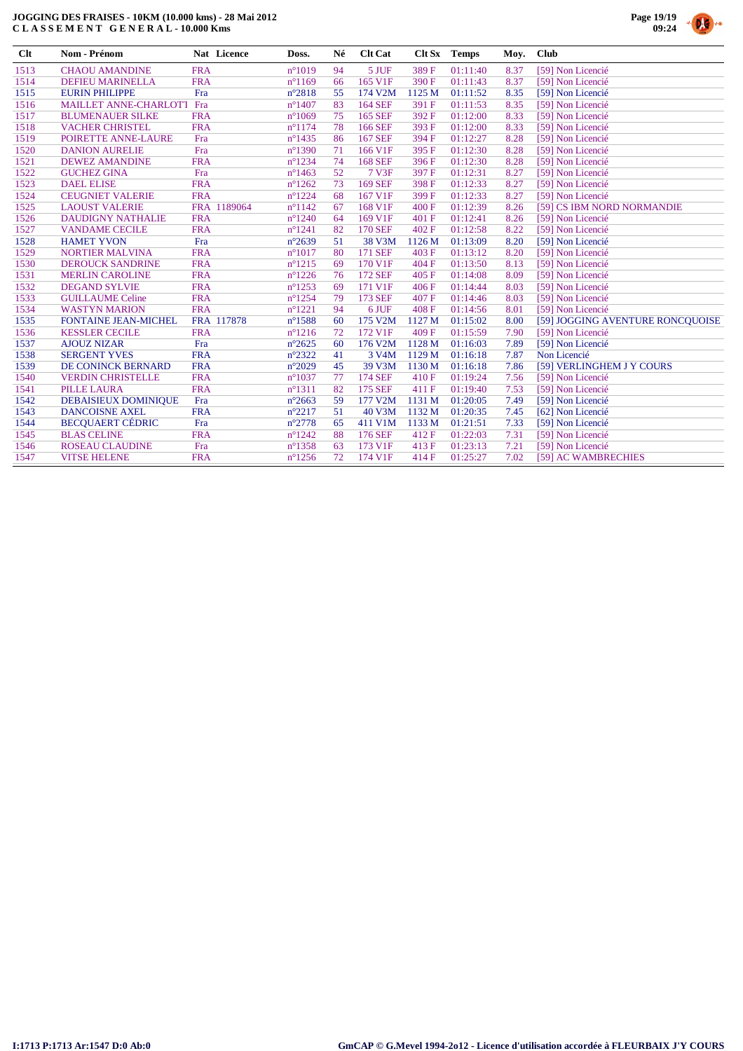# JOGGING DES FRAISES - 10KM (10.000 kms) - 28 Mai 2012
## C L A S S E M E N T   G E N E R A L - 10.000 Kms

| Clt | Nom - Prénom | Nat | Licence | Doss. | Né | Clt Cat | Clt Sx | Temps | Moy. | Club |
|---|---|---|---|---|---|---|---|---|---|---|
| 1513 | CHAOU AMANDINE | FRA | | n°1019 | 94 | 5 JUF | 389 F | 01:11:40 | 8.37 | [59] Non Licencié |
| 1514 | DEFIEU MARINELLA | FRA | | n°1169 | 66 | 165 V1F | 390 F | 01:11:43 | 8.37 | [59] Non Licencié |
| 1515 | EURIN PHILIPPE | Fra | | n°2818 | 55 | 174 V2M | 1125 M | 01:11:52 | 8.35 | [59] Non Licencié |
| 1516 | MAILLET ANNE-CHARLOTT | Fra | | n°1407 | 83 | 164 SEF | 391 F | 01:11:53 | 8.35 | [59] Non Licencié |
| 1517 | BLUMENAUER SILKE | FRA | | n°1069 | 75 | 165 SEF | 392 F | 01:12:00 | 8.33 | [59] Non Licencié |
| 1518 | VACHER CHRISTEL | FRA | | n°1174 | 78 | 166 SEF | 393 F | 01:12:00 | 8.33 | [59] Non Licencié |
| 1519 | POIRETTE ANNE-LAURE | Fra | | n°1435 | 86 | 167 SEF | 394 F | 01:12:27 | 8.28 | [59] Non Licencié |
| 1520 | DANION AURELIE | Fra | | n°1390 | 71 | 166 V1F | 395 F | 01:12:30 | 8.28 | [59] Non Licencié |
| 1521 | DEWEZ AMANDINE | FRA | | n°1234 | 74 | 168 SEF | 396 F | 01:12:30 | 8.28 | [59] Non Licencié |
| 1522 | GUCHEZ GINA | Fra | | n°1463 | 52 | 7 V3F | 397 F | 01:12:31 | 8.27 | [59] Non Licencié |
| 1523 | DAEL ELISE | FRA | | n°1262 | 73 | 169 SEF | 398 F | 01:12:33 | 8.27 | [59] Non Licencié |
| 1524 | CEUGNIET VALERIE | FRA | | n°1224 | 68 | 167 V1F | 399 F | 01:12:33 | 8.27 | [59] Non Licencié |
| 1525 | LAOUST VALERIE | FRA | 1189064 | n°1142 | 67 | 168 V1F | 400 F | 01:12:39 | 8.26 | [59] CS IBM NORD NORMANDIE |
| 1526 | DAUDIGNY NATHALIE | FRA | | n°1240 | 64 | 169 V1F | 401 F | 01:12:41 | 8.26 | [59] Non Licencié |
| 1527 | VANDAME CECILE | FRA | | n°1241 | 82 | 170 SEF | 402 F | 01:12:58 | 8.22 | [59] Non Licencié |
| 1528 | HAMET YVON | Fra | | n°2639 | 51 | 38 V3M | 1126 M | 01:13:09 | 8.20 | [59] Non Licencié |
| 1529 | NORTIER MALVINA | FRA | | n°1017 | 80 | 171 SEF | 403 F | 01:13:12 | 8.20 | [59] Non Licencié |
| 1530 | DEROUCK SANDRINE | FRA | | n°1215 | 69 | 170 V1F | 404 F | 01:13:50 | 8.13 | [59] Non Licencié |
| 1531 | MERLIN CAROLINE | FRA | | n°1226 | 76 | 172 SEF | 405 F | 01:14:08 | 8.09 | [59] Non Licencié |
| 1532 | DEGAND SYLVIE | FRA | | n°1253 | 69 | 171 V1F | 406 F | 01:14:44 | 8.03 | [59] Non Licencié |
| 1533 | GUILLAUME Celine | FRA | | n°1254 | 79 | 173 SEF | 407 F | 01:14:46 | 8.03 | [59] Non Licencié |
| 1534 | WASTYN MARION | FRA | | n°1221 | 94 | 6 JUF | 408 F | 01:14:56 | 8.01 | [59] Non Licencié |
| 1535 | FONTAINE JEAN-MICHEL | FRA | 117878 | n°1588 | 60 | 175 V2M | 1127 M | 01:15:02 | 8.00 | [59] JOGGING AVENTURE RONCQUOISE |
| 1536 | KESSLER CECILE | FRA | | n°1216 | 72 | 172 V1F | 409 F | 01:15:59 | 7.90 | [59] Non Licencié |
| 1537 | AJOUZ NIZAR | Fra | | n°2625 | 60 | 176 V2M | 1128 M | 01:16:03 | 7.89 | [59] Non Licencié |
| 1538 | SERGENT YVES | FRA | | n°2322 | 41 | 3 V4M | 1129 M | 01:16:18 | 7.87 | Non Licencié |
| 1539 | DE CONINCK BERNARD | FRA | | n°2029 | 45 | 39 V3M | 1130 M | 01:16:18 | 7.86 | [59] VERLINGHEM J Y COURS |
| 1540 | VERDIN CHRISTELLE | FRA | | n°1037 | 77 | 174 SEF | 410 F | 01:19:24 | 7.56 | [59] Non Licencié |
| 1541 | PILLE LAURA | FRA | | n°1311 | 82 | 175 SEF | 411 F | 01:19:40 | 7.53 | [59] Non Licencié |
| 1542 | DEBAISIEUX DOMINIQUE | Fra | | n°2663 | 59 | 177 V2M | 1131 M | 01:20:05 | 7.49 | [59] Non Licencié |
| 1543 | DANCOISNE AXEL | FRA | | n°2217 | 51 | 40 V3M | 1132 M | 01:20:35 | 7.45 | [62] Non Licencié |
| 1544 | BECQUAERT CÉDRIC | Fra | | n°2778 | 65 | 411 V1M | 1133 M | 01:21:51 | 7.33 | [59] Non Licencié |
| 1545 | BLAS CELINE | FRA | | n°1242 | 88 | 176 SEF | 412 F | 01:22:03 | 7.31 | [59] Non Licencié |
| 1546 | ROSEAU CLAUDINE | Fra | | n°1358 | 63 | 173 V1F | 413 F | 01:23:13 | 7.21 | [59] Non Licencié |
| 1547 | VITSE HELENE | FRA | | n°1256 | 72 | 174 V1F | 414 F | 01:25:27 | 7.02 | [59] AC WAMBRECHIES |

I:1713 P:1713 Ar:1547 D:0 Ab:0

GmCAP © G.Mevel 1994-2o12 - Licence d'utilisation accordée à FLEURBAIX J'Y COURS